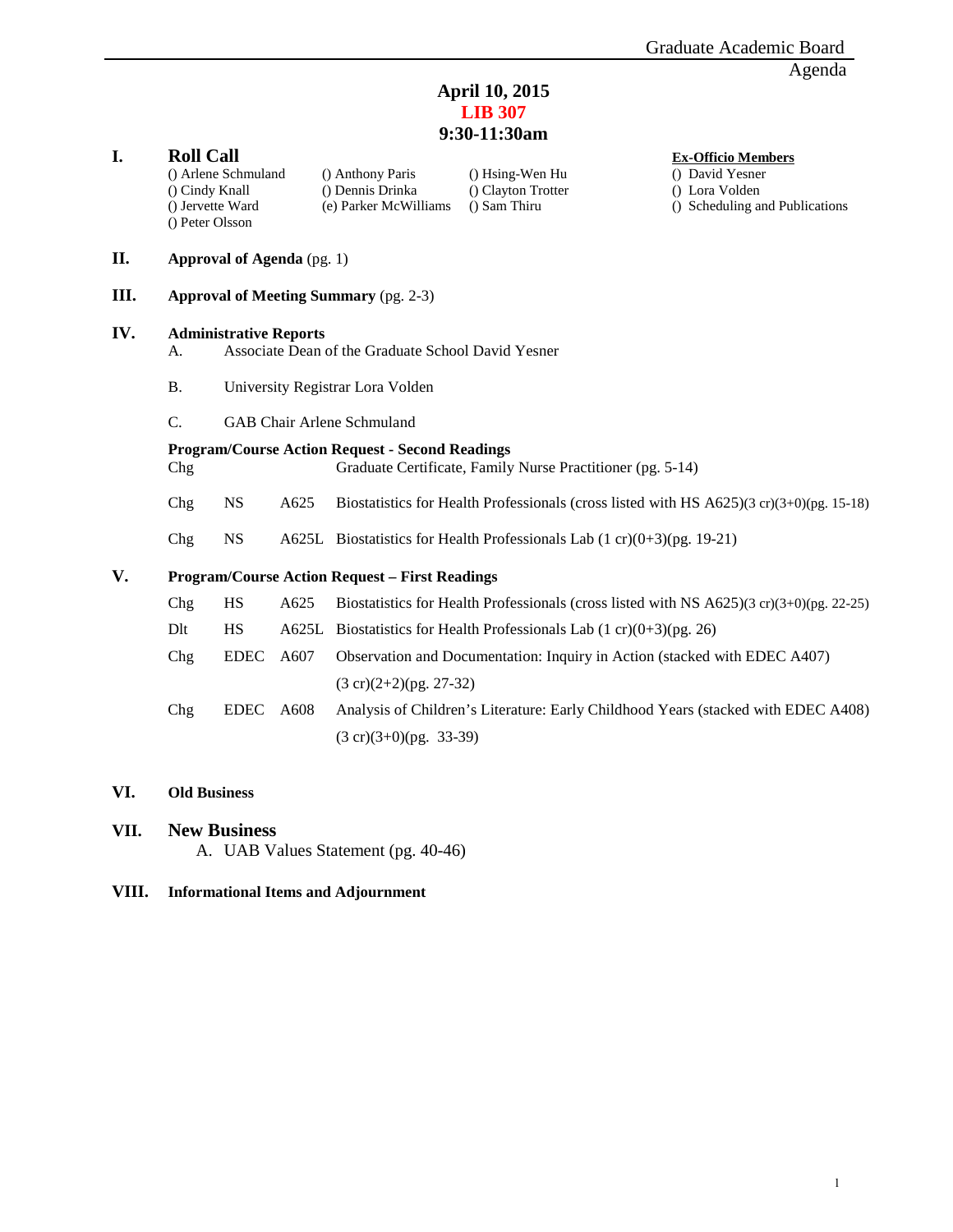# Graduate Academic Board
Agenda

**April 10, 2015**
**LIB 307**
**9:30-11:30am**

## I. Roll Call

| | | | Ex-Officio Members |
|---|---|---|---|
| () Arlene Schmuland | () Anthony Paris | () Hsing-Wen Hu | () David Yesner |
| () Cindy Knall | () Dennis Drinka | () Clayton Trotter | () Lora Volden |
| () Jervette Ward | (e) Parker McWilliams | () Sam Thiru | () Scheduling and Publications |
| () Peter Olsson | | | |

## II. **Approval of Agenda** (pg. 1)

## III. **Approval of Meeting Summary** (pg. 2-3)

## IV. Administrative Reports

A. Associate Dean of the Graduate School David Yesner

B. University Registrar Lora Volden

C. GAB Chair Arlene Schmuland

**Program/Course Action Request - Second Readings**

| | | | |
|---|---|---|---|
| Chg | | | Graduate Certificate, Family Nurse Practitioner (pg. 5-14) |
| Chg | NS | A625 | Biostatistics for Health Professionals (cross listed with HS A625)(3 cr)(3+0)(pg. 15-18) |
| Chg | NS | A625L | Biostatistics for Health Professionals Lab (1 cr)(0+3)(pg. 19-21) |

## V. Program/Course Action Request – First Readings

| | | | |
|---|---|---|---|
| Chg | HS | A625 | Biostatistics for Health Professionals (cross listed with NS A625)(3 cr)(3+0)(pg. 22-25) |
| Dlt | HS | A625L | Biostatistics for Health Professionals Lab (1 cr)(0+3)(pg. 26) |
| Chg | EDEC | A607 | Observation and Documentation: Inquiry in Action (stacked with EDEC A407) (3 cr)(2+2)(pg. 27-32) |
| Chg | EDEC | A608 | Analysis of Children's Literature: Early Childhood Years (stacked with EDEC A408) (3 cr)(3+0)(pg. 33-39) |

## VI. Old Business

## VII. New Business

A. UAB Values Statement (pg. 40-46)

## VIII. Informational Items and Adjournment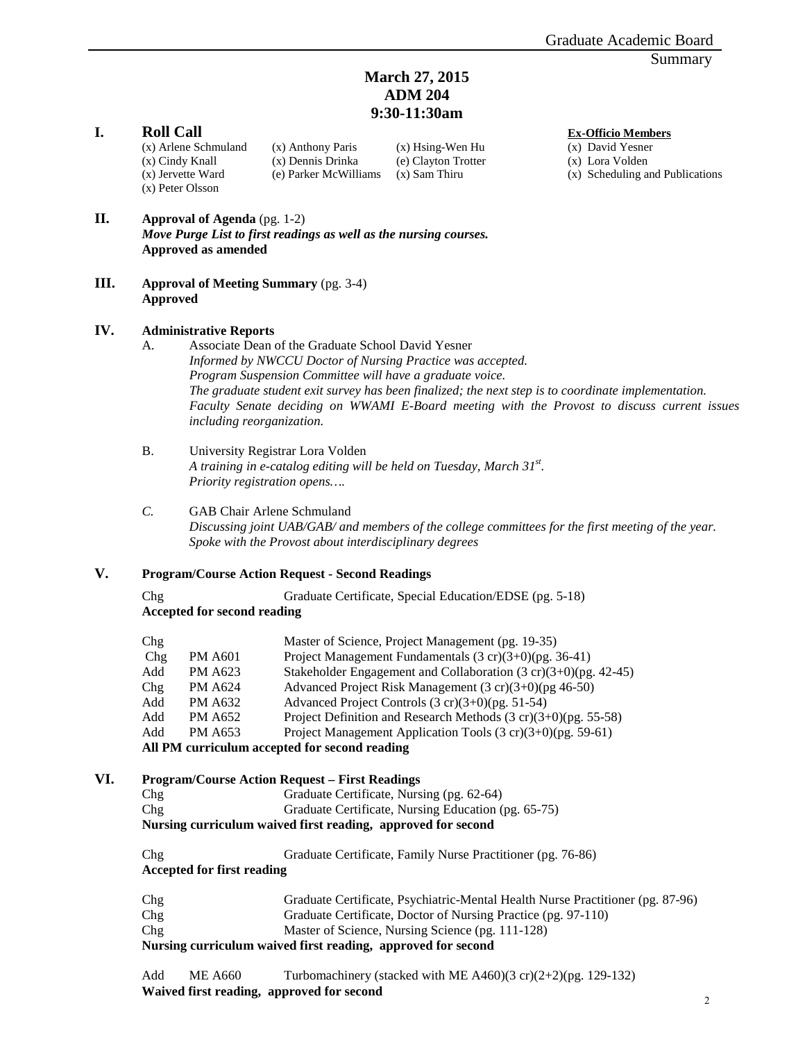Graduate Academic Board
Summary

**March 27, 2015**
**ADM 204**
**9:30-11:30am**

## I. Roll Call

(x) Arlene Schmuland (x) Anthony Paris (x) Hsing-Wen Hu
(x) Cindy Knall (x) Dennis Drinka (e) Clayton Trotter
(x) Jervette Ward (e) Parker McWilliams (x) Sam Thiru
(x) Peter Olsson

**Ex-Officio Members**
(x) David Yesner
(x) Lora Volden
(x) Scheduling and Publications

## II. Approval of Agenda (pg. 1-2)

***Move Purge List to first readings as well as the nursing courses.***
**Approved as amended**

## III. Approval of Meeting Summary (pg. 3-4)

**Approved**

## IV. Administrative Reports

A. Associate Dean of the Graduate School David Yesner
*Informed by NWCCU Doctor of Nursing Practice was accepted.*
*Program Suspension Committee will have a graduate voice.*
*The graduate student exit survey has been finalized; the next step is to coordinate implementation.*
*Faculty Senate deciding on WWAMI E-Board meeting with the Provost to discuss current issues including reorganization.*

B. University Registrar Lora Volden
*A training in e-catalog editing will be held on Tuesday, March 31st.*
*Priority registration opens….*

C. GAB Chair Arlene Schmuland
*Discussing joint UAB/GAB/ and members of the college committees for the first meeting of the year.*
*Spoke with the Provost about interdisciplinary degrees*

## V. Program/Course Action Request - Second Readings

Chg Graduate Certificate, Special Education/EDSE (pg. 5-18)
**Accepted for second reading**

| | | |
|---|---|---|
| Chg | | Master of Science, Project Management (pg. 19-35) |
| Chg | PM A601 | Project Management Fundamentals (3 cr)(3+0)(pg. 36-41) |
| Add | PM A623 | Stakeholder Engagement and Collaboration (3 cr)(3+0)(pg. 42-45) |
| Chg | PM A624 | Advanced Project Risk Management (3 cr)(3+0)(pg 46-50) |
| Add | PM A632 | Advanced Project Controls (3 cr)(3+0)(pg. 51-54) |
| Add | PM A652 | Project Definition and Research Methods (3 cr)(3+0)(pg. 55-58) |
| Add | PM A653 | Project Management Application Tools (3 cr)(3+0)(pg. 59-61) |

**All PM curriculum accepted for second reading**

## VI. Program/Course Action Request – First Readings

Chg Graduate Certificate, Nursing (pg. 62-64)
Chg Graduate Certificate, Nursing Education (pg. 65-75)
**Nursing curriculum waived first reading, approved for second**

Chg Graduate Certificate, Family Nurse Practitioner (pg. 76-86)
**Accepted for first reading**

Chg Graduate Certificate, Psychiatric-Mental Health Nurse Practitioner (pg. 87-96)
Chg Graduate Certificate, Doctor of Nursing Practice (pg. 97-110)
Chg Master of Science, Nursing Science (pg. 111-128)
**Nursing curriculum waived first reading, approved for second**

Add ME A660 Turbomachinery (stacked with ME A460)(3 cr)(2+2)(pg. 129-132)
**Waived first reading, approved for second**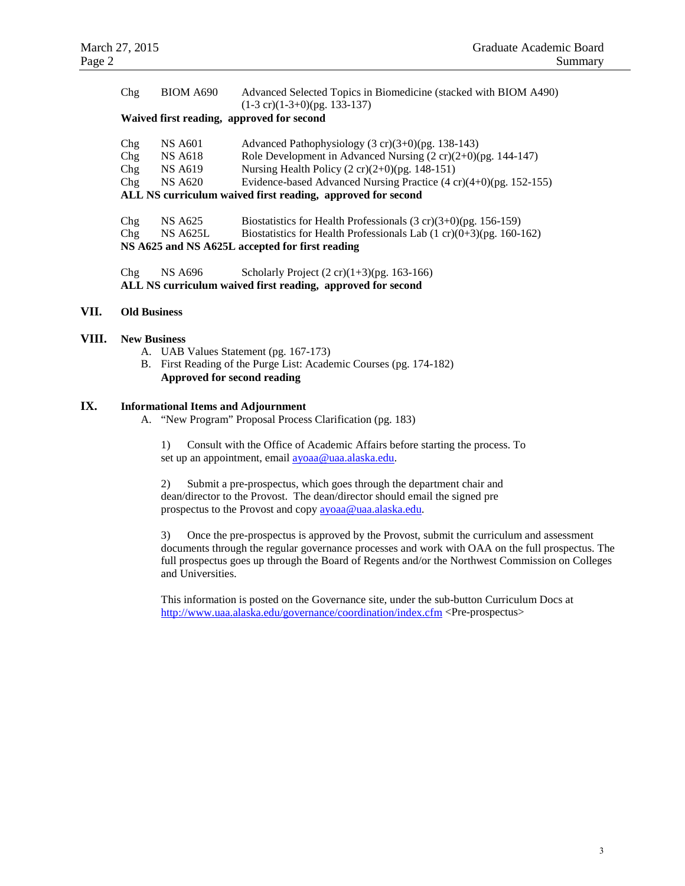| | | |
|---|---|---|
| Chg | BIOM A690 | Advanced Selected Topics in Biomedicine (stacked with BIOM A490) (1-3 cr)(1-3+0)(pg. 133-137) |

**Waived first reading, approved for second**

| | | |
|---|---|---|
| Chg | NS A601 | Advanced Pathophysiology (3 cr)(3+0)(pg. 138-143) |
| Chg | NS A618 | Role Development in Advanced Nursing (2 cr)(2+0)(pg. 144-147) |
| Chg | NS A619 | Nursing Health Policy (2 cr)(2+0)(pg. 148-151) |
| Chg | NS A620 | Evidence-based Advanced Nursing Practice (4 cr)(4+0)(pg. 152-155) |

**ALL NS curriculum waived first reading, approved for second**

| | | |
|---|---|---|
| Chg | NS A625 | Biostatistics for Health Professionals (3 cr)(3+0)(pg. 156-159) |
| Chg | NS A625L | Biostatistics for Health Professionals Lab (1 cr)(0+3)(pg. 160-162) |

**NS A625 and NS A625L accepted for first reading**

| | | |
|---|---|---|
| Chg | NS A696 | Scholarly Project (2 cr)(1+3)(pg. 163-166) |

**ALL NS curriculum waived first reading, approved for second**

## VII. Old Business

## VIII. New Business

A. UAB Values Statement (pg. 167-173)
B. First Reading of the Purge List: Academic Courses (pg. 174-182)
**Approved for second reading**

## IX. Informational Items and Adjournment

A. "New Program" Proposal Process Clarification (pg. 183)

1) Consult with the Office of Academic Affairs before starting the process. To set up an appointment, email ayoaa@uaa.alaska.edu.

2) Submit a pre-prospectus, which goes through the department chair and dean/director to the Provost. The dean/director should email the signed pre prospectus to the Provost and copy ayoaa@uaa.alaska.edu.

3) Once the pre-prospectus is approved by the Provost, submit the curriculum and assessment documents through the regular governance processes and work with OAA on the full prospectus. The full prospectus goes up through the Board of Regents and/or the Northwest Commission on Colleges and Universities.

This information is posted on the Governance site, under the sub-button Curriculum Docs at http://www.uaa.alaska.edu/governance/coordination/index.cfm <Pre-prospectus>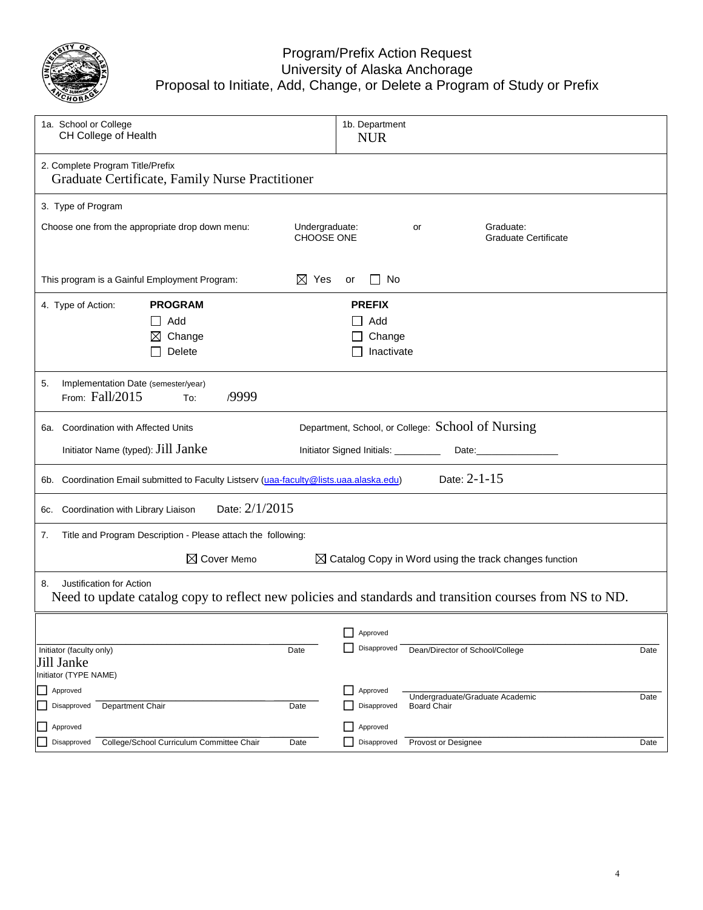# Program/Prefix Action Request
## University of Alaska Anchorage
## Proposal to Initiate, Add, Change, or Delete a Program of Study or Prefix

| 1a. School or College<br>CH College of Health | 1b. Department<br>NUR |
|---|---|

2. Complete Program Title/Prefix
   Graduate Certificate, Family Nurse Practitioner

3. Type of Program

Choose one from the appropriate drop down menu: Undergraduate: CHOOSE ONE or Graduate: Graduate Certificate

This program is a Gainful Employment Program: ☒ Yes or ☐ No

4. Type of Action:

| PROGRAM | PREFIX |
|---|---|
| ☐ Add | ☐ Add |
| ☒ Change | ☐ Change |
| ☐ Delete | ☐ Inactivate |

5. Implementation Date (semester/year) From: Fall/2015 To: /9999

6a. Coordination with Affected Units — Department, School, or College: School of Nursing

Initiator Name (typed): Jill Janke — Initiator Signed Initials: _________ Date: _______________

6b. Coordination Email submitted to Faculty Listserv (uaa-faculty@lists.uaa.alaska.edu) Date: 2-1-15

6c. Coordination with Library Liaison Date: 2/1/2015

7. Title and Program Description - Please attach the following:

☒ Cover Memo ☒ Catalog Copy in Word using the track changes function

8. Justification for Action
   Need to update catalog copy to reflect new policies and standards and transition courses from NS to ND.

| | | | |
|---|---|---|---|
| Initiator (faculty only)<br>Jill Janke<br>Initiator (TYPE NAME) | Date | ☐ Approved<br>☐ Disapproved Dean/Director of School/College | Date |
| ☐ Approved<br>☐ Disapproved Department Chair | Date | ☐ Approved<br>☐ Disapproved Undergraduate/Graduate Academic Board Chair | Date |
| ☐ Approved<br>☐ Disapproved College/School Curriculum Committee Chair | Date | ☐ Approved<br>☐ Disapproved Provost or Designee | Date |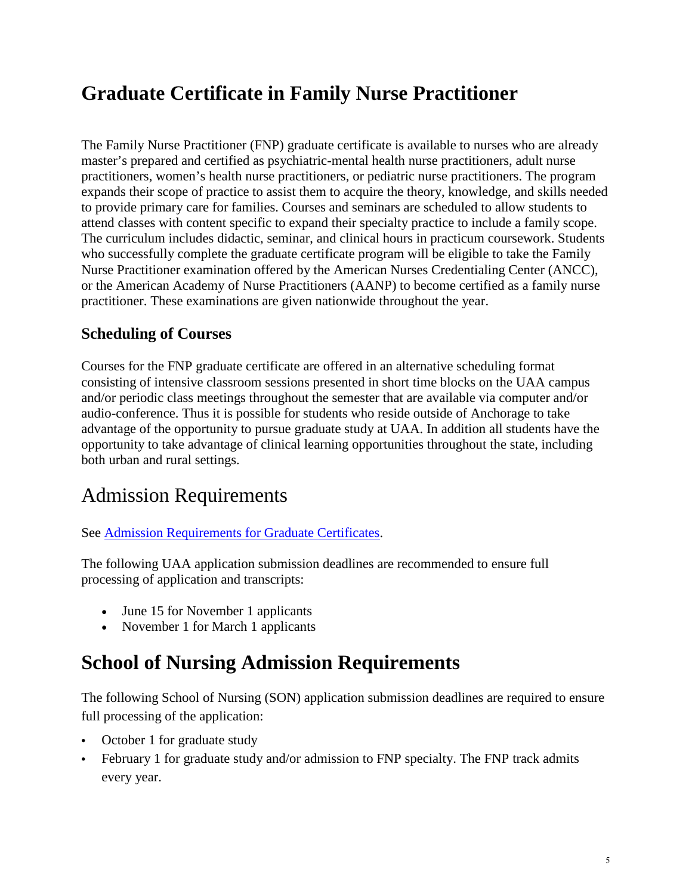# Graduate Certificate in Family Nurse Practitioner

The Family Nurse Practitioner (FNP) graduate certificate is available to nurses who are already master's prepared and certified as psychiatric-mental health nurse practitioners, adult nurse practitioners, women's health nurse practitioners, or pediatric nurse practitioners. The program expands their scope of practice to assist them to acquire the theory, knowledge, and skills needed to provide primary care for families. Courses and seminars are scheduled to allow students to attend classes with content specific to expand their specialty practice to include a family scope. The curriculum includes didactic, seminar, and clinical hours in practicum coursework. Students who successfully complete the graduate certificate program will be eligible to take the Family Nurse Practitioner examination offered by the American Nurses Credentialing Center (ANCC), or the American Academy of Nurse Practitioners (AANP) to become certified as a family nurse practitioner. These examinations are given nationwide throughout the year.

### Scheduling of Courses

Courses for the FNP graduate certificate are offered in an alternative scheduling format consisting of intensive classroom sessions presented in short time blocks on the UAA campus and/or periodic class meetings throughout the semester that are available via computer and/or audio-conference. Thus it is possible for students who reside outside of Anchorage to take advantage of the opportunity to pursue graduate study at UAA. In addition all students have the opportunity to take advantage of clinical learning opportunities throughout the state, including both urban and rural settings.

## Admission Requirements

See Admission Requirements for Graduate Certificates.

The following UAA application submission deadlines are recommended to ensure full processing of application and transcripts:

- June 15 for November 1 applicants
- November 1 for March 1 applicants

# School of Nursing Admission Requirements

The following School of Nursing (SON) application submission deadlines are required to ensure full processing of the application:

- October 1 for graduate study
- February 1 for graduate study and/or admission to FNP specialty. The FNP track admits every year.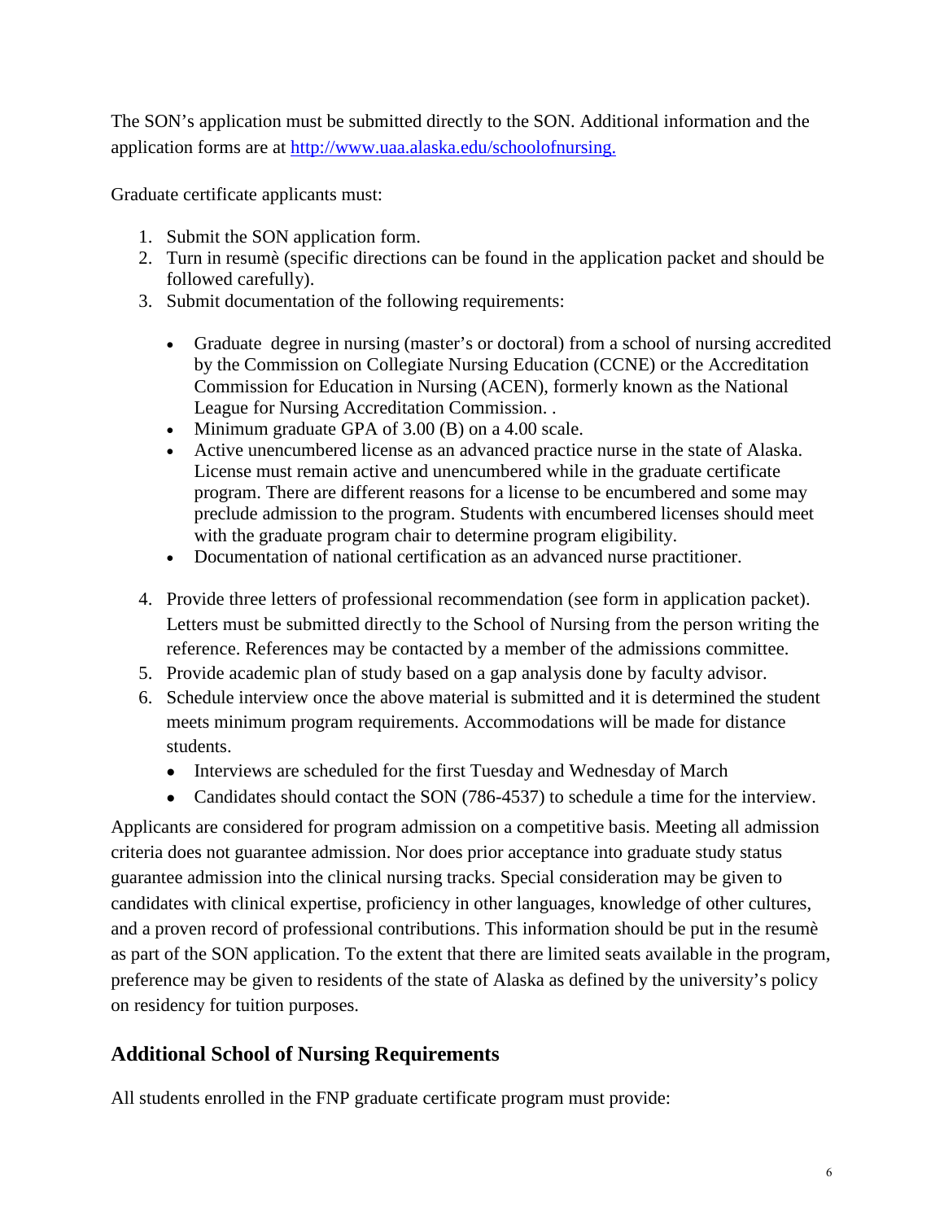The SON's application must be submitted directly to the SON. Additional information and the application forms are at [http://www.uaa.alaska.edu/schoolofnursing.](http://www.uaa.alaska.edu/schoolofnursing)

Graduate certificate applicants must:

1. Submit the SON application form.
2. Turn in resumè (specific directions can be found in the application packet and should be followed carefully).
3. Submit documentation of the following requirements:
   - Graduate degree in nursing (master's or doctoral) from a school of nursing accredited by the Commission on Collegiate Nursing Education (CCNE) or the Accreditation Commission for Education in Nursing (ACEN), formerly known as the National League for Nursing Accreditation Commission. .
   - Minimum graduate GPA of 3.00 (B) on a 4.00 scale.
   - Active unencumbered license as an advanced practice nurse in the state of Alaska. License must remain active and unencumbered while in the graduate certificate program. There are different reasons for a license to be encumbered and some may preclude admission to the program. Students with encumbered licenses should meet with the graduate program chair to determine program eligibility.
   - Documentation of national certification as an advanced nurse practitioner.
4. Provide three letters of professional recommendation (see form in application packet). Letters must be submitted directly to the School of Nursing from the person writing the reference. References may be contacted by a member of the admissions committee.
5. Provide academic plan of study based on a gap analysis done by faculty advisor.
6. Schedule interview once the above material is submitted and it is determined the student meets minimum program requirements. Accommodations will be made for distance students.
   - Interviews are scheduled for the first Tuesday and Wednesday of March
   - Candidates should contact the SON (786-4537) to schedule a time for the interview.

Applicants are considered for program admission on a competitive basis. Meeting all admission criteria does not guarantee admission. Nor does prior acceptance into graduate study status guarantee admission into the clinical nursing tracks. Special consideration may be given to candidates with clinical expertise, proficiency in other languages, knowledge of other cultures, and a proven record of professional contributions. This information should be put in the resumè as part of the SON application. To the extent that there are limited seats available in the program, preference may be given to residents of the state of Alaska as defined by the university's policy on residency for tuition purposes.

## Additional School of Nursing Requirements

All students enrolled in the FNP graduate certificate program must provide: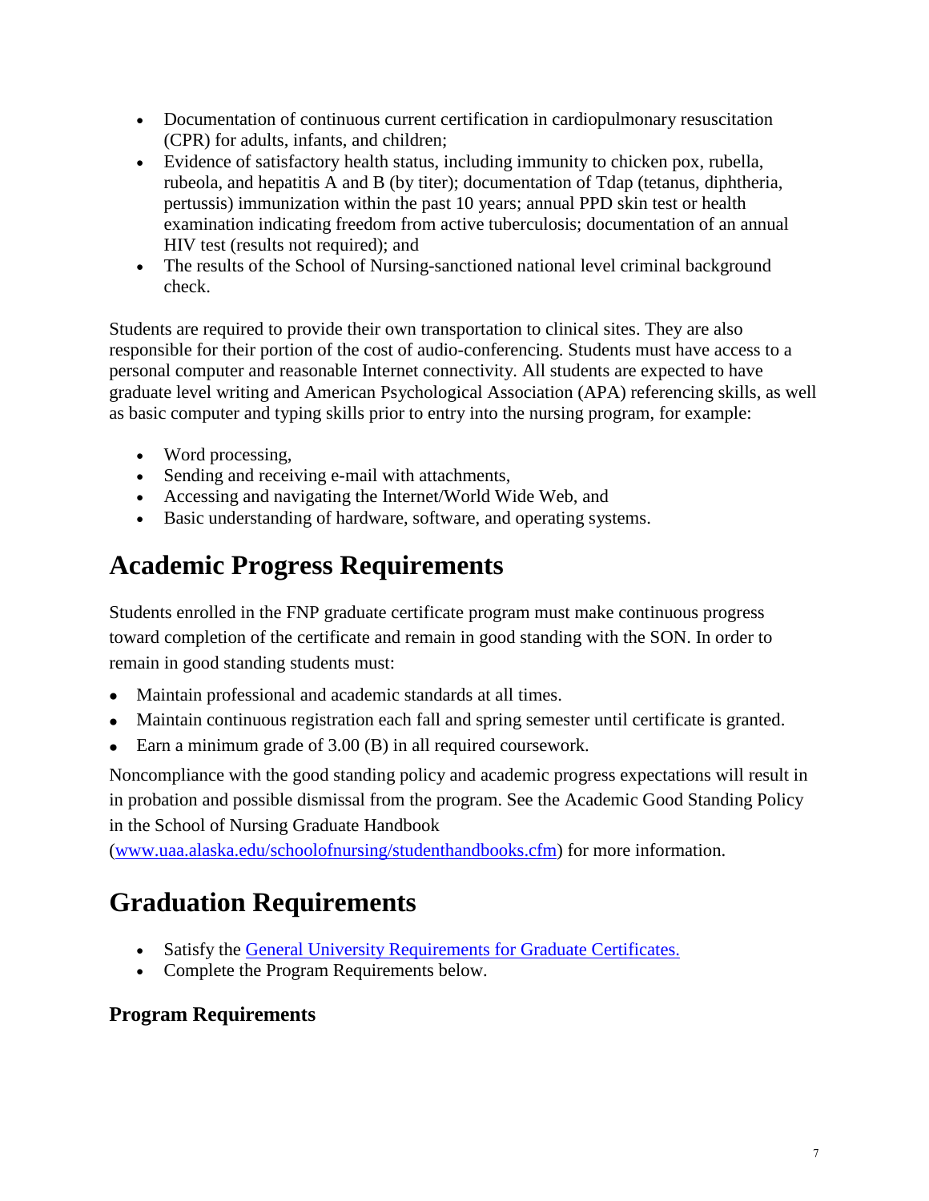- Documentation of continuous current certification in cardiopulmonary resuscitation (CPR) for adults, infants, and children;
- Evidence of satisfactory health status, including immunity to chicken pox, rubella, rubeola, and hepatitis A and B (by titer); documentation of Tdap (tetanus, diphtheria, pertussis) immunization within the past 10 years; annual PPD skin test or health examination indicating freedom from active tuberculosis; documentation of an annual HIV test (results not required); and
- The results of the School of Nursing-sanctioned national level criminal background check.

Students are required to provide their own transportation to clinical sites. They are also responsible for their portion of the cost of audio-conferencing. Students must have access to a personal computer and reasonable Internet connectivity. All students are expected to have graduate level writing and American Psychological Association (APA) referencing skills, as well as basic computer and typing skills prior to entry into the nursing program, for example:

- Word processing,
- Sending and receiving e-mail with attachments,
- Accessing and navigating the Internet/World Wide Web, and
- Basic understanding of hardware, software, and operating systems.

# Academic Progress Requirements

Students enrolled in the FNP graduate certificate program must make continuous progress toward completion of the certificate and remain in good standing with the SON. In order to remain in good standing students must:

- Maintain professional and academic standards at all times.
- Maintain continuous registration each fall and spring semester until certificate is granted.
- Earn a minimum grade of 3.00 (B) in all required coursework.

Noncompliance with the good standing policy and academic progress expectations will result in in probation and possible dismissal from the program. See the Academic Good Standing Policy in the School of Nursing Graduate Handbook (www.uaa.alaska.edu/schoolofnursing/studenthandbooks.cfm) for more information.

# Graduation Requirements

- Satisfy the General University Requirements for Graduate Certificates.
- Complete the Program Requirements below.

### Program Requirements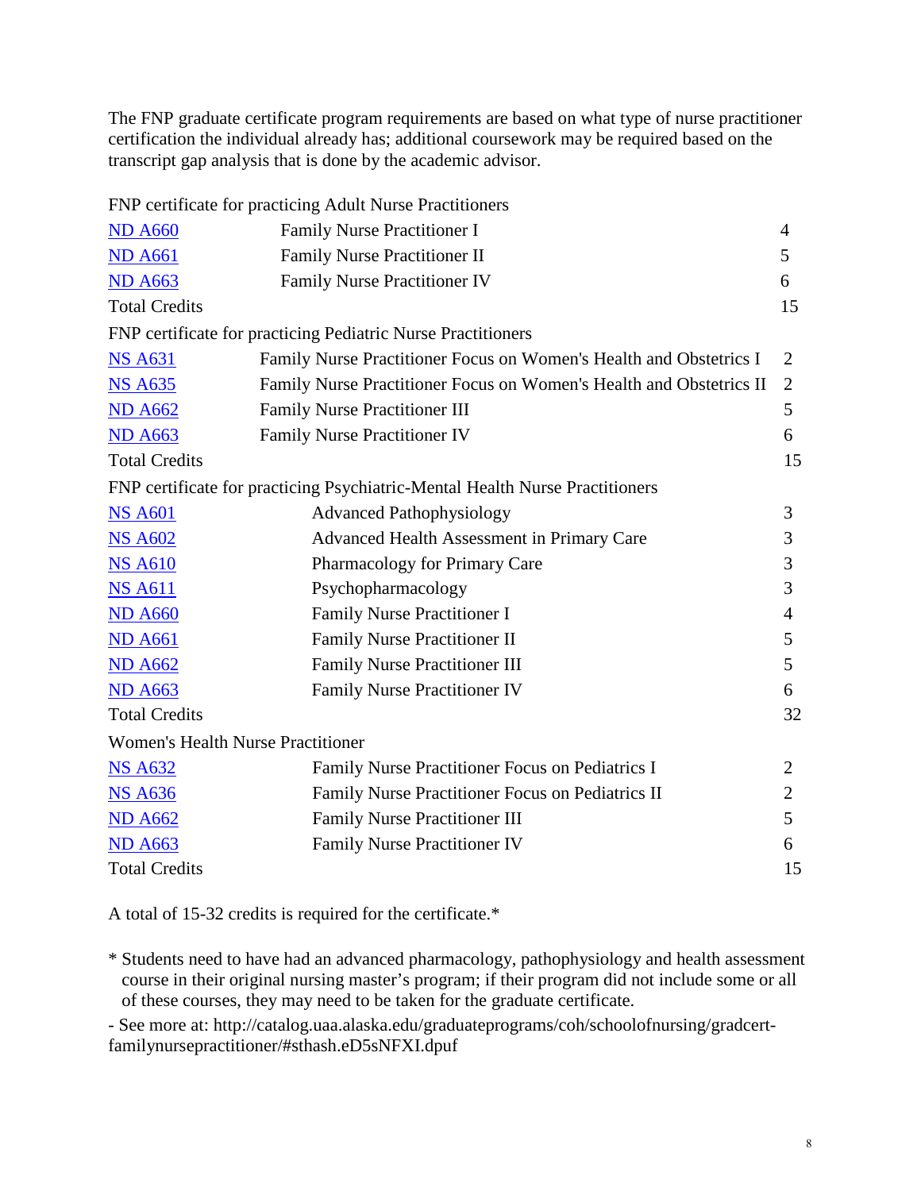The FNP graduate certificate program requirements are based on what type of nurse practitioner certification the individual already has; additional coursework may be required based on the transcript gap analysis that is done by the academic advisor.

| FNP certificate for practicing Adult Nurse Practitioners | | |
|---|---|---|
| ND A660 | Family Nurse Practitioner I | 4 |
| ND A661 | Family Nurse Practitioner II | 5 |
| ND A663 | Family Nurse Practitioner IV | 6 |
| Total Credits | | 15 |

| FNP certificate for practicing Pediatric Nurse Practitioners | | |
|---|---|---|
| NS A631 | Family Nurse Practitioner Focus on Women's Health and Obstetrics I | 2 |
| NS A635 | Family Nurse Practitioner Focus on Women's Health and Obstetrics II | 2 |
| ND A662 | Family Nurse Practitioner III | 5 |
| ND A663 | Family Nurse Practitioner IV | 6 |
| Total Credits | | 15 |

| FNP certificate for practicing Psychiatric-Mental Health Nurse Practitioners | | |
|---|---|---|
| NS A601 | Advanced Pathophysiology | 3 |
| NS A602 | Advanced Health Assessment in Primary Care | 3 |
| NS A610 | Pharmacology for Primary Care | 3 |
| NS A611 | Psychopharmacology | 3 |
| ND A660 | Family Nurse Practitioner I | 4 |
| ND A661 | Family Nurse Practitioner II | 5 |
| ND A662 | Family Nurse Practitioner III | 5 |
| ND A663 | Family Nurse Practitioner IV | 6 |
| Total Credits | | 32 |

| Women's Health Nurse Practitioner | | |
|---|---|---|
| NS A632 | Family Nurse Practitioner Focus on Pediatrics I | 2 |
| NS A636 | Family Nurse Practitioner Focus on Pediatrics II | 2 |
| ND A662 | Family Nurse Practitioner III | 5 |
| ND A663 | Family Nurse Practitioner IV | 6 |
| Total Credits | | 15 |

A total of 15-32 credits is required for the certificate.*

* Students need to have had an advanced pharmacology, pathophysiology and health assessment course in their original nursing master's program; if their program did not include some or all of these courses, they may need to be taken for the graduate certificate.

- See more at: http://catalog.uaa.alaska.edu/graduateprograms/coh/schoolofnursing/gradcert-familynursepractitioner/#sthash.eD5sNFXI.dpuf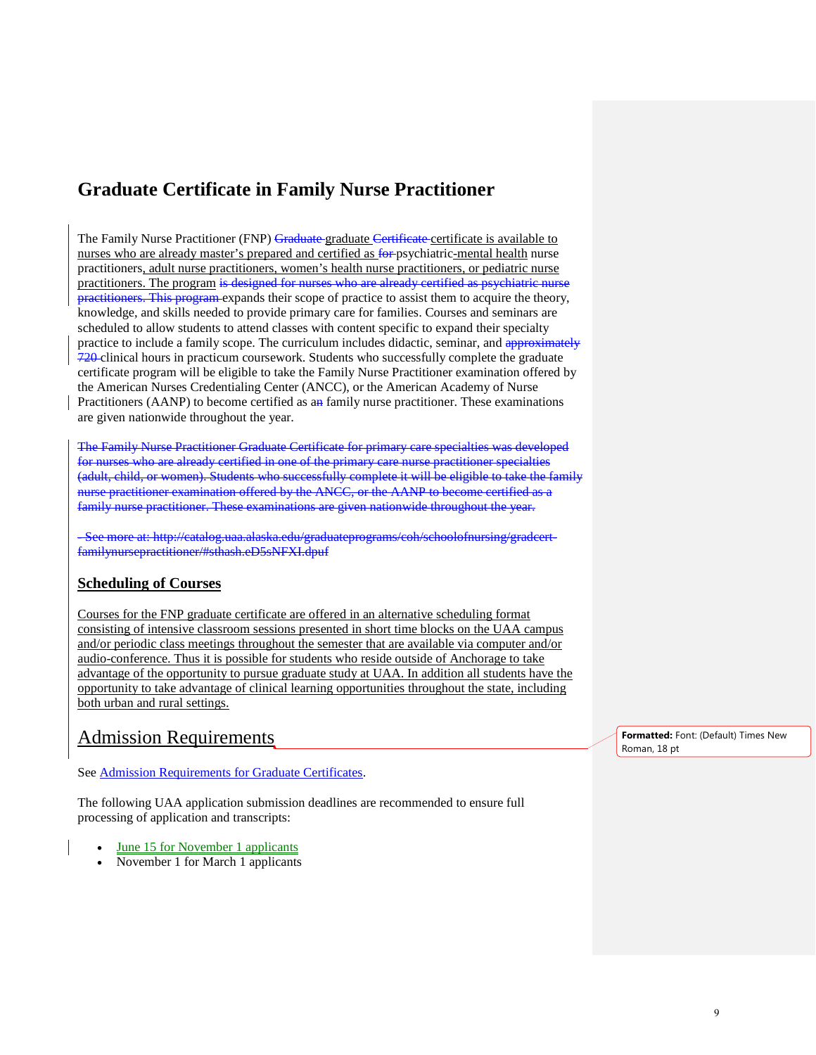# Graduate Certificate in Family Nurse Practitioner

The Family Nurse Practitioner (FNP) ~~Graduate~~ graduate ~~Certificate~~ certificate is available to nurses who are already master's prepared and certified as ~~for~~ psychiatric-mental health nurse practitioners, adult nurse practitioners, women's health nurse practitioners, or pediatric nurse practitioners. The program ~~is designed for nurses who are already certified as psychiatric nurse practitioners. This program~~ expands their scope of practice to assist them to acquire the theory, knowledge, and skills needed to provide primary care for families. Courses and seminars are scheduled to allow students to attend classes with content specific to expand their specialty practice to include a family scope. The curriculum includes didactic, seminar, and ~~approximately 720~~ clinical hours in practicum coursework. Students who successfully complete the graduate certificate program will be eligible to take the Family Nurse Practitioner examination offered by the American Nurses Credentialing Center (ANCC), or the American Academy of Nurse Practitioners (AANP) to become certified as a~~n~~ family nurse practitioner. These examinations are given nationwide throughout the year.

~~The Family Nurse Practitioner Graduate Certificate for primary care specialties was developed for nurses who are already certified in one of the primary care nurse practitioner specialties (adult, child, or women). Students who successfully complete it will be eligible to take the family nurse practitioner examination offered by the ANCC, or the AANP to become certified as a family nurse practitioner. These examinations are given nationwide throughout the year.~~

~~- See more at: http://catalog.uaa.alaska.edu/graduateprograms/coh/schoolofnursing/gradcert-familynursepractitioner/#sthash.eD5sNFXI.dpuf~~

## Scheduling of Courses

Courses for the FNP graduate certificate are offered in an alternative scheduling format consisting of intensive classroom sessions presented in short time blocks on the UAA campus and/or periodic class meetings throughout the semester that are available via computer and/or audio-conference. Thus it is possible for students who reside outside of Anchorage to take advantage of the opportunity to pursue graduate study at UAA. In addition all students have the opportunity to take advantage of clinical learning opportunities throughout the state, including both urban and rural settings.

## Admission Requirements

See Admission Requirements for Graduate Certificates.

The following UAA application submission deadlines are recommended to ensure full processing of application and transcripts:

- June 15 for November 1 applicants
- November 1 for March 1 applicants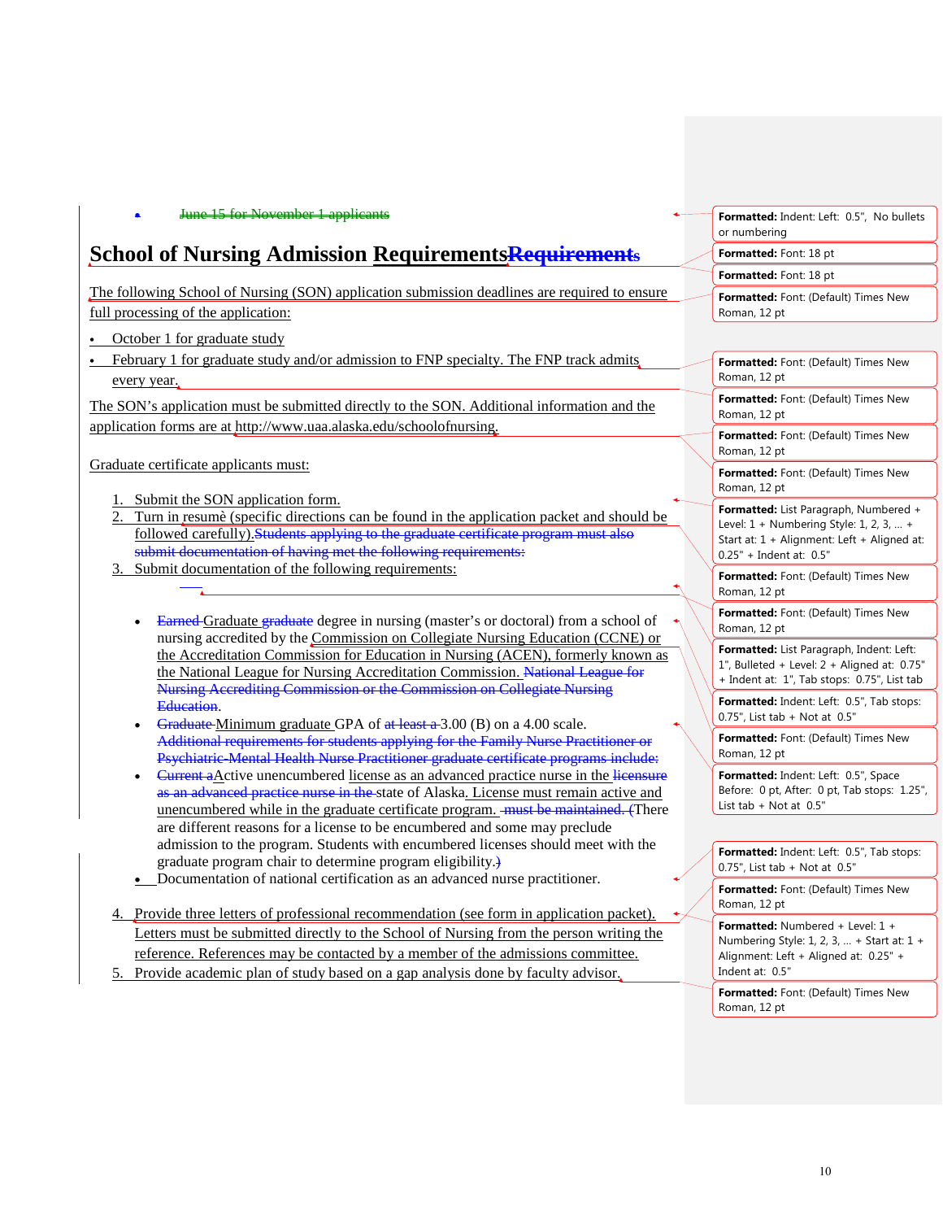- ~~June 15 for November 1 applicants~~

# School of Nursing Admission Requirements~~Requirements~~

The following School of Nursing (SON) application submission deadlines are required to ensure full processing of the application:

- October 1 for graduate study
- February 1 for graduate study and/or admission to FNP specialty. The FNP track admits every year.

The SON's application must be submitted directly to the SON. Additional information and the application forms are at http://www.uaa.alaska.edu/schoolofnursing.

Graduate certificate applicants must:

1. Submit the SON application form.
2. Turn in resumè (specific directions can be found in the application packet and should be followed carefully).~~Students applying to the graduate certificate program must also submit documentation of having met the following requirements:~~
3. Submit documentation of the following requirements:

   - ~~Earned~~ Graduate ~~graduate~~ degree in nursing (master's or doctoral) from a school of nursing accredited by the Commission on Collegiate Nursing Education (CCNE) or the Accreditation Commission for Education in Nursing (ACEN), formerly known as the National League for Nursing Accreditation Commission. ~~National League for Nursing Accrediting Commission or the Commission on Collegiate Nursing Education~~.
   - ~~Graduate~~ Minimum graduate GPA of ~~at least a~~ 3.00 (B) on a 4.00 scale. ~~Additional requirements for students applying for the Family Nurse Practitioner or Psychiatric-Mental Health Nurse Practitioner graduate certificate programs include:~~
   - ~~Current a~~Active unencumbered license as an advanced practice nurse in the ~~licensure as an advanced practice nurse in the~~ state of Alaska. License must remain active and unencumbered while in the graduate certificate program. ~~must be maintained. (~~There are different reasons for a license to be encumbered and some may preclude admission to the program. Students with encumbered licenses should meet with the graduate program chair to determine program eligibility.~~)~~
   - Documentation of national certification as an advanced nurse practitioner.

4. Provide three letters of professional recommendation (see form in application packet). Letters must be submitted directly to the School of Nursing from the person writing the reference. References may be contacted by a member of the admissions committee.
5. Provide academic plan of study based on a gap analysis done by faculty advisor.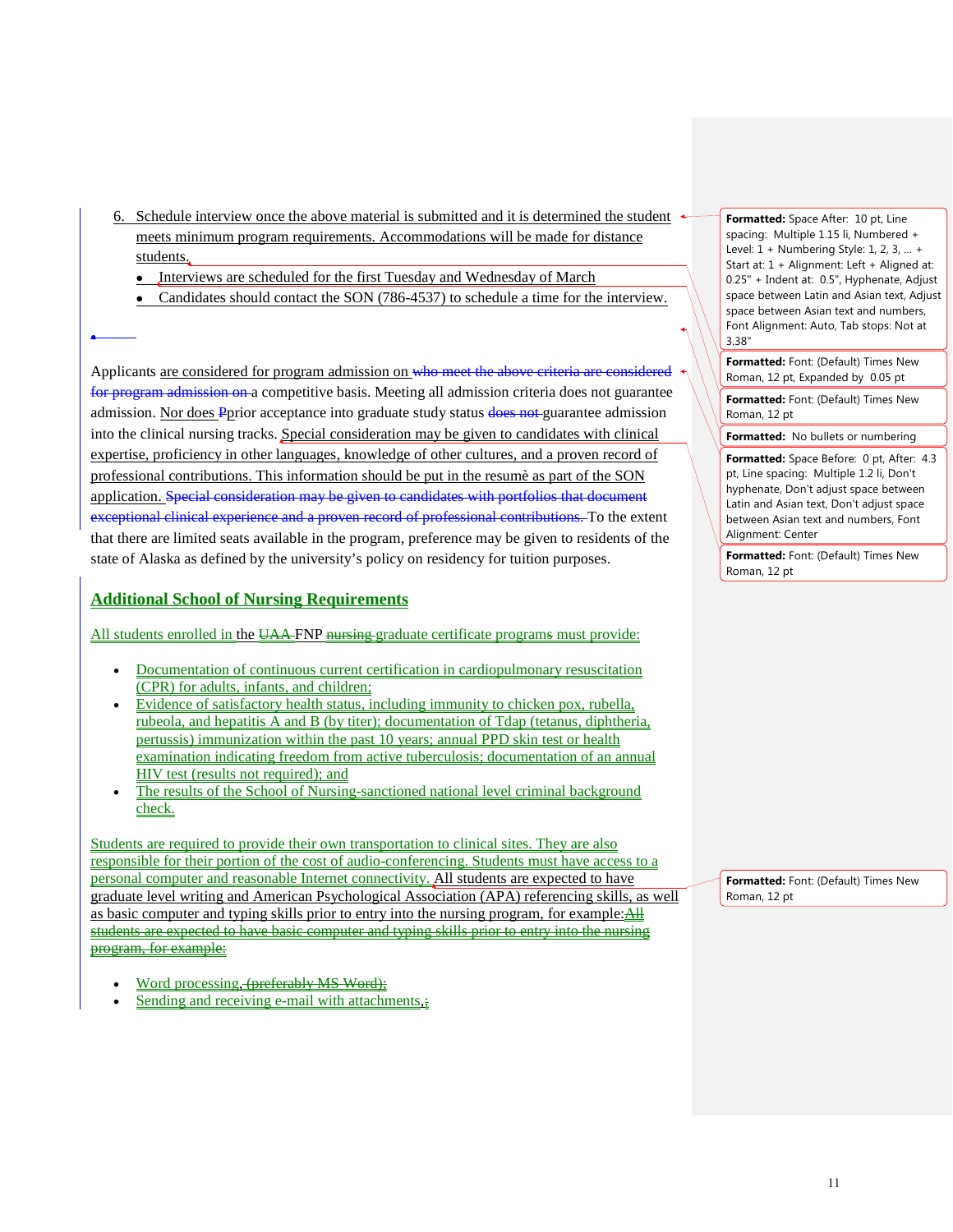6. Schedule interview once the above material is submitted and it is determined the student meets minimum program requirements. Accommodations will be made for distance students.
   - Interviews are scheduled for the first Tuesday and Wednesday of March
   - Candidates should contact the SON (786-4537) to schedule a time for the interview.

Applicants are considered for program admission on ~~who meet the above criteria are considered for program admission on~~ a competitive basis. Meeting all admission criteria does not guarantee admission. Nor does ~~P~~prior acceptance into graduate study status ~~does not~~ guarantee admission into the clinical nursing tracks. Special consideration may be given to candidates with clinical expertise, proficiency in other languages, knowledge of other cultures, and a proven record of professional contributions. This information should be put in the resumè as part of the SON application. ~~Special consideration may be given to candidates with portfolios that document exceptional clinical experience and a proven record of professional contributions.~~ To the extent that there are limited seats available in the program, preference may be given to residents of the state of Alaska as defined by the university's policy on residency for tuition purposes.

## Additional School of Nursing Requirements

All students enrolled in the ~~UAA~~ FNP ~~nursing~~ graduate certificate programs must provide:

- Documentation of continuous current certification in cardiopulmonary resuscitation (CPR) for adults, infants, and children;
- Evidence of satisfactory health status, including immunity to chicken pox, rubella, rubeola, and hepatitis A and B (by titer); documentation of Tdap (tetanus, diphtheria, pertussis) immunization within the past 10 years; annual PPD skin test or health examination indicating freedom from active tuberculosis; documentation of an annual HIV test (results not required); and
- The results of the School of Nursing-sanctioned national level criminal background check.

Students are required to provide their own transportation to clinical sites. They are also responsible for their portion of the cost of audio-conferencing. Students must have access to a personal computer and reasonable Internet connectivity. All students are expected to have graduate level writing and American Psychological Association (APA) referencing skills, as well as basic computer and typing skills prior to entry into the nursing program, for example:~~All students are expected to have basic computer and typing skills prior to entry into the nursing program, for example:~~

- Word processing~~, (preferably MS Word);~~
- Sending and receiving e-mail with attachments,~~;~~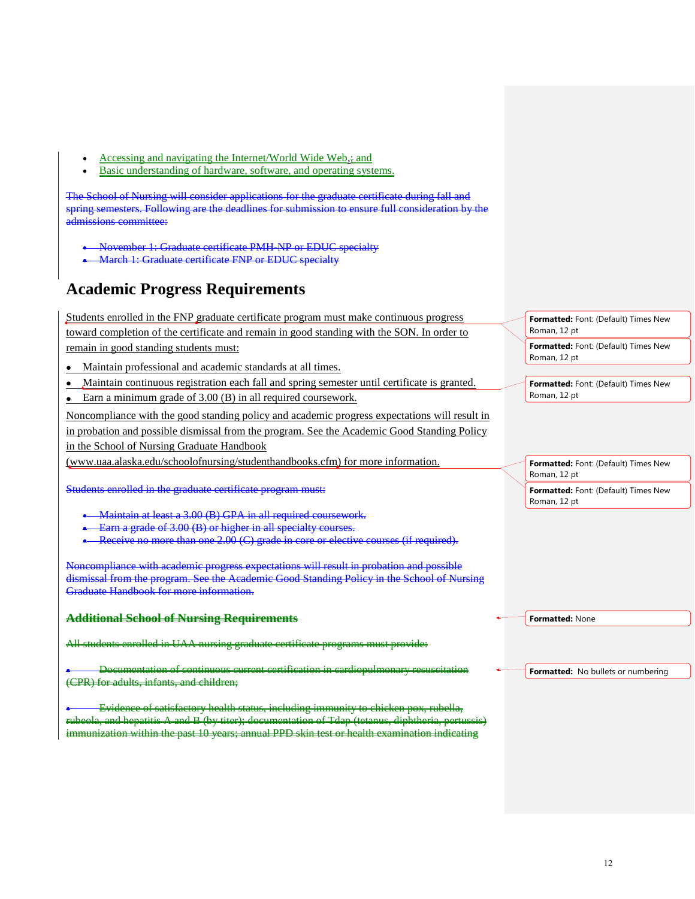- Accessing and navigating the Internet/World Wide Web,; and
- Basic understanding of hardware, software, and operating systems.

The School of Nursing will consider applications for the graduate certificate during fall and spring semesters. Following are the deadlines for submission to ensure full consideration by the admissions committee:

- November 1: Graduate certificate PMH-NP or EDUC specialty
- March 1: Graduate certificate FNP or EDUC specialty

## Academic Progress Requirements

Students enrolled in the FNP graduate certificate program must make continuous progress toward completion of the certificate and remain in good standing with the SON. In order to remain in good standing students must:

- Maintain professional and academic standards at all times.
- Maintain continuous registration each fall and spring semester until certificate is granted.
- Earn a minimum grade of 3.00 (B) in all required coursework.

Noncompliance with the good standing policy and academic progress expectations will result in in probation and possible dismissal from the program. See the Academic Good Standing Policy in the School of Nursing Graduate Handbook (www.uaa.alaska.edu/schoolofnursing/studenthandbooks.cfm) for more information.

Students enrolled in the graduate certificate program must:

- Maintain at least a 3.00 (B) GPA in all required coursework.
- Earn a grade of 3.00 (B) or higher in all specialty courses.
- Receive no more than one 2.00 (C) grade in core or elective courses (if required).

Noncompliance with academic progress expectations will result in probation and possible dismissal from the program. See the Academic Good Standing Policy in the School of Nursing Graduate Handbook for more information.

**Additional School of Nursing Requirements**

All students enrolled in UAA nursing graduate certificate programs must provide:

- Documentation of continuous current certification in cardiopulmonary resuscitation (CPR) for adults, infants, and children;

- Evidence of satisfactory health status, including immunity to chicken pox, rubella, rubeola, and hepatitis A and B (by titer); documentation of Tdap (tetanus, diphtheria, pertussis) immunization within the past 10 years; annual PPD skin test or health examination indicating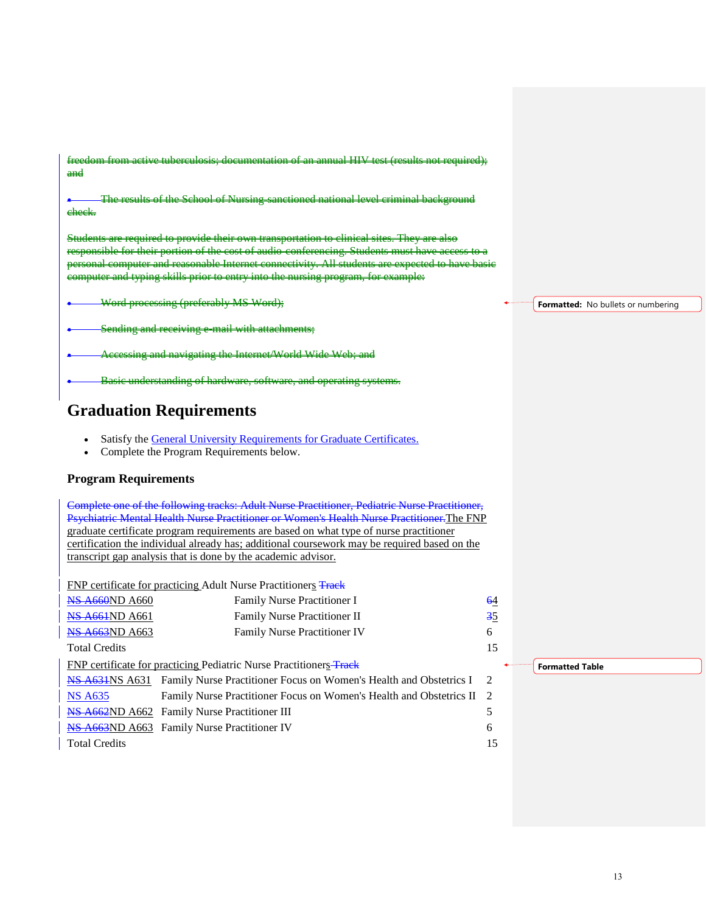~~freedom from active tuberculosis; documentation of an annual HIV test (results not required); and~~

- ~~The results of the School of Nursing-sanctioned national level criminal background check.~~

~~Students are required to provide their own transportation to clinical sites. They are also responsible for their portion of the cost of audio-conferencing. Students must have access to a personal computer and reasonable Internet connectivity. All students are expected to have basic computer and typing skills prior to entry into the nursing program, for example:~~

- ~~Word processing (preferably MS Word);~~
- ~~Sending and receiving e-mail with attachments;~~
- ~~Accessing and navigating the Internet/World Wide Web; and~~
- ~~Basic understanding of hardware, software, and operating systems.~~

## Graduation Requirements

- Satisfy the General University Requirements for Graduate Certificates.
- Complete the Program Requirements below.

### Program Requirements

~~Complete one of the following tracks: Adult Nurse Practitioner, Pediatric Nurse Practitioner, Psychiatric Mental Health Nurse Practitioner or Women's Health Nurse Practitioner.~~The FNP graduate certificate program requirements are based on what type of nurse practitioner certification the individual already has; additional coursework may be required based on the transcript gap analysis that is done by the academic advisor.

FNP certificate for practicing Adult Nurse Practitioners ~~Track~~

| | | |
|---|---|---|
| ~~NS A660~~ND A660 | Family Nurse Practitioner I | ~~6~~4 |
| ~~NS A661~~ND A661 | Family Nurse Practitioner II | ~~3~~5 |
| ~~NS A663~~ND A663 | Family Nurse Practitioner IV | 6 |
| Total Credits | | 15 |

FNP certificate for practicing Pediatric Nurse Practitioners ~~Track~~

| | | |
|---|---|---|
| ~~NS A631~~NS A631 | Family Nurse Practitioner Focus on Women's Health and Obstetrics I | 2 |
| NS A635 | Family Nurse Practitioner Focus on Women's Health and Obstetrics II | 2 |
| ~~NS A662~~ND A662 | Family Nurse Practitioner III | 5 |
| ~~NS A663~~ND A663 | Family Nurse Practitioner IV | 6 |
| Total Credits | | 15 |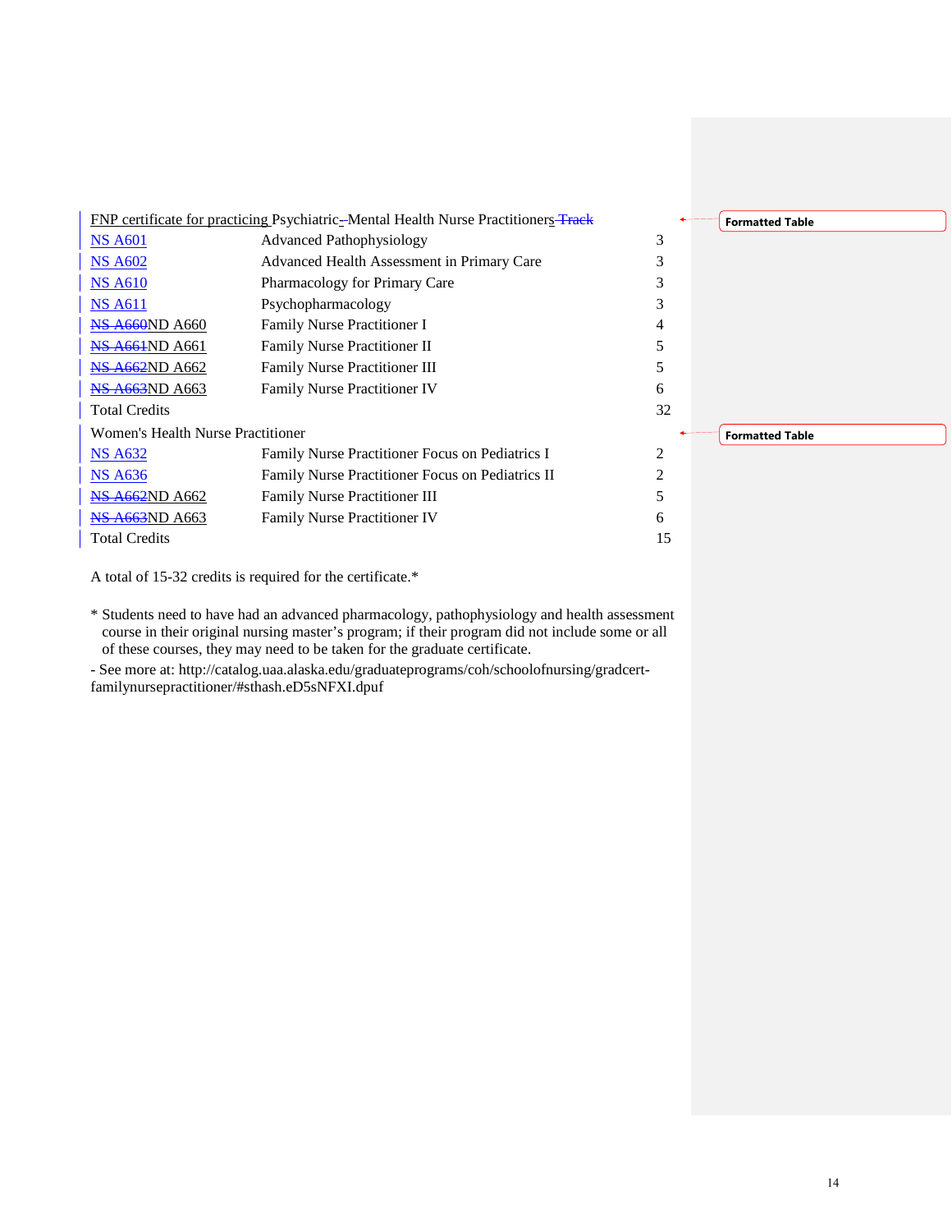| FNP certificate for practicing Psychiatric-Mental Health Nurse Practitioners Track | | |
|---|---|---|
| NS A601 | Advanced Pathophysiology | 3 |
| NS A602 | Advanced Health Assessment in Primary Care | 3 |
| NS A610 | Pharmacology for Primary Care | 3 |
| NS A611 | Psychopharmacology | 3 |
| NS A660ND A660 | Family Nurse Practitioner I | 4 |
| NS A661ND A661 | Family Nurse Practitioner II | 5 |
| NS A662ND A662 | Family Nurse Practitioner III | 5 |
| NS A663ND A663 | Family Nurse Practitioner IV | 6 |
| Total Credits | | 32 |

| Women's Health Nurse Practitioner | | |
|---|---|---|
| NS A632 | Family Nurse Practitioner Focus on Pediatrics I | 2 |
| NS A636 | Family Nurse Practitioner Focus on Pediatrics II | 2 |
| NS A662ND A662 | Family Nurse Practitioner III | 5 |
| NS A663ND A663 | Family Nurse Practitioner IV | 6 |
| Total Credits | | 15 |

A total of 15-32 credits is required for the certificate.*

* Students need to have had an advanced pharmacology, pathophysiology and health assessment course in their original nursing master's program; if their program did not include some or all of these courses, they may need to be taken for the graduate certificate.

- See more at: http://catalog.uaa.alaska.edu/graduateprograms/coh/schoolofnursing/gradcert-familynursepractitioner/#sthash.eD5sNFXI.dpuf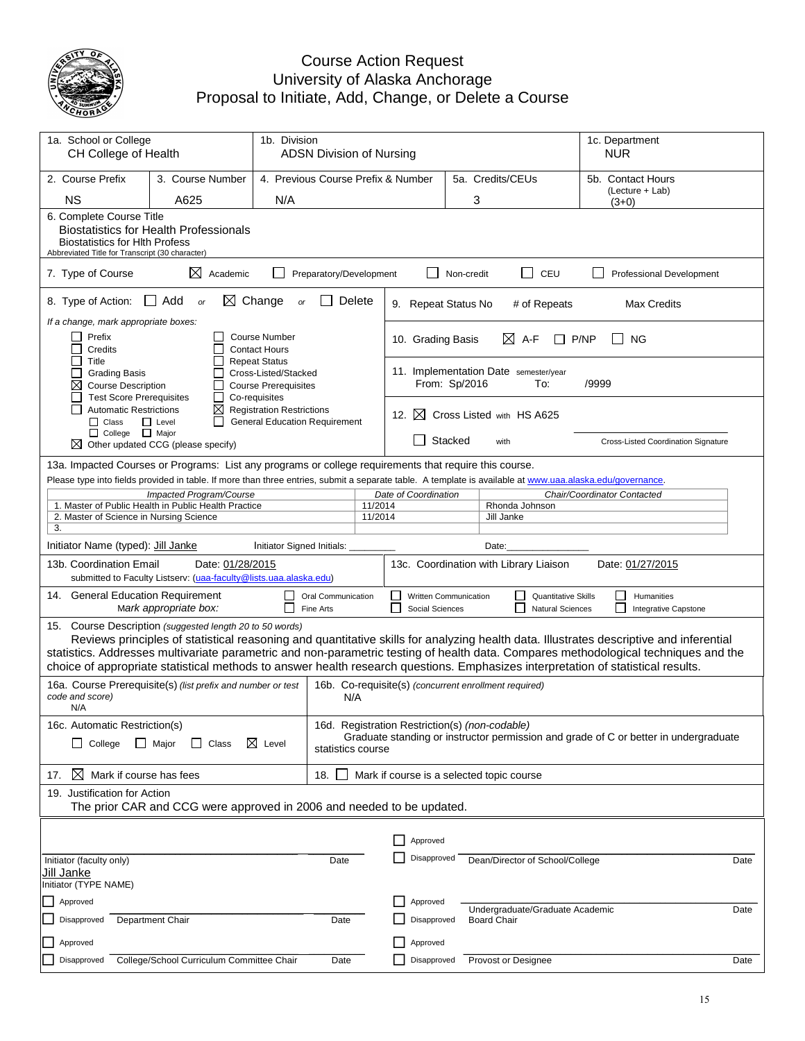# Course Action Request
## University of Alaska Anchorage
## Proposal to Initiate, Add, Change, or Delete a Course

| 1a. School or College | 1b. Division | 1c. Department |
|---|---|---|
| CH College of Health | ADSN Division of Nursing | NUR |

| 2. Course Prefix | 3. Course Number | 4. Previous Course Prefix & Number | 5a. Credits/CEUs | 5b. Contact Hours (Lecture + Lab) |
|---|---|---|---|---|
| NS | A625 | N/A | 3 | (3+0) |

6. Complete Course Title
Biostatistics for Health Professionals
Biostatistics for Hlth Profess
Abbreviated Title for Transcript (30 character)

7. Type of Course ☒ Academic ☐ Preparatory/Development ☐ Non-credit ☐ CEU ☐ Professional Development

8. Type of Action: ☐ Add *or* ☒ Change *or* ☐ Delete

*If a change, mark appropriate boxes:*

- ☐ Prefix
- ☐ Credits
- ☐ Title
- ☐ Grading Basis
- ☒ Course Description
- ☐ Test Score Prerequisites
- ☐ Automatic Restrictions
  - ☐ Class ☐ Level
  - ☐ College ☐ Major
- ☒ Other updated CCG (please specify)
- ☐ Course Number
- ☐ Contact Hours
- ☐ Repeat Status
- ☐ Cross-Listed/Stacked
- ☐ Course Prerequisites
- ☐ Co-requisites
- ☒ Registration Restrictions
- ☐ General Education Requirement

9. Repeat Status No # of Repeats Max Credits

10. Grading Basis ☒ A-F ☐ P/NP ☐ NG

11. Implementation Date semester/year
From: Sp/2016 To: /9999

12. ☒ Cross Listed with HS A625
☐ Stacked with Cross-Listed Coordination Signature

13a. Impacted Courses or Programs: List any programs or college requirements that require this course.
Please type into fields provided in table. If more than three entries, submit a separate table. A template is available at www.uaa.alaska.edu/governance.

| *Impacted Program/Course* | *Date of Coordination* | *Chair/Coordinator Contacted* |
|---|---|---|
| 1. Master of Public Health in Public Health Practice | 11/2014 | Rhonda Johnson |
| 2. Master of Science in Nursing Science | 11/2014 | Jill Janke |
| 3. | | |

Initiator Name (typed): Jill Janke Initiator Signed Initials: _______ Date:_______

13b. Coordination Email Date: 01/28/2015
submitted to Faculty Listserv: (uaa-faculty@lists.uaa.alaska.edu)

13c. Coordination with Library Liaison Date: 01/27/2015

14. General Education Requirement
*Mark appropriate box:*
☐ Oral Communication ☐ Written Communication ☐ Quantitative Skills ☐ Humanities
☐ Fine Arts ☐ Social Sciences ☐ Natural Sciences ☐ Integrative Capstone

15. Course Description *(suggested length 20 to 50 words)*
Reviews principles of statistical reasoning and quantitative skills for analyzing health data. Illustrates descriptive and inferential statistics. Addresses multivariate parametric and non-parametric testing of health data. Compares methodological techniques and the choice of appropriate statistical methods to answer health research questions. Emphasizes interpretation of statistical results.

16a. Course Prerequisite(s) *(list prefix and number or test code and score)*
N/A

16b. Co-requisite(s) *(concurrent enrollment required)*
N/A

16c. Automatic Restriction(s)
☐ College ☐ Major ☐ Class ☒ Level

16d. Registration Restriction(s) *(non-codable)*
Graduate standing or instructor permission and grade of C or better in undergraduate statistics course

17. ☒ Mark if course has fees

18. ☐ Mark if course is a selected topic course

19. Justification for Action
The prior CAR and CCG were approved in 2006 and needed to be updated.

| | |
|---|---|
| Initiator (faculty only) Date | ☐ Approved ☐ Disapproved Dean/Director of School/College Date |
| Jill Janke<br>Initiator (TYPE NAME) | |
| ☐ Approved ☐ Disapproved Department Chair Date | ☐ Approved ☐ Disapproved Undergraduate/Graduate Academic Board Chair Date |
| ☐ Approved ☐ Disapproved College/School Curriculum Committee Chair Date | ☐ Approved ☐ Disapproved Provost or Designee Date |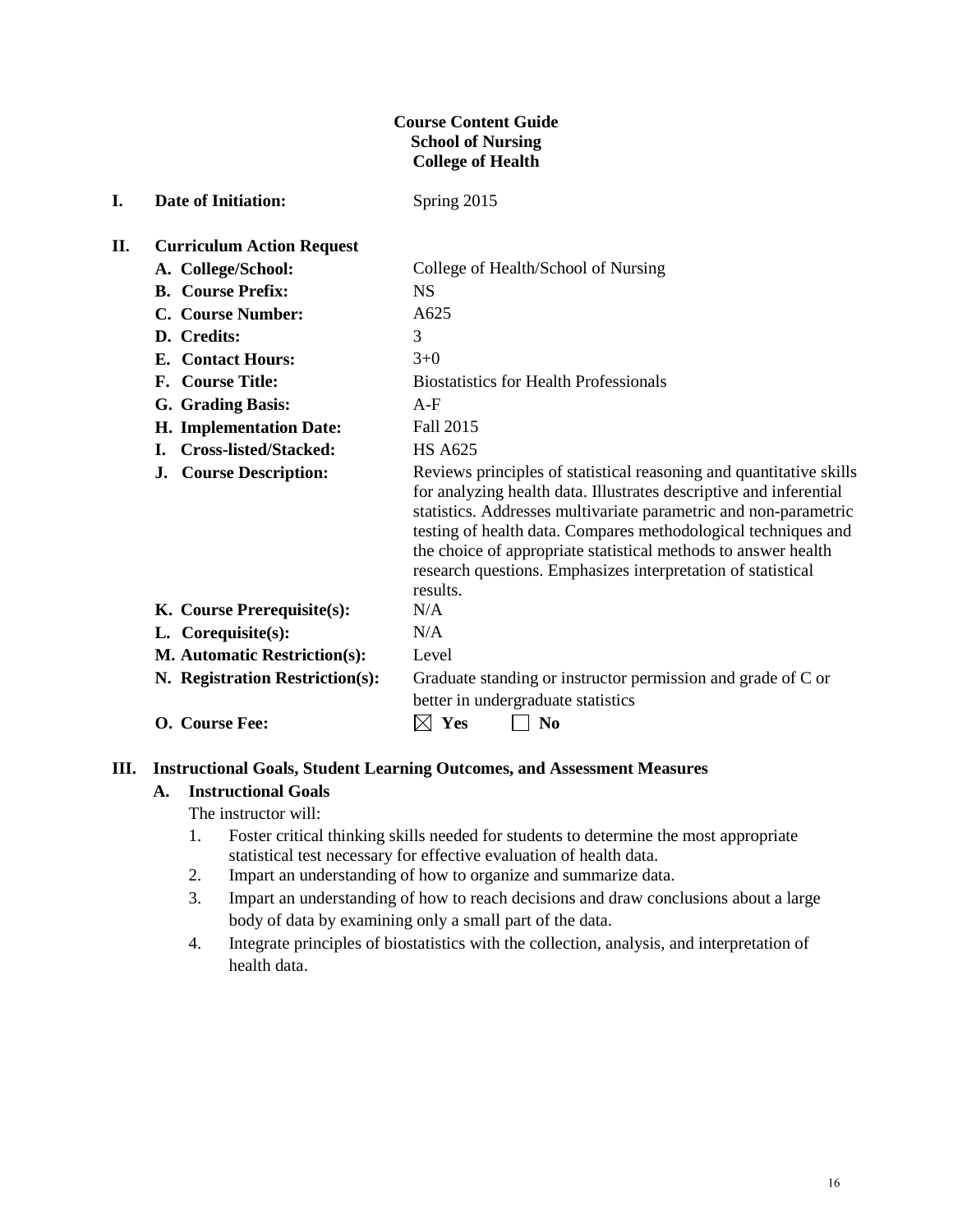**Course Content Guide**
**School of Nursing**
**College of Health**

**I. Date of Initiation:** Spring 2015

**II. Curriculum Action Request**

- **A. College/School:** College of Health/School of Nursing
- **B. Course Prefix:** NS
- **C. Course Number:** A625
- **D. Credits:** 3
- **E. Contact Hours:** 3+0
- **F. Course Title:** Biostatistics for Health Professionals
- **G. Grading Basis:** A-F
- **H. Implementation Date:** Fall 2015
- **I. Cross-listed/Stacked:** HS A625
- **J. Course Description:** Reviews principles of statistical reasoning and quantitative skills for analyzing health data. Illustrates descriptive and inferential statistics. Addresses multivariate parametric and non-parametric testing of health data. Compares methodological techniques and the choice of appropriate statistical methods to answer health research questions. Emphasizes interpretation of statistical results.
- **K. Course Prerequisite(s):** N/A
- **L. Corequisite(s):** N/A
- **M. Automatic Restriction(s):** Level
- **N. Registration Restriction(s):** Graduate standing or instructor permission and grade of C or better in undergraduate statistics
- **O. Course Fee:** ☒ **Yes** ☐ **No**

**III. Instructional Goals, Student Learning Outcomes, and Assessment Measures**

**A. Instructional Goals**

The instructor will:

1. Foster critical thinking skills needed for students to determine the most appropriate statistical test necessary for effective evaluation of health data.
2. Impart an understanding of how to organize and summarize data.
3. Impart an understanding of how to reach decisions and draw conclusions about a large body of data by examining only a small part of the data.
4. Integrate principles of biostatistics with the collection, analysis, and interpretation of health data.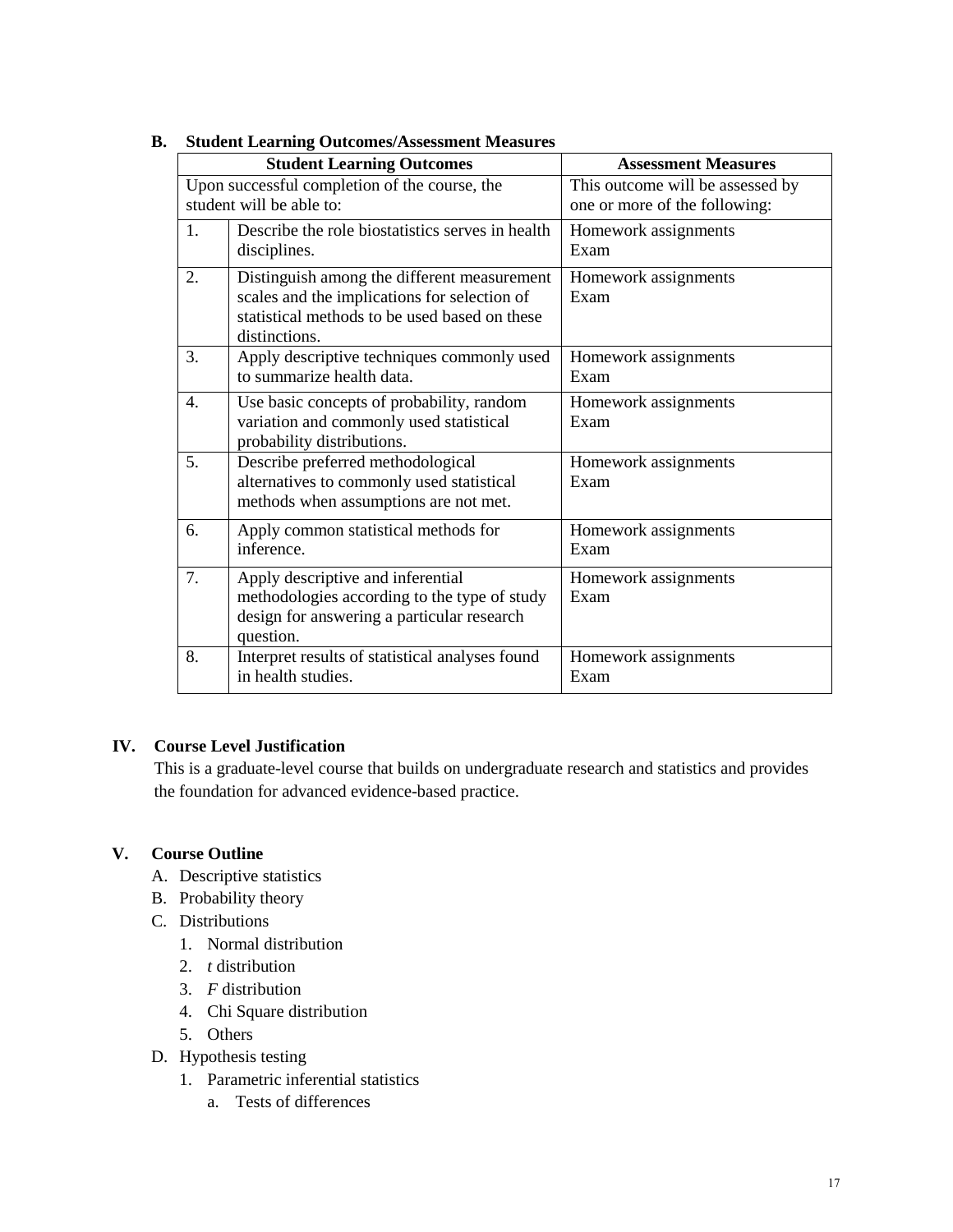**B. Student Learning Outcomes/Assessment Measures**

| Student Learning Outcomes | | Assessment Measures |
|---|---|---|
| Upon successful completion of the course, the student will be able to: | | This outcome will be assessed by one or more of the following: |
| 1. | Describe the role biostatistics serves in health disciplines. | Homework assignments<br>Exam |
| 2. | Distinguish among the different measurement scales and the implications for selection of statistical methods to be used based on these distinctions. | Homework assignments<br>Exam |
| 3. | Apply descriptive techniques commonly used to summarize health data. | Homework assignments<br>Exam |
| 4. | Use basic concepts of probability, random variation and commonly used statistical probability distributions. | Homework assignments<br>Exam |
| 5. | Describe preferred methodological alternatives to commonly used statistical methods when assumptions are not met. | Homework assignments<br>Exam |
| 6. | Apply common statistical methods for inference. | Homework assignments<br>Exam |
| 7. | Apply descriptive and inferential methodologies according to the type of study design for answering a particular research question. | Homework assignments<br>Exam |
| 8. | Interpret results of statistical analyses found in health studies. | Homework assignments<br>Exam |

## IV. Course Level Justification

This is a graduate-level course that builds on undergraduate research and statistics and provides the foundation for advanced evidence-based practice.

## V. Course Outline

A. Descriptive statistics
B. Probability theory
C. Distributions
   1. Normal distribution
   2. *t* distribution
   3. *F* distribution
   4. Chi Square distribution
   5. Others
D. Hypothesis testing
   1. Parametric inferential statistics
      a. Tests of differences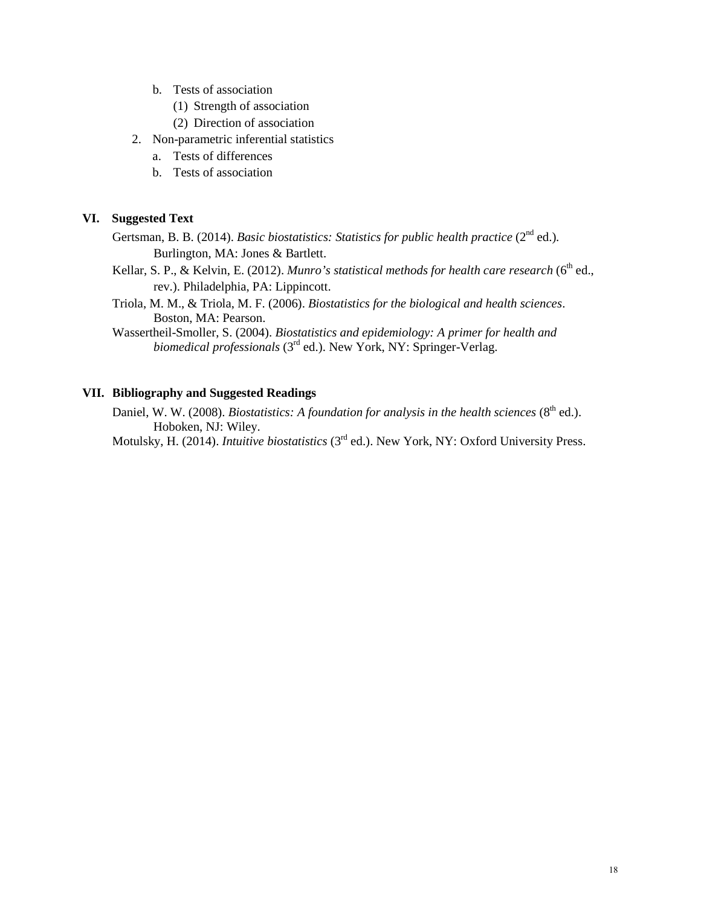b. Tests of association
      (1) Strength of association
      (2) Direction of association
2. Non-parametric inferential statistics
   a. Tests of differences
   b. Tests of association

## VI. Suggested Text

Gertsman, B. B. (2014). *Basic biostatistics: Statistics for public health practice* (2nd ed.). Burlington, MA: Jones & Bartlett.

Kellar, S. P., & Kelvin, E. (2012). *Munro's statistical methods for health care research* (6th ed., rev.). Philadelphia, PA: Lippincott.

Triola, M. M., & Triola, M. F. (2006). *Biostatistics for the biological and health sciences*. Boston, MA: Pearson.

Wassertheil-Smoller, S. (2004). *Biostatistics and epidemiology: A primer for health and biomedical professionals* (3rd ed.). New York, NY: Springer-Verlag.

## VII. Bibliography and Suggested Readings

Daniel, W. W. (2008). *Biostatistics: A foundation for analysis in the health sciences* (8th ed.). Hoboken, NJ: Wiley.

Motulsky, H. (2014). *Intuitive biostatistics* (3rd ed.). New York, NY: Oxford University Press.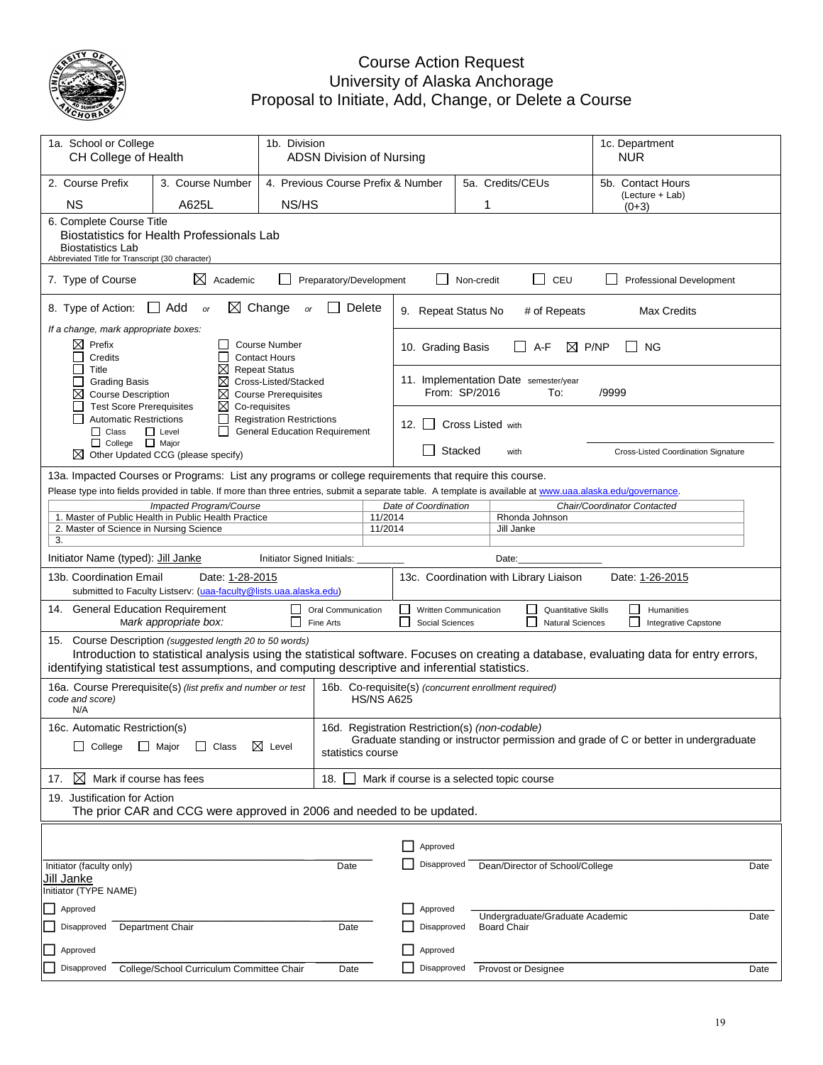# Course Action Request
## University of Alaska Anchorage
## Proposal to Initiate, Add, Change, or Delete a Course

| 1a. School or College | 1b. Division | 1c. Department |
|---|---|---|
| CH College of Health | ADSN Division of Nursing | NUR |

| 2. Course Prefix | 3. Course Number | 4. Previous Course Prefix & Number | 5a. Credits/CEUs | 5b. Contact Hours (Lecture + Lab) |
|---|---|---|---|---|
| NS | A625L | NS/HS | 1 | (0+3) |

6. Complete Course Title
Biostatistics for Health Professionals Lab
Biostatistics Lab
Abbreviated Title for Transcript (30 character)

7. Type of Course: ☒ Academic ☐ Preparatory/Development ☐ Non-credit ☐ CEU ☐ Professional Development

8. Type of Action: ☐ Add *or* ☒ Change *or* ☐ Delete

*If a change, mark appropriate boxes:*

- ☒ Prefix
- ☐ Credits
- ☐ Title
- ☐ Grading Basis
- ☒ Course Description
- ☐ Test Score Prerequisites
- ☐ Automatic Restrictions
  - ☐ Class ☐ Level
  - ☐ College ☐ Major
- ☒ Other Updated CCG (please specify)
- ☐ Course Number
- ☐ Contact Hours
- ☒ Repeat Status
- ☒ Cross-Listed/Stacked
- ☒ Course Prerequisites
- ☒ Co-requisites
- ☐ Registration Restrictions
- ☐ General Education Requirement

9. Repeat Status No # of Repeats Max Credits

10. Grading Basis ☐ A-F ☒ P/NP ☐ NG

11. Implementation Date semester/year
From: SP/2016 To: /9999

12. ☐ Cross Listed with
☐ Stacked with
Cross-Listed Coordination Signature

13a. Impacted Courses or Programs: List any programs or college requirements that require this course.
Please type into fields provided in table. If more than three entries, submit a separate table. A template is available at www.uaa.alaska.edu/governance.

| *Impacted Program/Course* | *Date of Coordination* | *Chair/Coordinator Contacted* |
|---|---|---|
| 1. Master of Public Health in Public Health Practice | 11/2014 | Rhonda Johnson |
| 2. Master of Science in Nursing Science | 11/2014 | Jill Janke |
| 3. | | |

Initiator Name (typed): Jill Janke Initiator Signed Initials: ________ Date: ________

13b. Coordination Email Date: 1-28-2015
submitted to Faculty Listserv: (uaa-faculty@lists.uaa.alaska.edu)

13c. Coordination with Library Liaison Date: 1-26-2015

14. General Education Requirement
*Mark appropriate box:*
☐ Oral Communication ☐ Written Communication ☐ Quantitative Skills ☐ Humanities
☐ Fine Arts ☐ Social Sciences ☐ Natural Sciences ☐ Integrative Capstone

15. Course Description *(suggested length 20 to 50 words)*
Introduction to statistical analysis using the statistical software. Focuses on creating a database, evaluating data for entry errors, identifying statistical test assumptions, and computing descriptive and inferential statistics.

16a. Course Prerequisite(s) *(list prefix and number or test code and score)*
N/A

16b. Co-requisite(s) *(concurrent enrollment required)*
HS/NS A625

16c. Automatic Restriction(s)
☐ College ☐ Major ☐ Class ☒ Level

16d. Registration Restriction(s) *(non-codable)*
Graduate standing or instructor permission and grade of C or better in undergraduate statistics course

17. ☒ Mark if course has fees

18. ☐ Mark if course is a selected topic course

19. Justification for Action
The prior CAR and CCG were approved in 2006 and needed to be updated.

| | |
|---|---|
| Initiator (faculty only) ______ Date<br>Jill Janke<br>Initiator (TYPE NAME) | ☐ Approved<br>☐ Disapproved Dean/Director of School/College ______ Date |
| ☐ Approved<br>☐ Disapproved Department Chair ______ Date | ☐ Approved<br>☐ Disapproved Undergraduate/Graduate Academic Board Chair ______ Date |
| ☐ Approved<br>☐ Disapproved College/School Curriculum Committee Chair ______ Date | ☐ Approved<br>☐ Disapproved Provost or Designee ______ Date |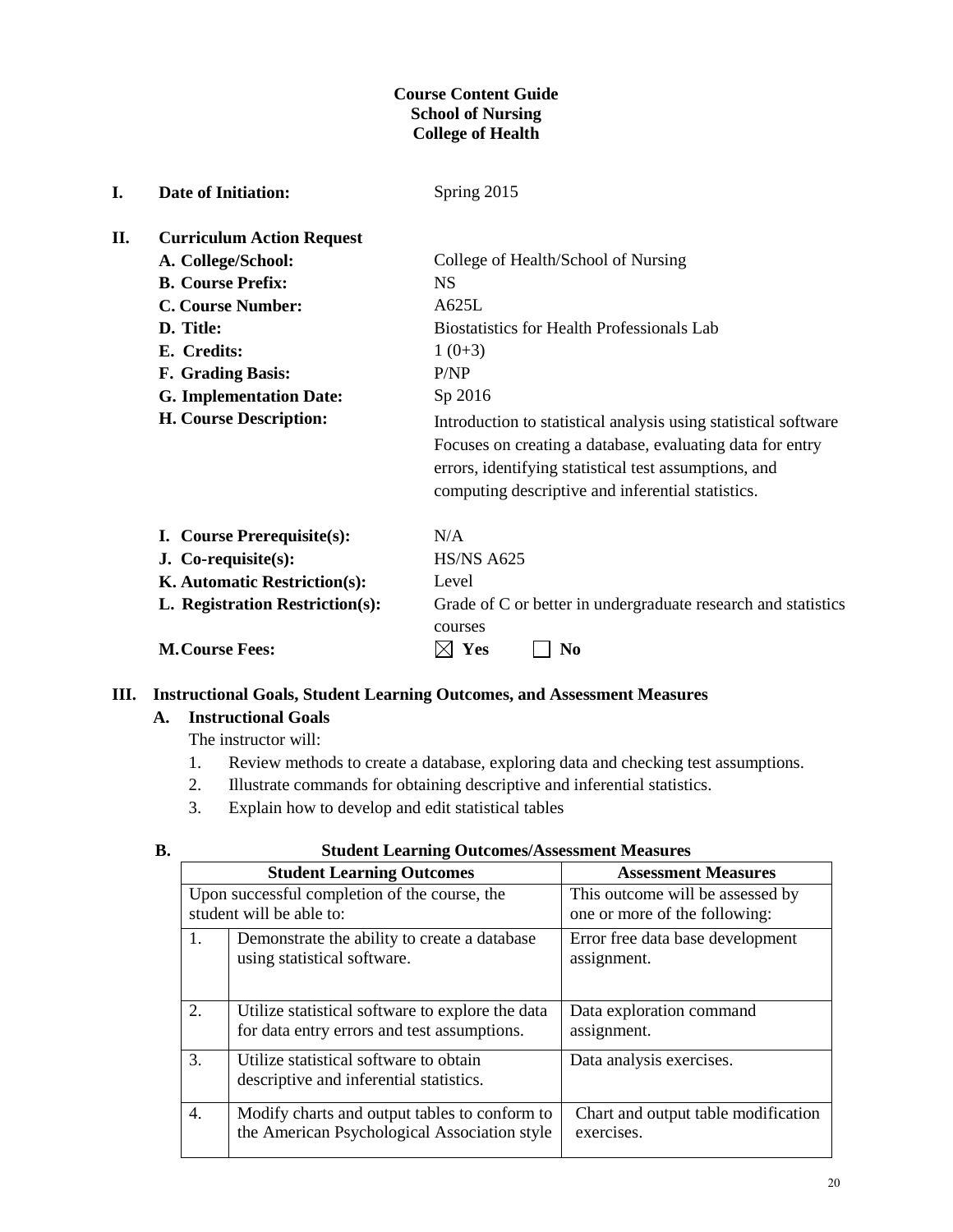**Course Content Guide**
**School of Nursing**
**College of Health**

**I. Date of Initiation:** Spring 2015

**II. Curriculum Action Request**

- **A. College/School:** College of Health/School of Nursing
- **B. Course Prefix:** NS
- **C. Course Number:** A625L
- **D. Title:** Biostatistics for Health Professionals Lab
- **E. Credits:** 1 (0+3)
- **F. Grading Basis:** P/NP
- **G. Implementation Date:** Sp 2016
- **H. Course Description:** Introduction to statistical analysis using statistical software Focuses on creating a database, evaluating data for entry errors, identifying statistical test assumptions, and computing descriptive and inferential statistics.
- **I. Course Prerequisite(s):** N/A
- **J. Co-requisite(s):** HS/NS A625
- **K. Automatic Restriction(s):** Level
- **L. Registration Restriction(s):** Grade of C or better in undergraduate research and statistics courses
- **M. Course Fees:** ☒ Yes ☐ No

**III. Instructional Goals, Student Learning Outcomes, and Assessment Measures**

**A. Instructional Goals**

The instructor will:

1. Review methods to create a database, exploring data and checking test assumptions.
2. Illustrate commands for obtaining descriptive and inferential statistics.
3. Explain how to develop and edit statistical tables

**B. Student Learning Outcomes/Assessment Measures**

| | Student Learning Outcomes | Assessment Measures |
|---|---|---|
| | Upon successful completion of the course, the student will be able to: | This outcome will be assessed by one or more of the following: |
| 1. | Demonstrate the ability to create a database using statistical software. | Error free data base development assignment. |
| 2. | Utilize statistical software to explore the data for data entry errors and test assumptions. | Data exploration command assignment. |
| 3. | Utilize statistical software to obtain descriptive and inferential statistics. | Data analysis exercises. |
| 4. | Modify charts and output tables to conform to the American Psychological Association style | Chart and output table modification exercises. |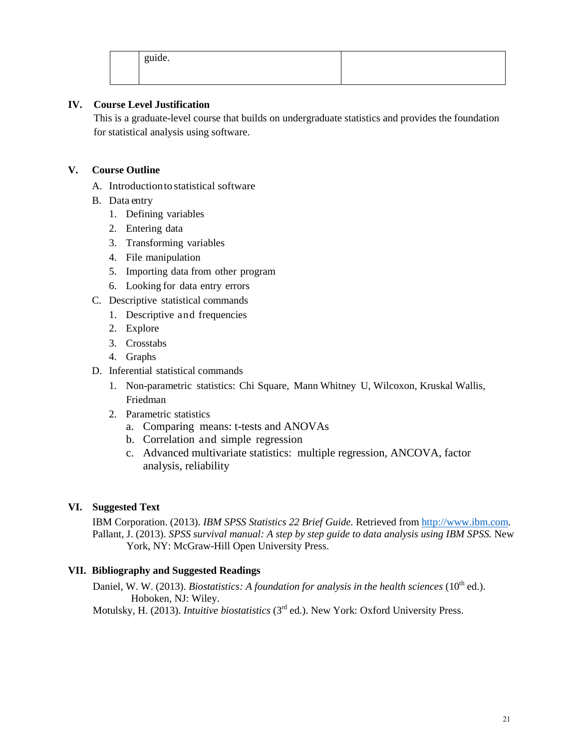| | guide. | |
|---|---|---|

## IV. Course Level Justification

This is a graduate-level course that builds on undergraduate statistics and provides the foundation for statistical analysis using software.

## V. Course Outline

A. Introduction to statistical software
B. Data entry
   1. Defining variables
   2. Entering data
   3. Transforming variables
   4. File manipulation
   5. Importing data from other program
   6. Looking for data entry errors
C. Descriptive statistical commands
   1. Descriptive and frequencies
   2. Explore
   3. Crosstabs
   4. Graphs
D. Inferential statistical commands
   1. Non-parametric statistics: Chi Square, Mann Whitney U, Wilcoxon, Kruskal Wallis, Friedman
   2. Parametric statistics
      a. Comparing means: t-tests and ANOVAs
      b. Correlation and simple regression
      c. Advanced multivariate statistics: multiple regression, ANCOVA, factor analysis, reliability

## VI. Suggested Text

IBM Corporation. (2013). *IBM SPSS Statistics 22 Brief Guide.* Retrieved from http://www.ibm.com.

Pallant, J. (2013). *SPSS survival manual: A step by step guide to data analysis using IBM SPSS.* New York, NY: McGraw-Hill Open University Press.

## VII. Bibliography and Suggested Readings

Daniel, W. W. (2013). *Biostatistics: A foundation for analysis in the health sciences* ($10^{th}$ ed.). Hoboken, NJ: Wiley.

Motulsky, H. (2013). *Intuitive biostatistics* ($3^{rd}$ ed.). New York: Oxford University Press.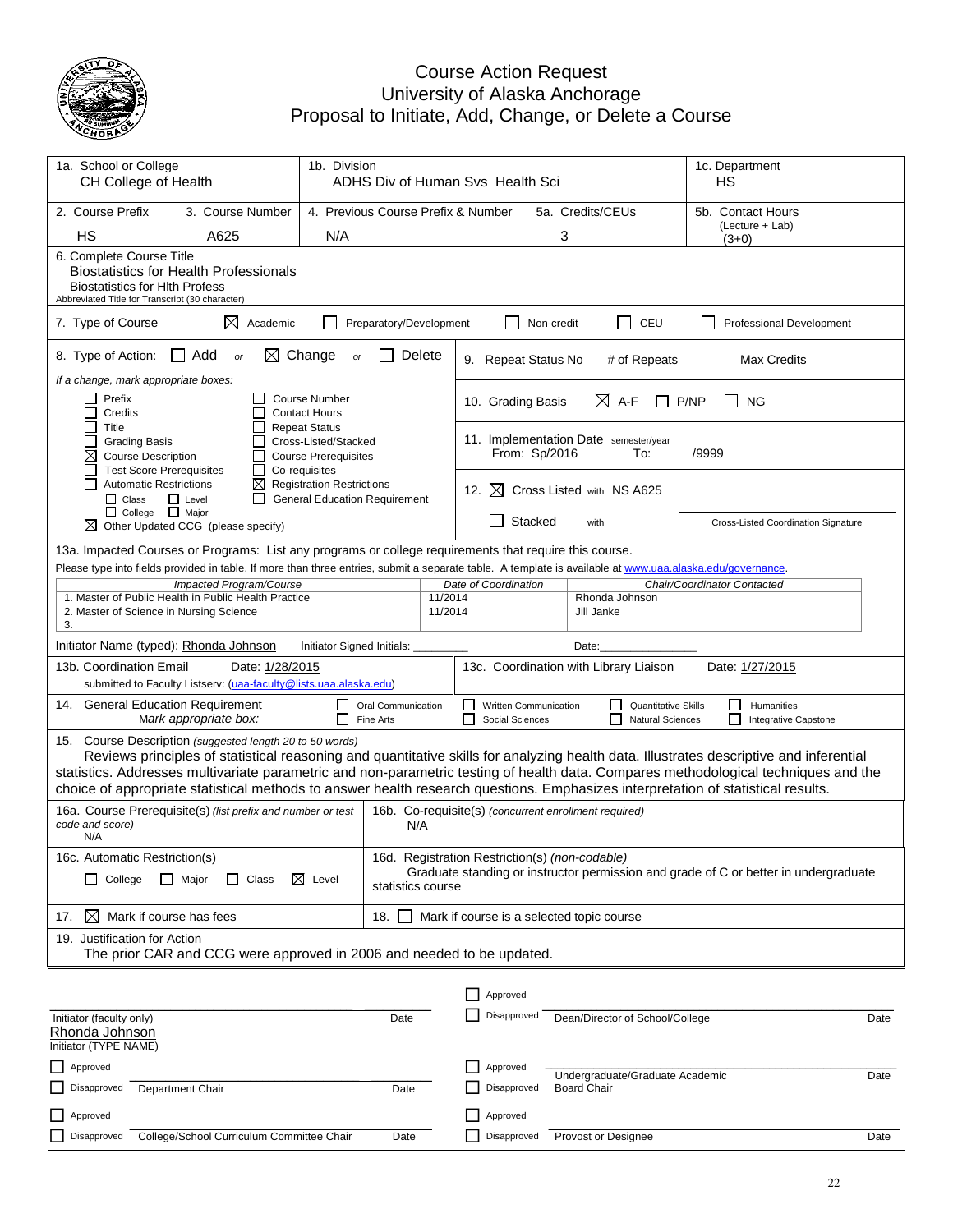# Course Action Request
## University of Alaska Anchorage
## Proposal to Initiate, Add, Change, or Delete a Course

| 1a. School or College | 1b. Division | 1c. Department |
|---|---|---|
| CH College of Health | ADHS Div of Human Svs Health Sci | HS |

| 2. Course Prefix | 3. Course Number | 4. Previous Course Prefix & Number | 5a. Credits/CEUs | 5b. Contact Hours (Lecture + Lab) |
|---|---|---|---|---|
| HS | A625 | N/A | 3 | (3+0) |

6. Complete Course Title
Biostatistics for Health Professionals
Biostatistics for Hlth Profess
Abbreviated Title for Transcript (30 character)

7. Type of Course: ☒ Academic ☐ Preparatory/Development ☐ Non-credit ☐ CEU ☐ Professional Development

8. Type of Action: ☐ Add *or* ☒ Change *or* ☐ Delete

*If a change, mark appropriate boxes:*

- ☐ Prefix
- ☐ Credits
- ☐ Title
- ☐ Grading Basis
- ☒ Course Description
- ☐ Test Score Prerequisites
- ☐ Automatic Restrictions
  - ☐ Class ☐ Level
  - ☐ College ☐ Major
- ☒ Other Updated CCG (please specify)
- ☐ Course Number
- ☐ Contact Hours
- ☐ Repeat Status
- ☐ Cross-Listed/Stacked
- ☐ Course Prerequisites
- ☐ Co-requisites
- ☒ Registration Restrictions
- ☐ General Education Requirement

9. Repeat Status No # of Repeats Max Credits

10. Grading Basis ☒ A-F ☐ P/NP ☐ NG

11. Implementation Date semester/year
From: Sp/2016 To: /9999

12. ☒ Cross Listed with NS A625
☐ Stacked with
Cross-Listed Coordination Signature

13a. Impacted Courses or Programs: List any programs or college requirements that require this course.
Please type into fields provided in table. If more than three entries, submit a separate table. A template is available at www.uaa.alaska.edu/governance.

| Impacted Program/Course | Date of Coordination | Chair/Coordinator Contacted |
|---|---|---|
| 1. Master of Public Health in Public Health Practice | 11/2014 | Rhonda Johnson |
| 2. Master of Science in Nursing Science | 11/2014 | Jill Janke |
| 3. | | |

Initiator Name (typed): Rhonda Johnson Initiator Signed Initials: ________ Date:______________

13b. Coordination Email Date: 1/28/2015
submitted to Faculty Listserv: (uaa-faculty@lists.uaa.alaska.edu)

13c. Coordination with Library Liaison Date: 1/27/2015

14. General Education Requirement *Mark appropriate box:*
☐ Oral Communication ☐ Written Communication ☐ Quantitative Skills ☐ Humanities
☐ Fine Arts ☐ Social Sciences ☐ Natural Sciences ☐ Integrative Capstone

15. Course Description *(suggested length 20 to 50 words)*
Reviews principles of statistical reasoning and quantitative skills for analyzing health data. Illustrates descriptive and inferential statistics. Addresses multivariate parametric and non-parametric testing of health data. Compares methodological techniques and the choice of appropriate statistical methods to answer health research questions. Emphasizes interpretation of statistical results.

16a. Course Prerequisite(s) *(list prefix and number or test code and score)*
N/A

16b. Co-requisite(s) *(concurrent enrollment required)*
N/A

16c. Automatic Restriction(s)
☐ College ☐ Major ☐ Class ☒ Level

16d. Registration Restriction(s) *(non-codable)*
Graduate standing or instructor permission and grade of C or better in undergraduate statistics course

17. ☒ Mark if course has fees

18. ☐ Mark if course is a selected topic course

19. Justification for Action
The prior CAR and CCG were approved in 2006 and needed to be updated.

| | | | | |
|---|---|---|---|---|
| Initiator (faculty only) | Date | ☐ Approved ☐ Disapproved | Dean/Director of School/College | Date |
| Rhonda Johnson<br>Initiator (TYPE NAME) | | | | |
| ☐ Approved ☐ Disapproved Department Chair | Date | ☐ Approved ☐ Disapproved | Undergraduate/Graduate Academic Board Chair | Date |
| ☐ Approved ☐ Disapproved College/School Curriculum Committee Chair | Date | ☐ Approved ☐ Disapproved | Provost or Designee | Date |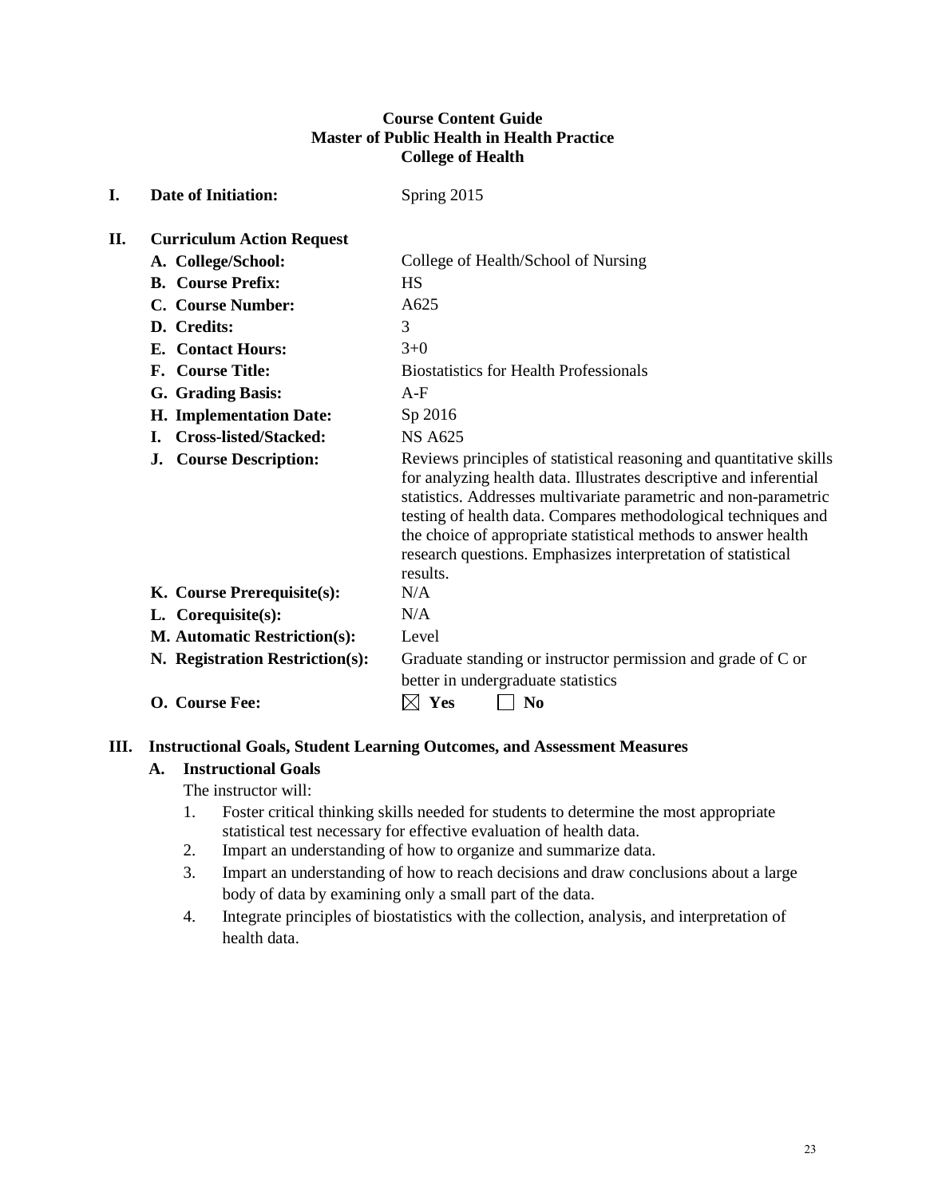**Course Content Guide**
**Master of Public Health in Health Practice**
**College of Health**

**I. Date of Initiation:** Spring 2015

**II. Curriculum Action Request**

| | |
|---|---|
| **A. College/School:** | College of Health/School of Nursing |
| **B. Course Prefix:** | HS |
| **C. Course Number:** | A625 |
| **D. Credits:** | 3 |
| **E. Contact Hours:** | 3+0 |
| **F. Course Title:** | Biostatistics for Health Professionals |
| **G. Grading Basis:** | A-F |
| **H. Implementation Date:** | Sp 2016 |
| **I. Cross-listed/Stacked:** | NS A625 |
| **J. Course Description:** | Reviews principles of statistical reasoning and quantitative skills for analyzing health data. Illustrates descriptive and inferential statistics. Addresses multivariate parametric and non-parametric testing of health data. Compares methodological techniques and the choice of appropriate statistical methods to answer health research questions. Emphasizes interpretation of statistical results. |
| **K. Course Prerequisite(s):** | N/A |
| **L. Corequisite(s):** | N/A |
| **M. Automatic Restriction(s):** | Level |
| **N. Registration Restriction(s):** | Graduate standing or instructor permission and grade of C or better in undergraduate statistics |
| **O. Course Fee:** | ☒ **Yes** ☐ **No** |

**III. Instructional Goals, Student Learning Outcomes, and Assessment Measures**

**A. Instructional Goals**

The instructor will:

1. Foster critical thinking skills needed for students to determine the most appropriate statistical test necessary for effective evaluation of health data.
2. Impart an understanding of how to organize and summarize data.
3. Impart an understanding of how to reach decisions and draw conclusions about a large body of data by examining only a small part of the data.
4. Integrate principles of biostatistics with the collection, analysis, and interpretation of health data.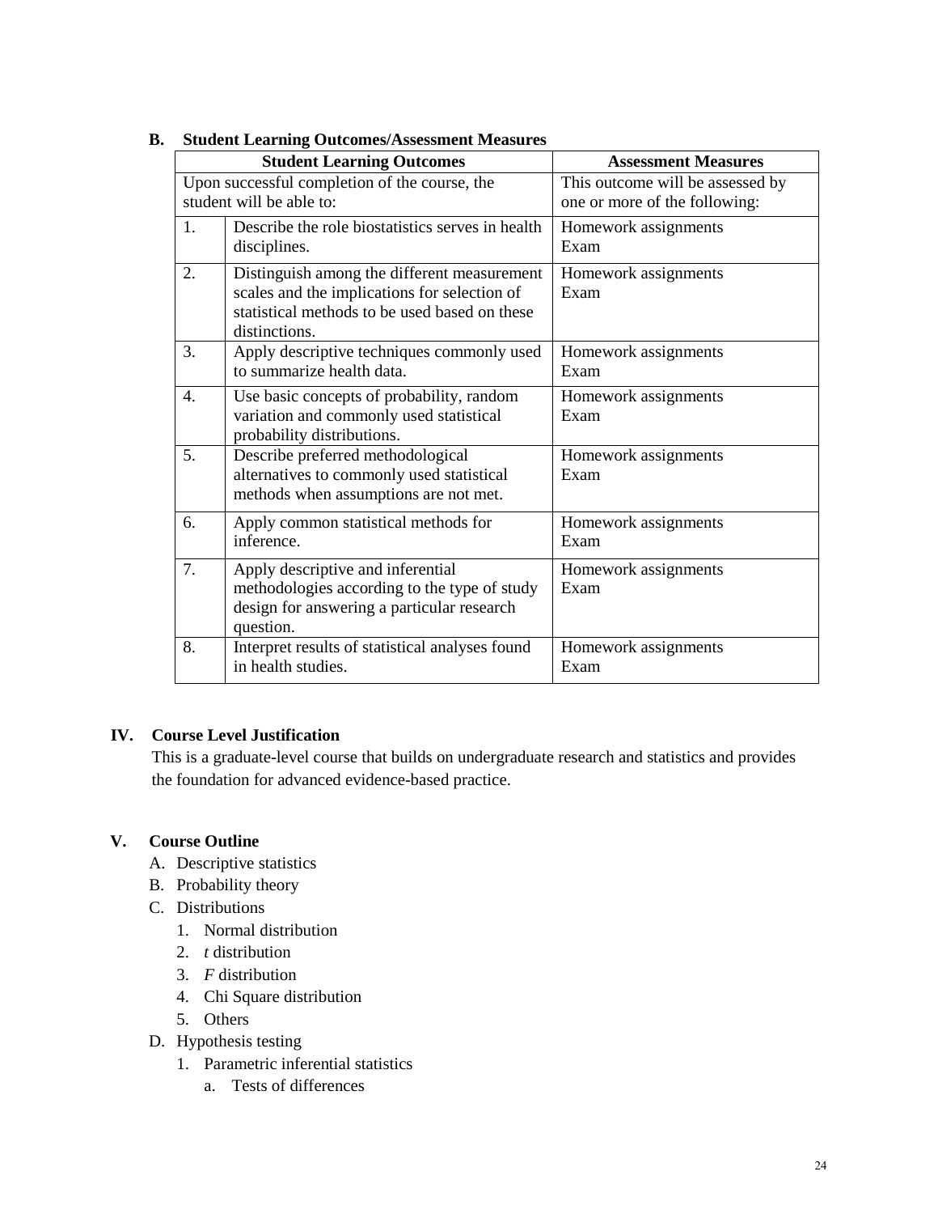**B. Student Learning Outcomes/Assessment Measures**

| Student Learning Outcomes | | Assessment Measures |
|---|---|---|
| Upon successful completion of the course, the student will be able to: | | This outcome will be assessed by one or more of the following: |
| 1. | Describe the role biostatistics serves in health disciplines. | Homework assignments<br>Exam |
| 2. | Distinguish among the different measurement scales and the implications for selection of statistical methods to be used based on these distinctions. | Homework assignments<br>Exam |
| 3. | Apply descriptive techniques commonly used to summarize health data. | Homework assignments<br>Exam |
| 4. | Use basic concepts of probability, random variation and commonly used statistical probability distributions. | Homework assignments<br>Exam |
| 5. | Describe preferred methodological alternatives to commonly used statistical methods when assumptions are not met. | Homework assignments<br>Exam |
| 6. | Apply common statistical methods for inference. | Homework assignments<br>Exam |
| 7. | Apply descriptive and inferential methodologies according to the type of study design for answering a particular research question. | Homework assignments<br>Exam |
| 8. | Interpret results of statistical analyses found in health studies. | Homework assignments<br>Exam |

## IV. Course Level Justification

This is a graduate-level course that builds on undergraduate research and statistics and provides the foundation for advanced evidence-based practice.

## V. Course Outline

A. Descriptive statistics
B. Probability theory
C. Distributions
  1. Normal distribution
  2. *t* distribution
  3. *F* distribution
  4. Chi Square distribution
  5. Others
D. Hypothesis testing
  1. Parametric inferential statistics
    a. Tests of differences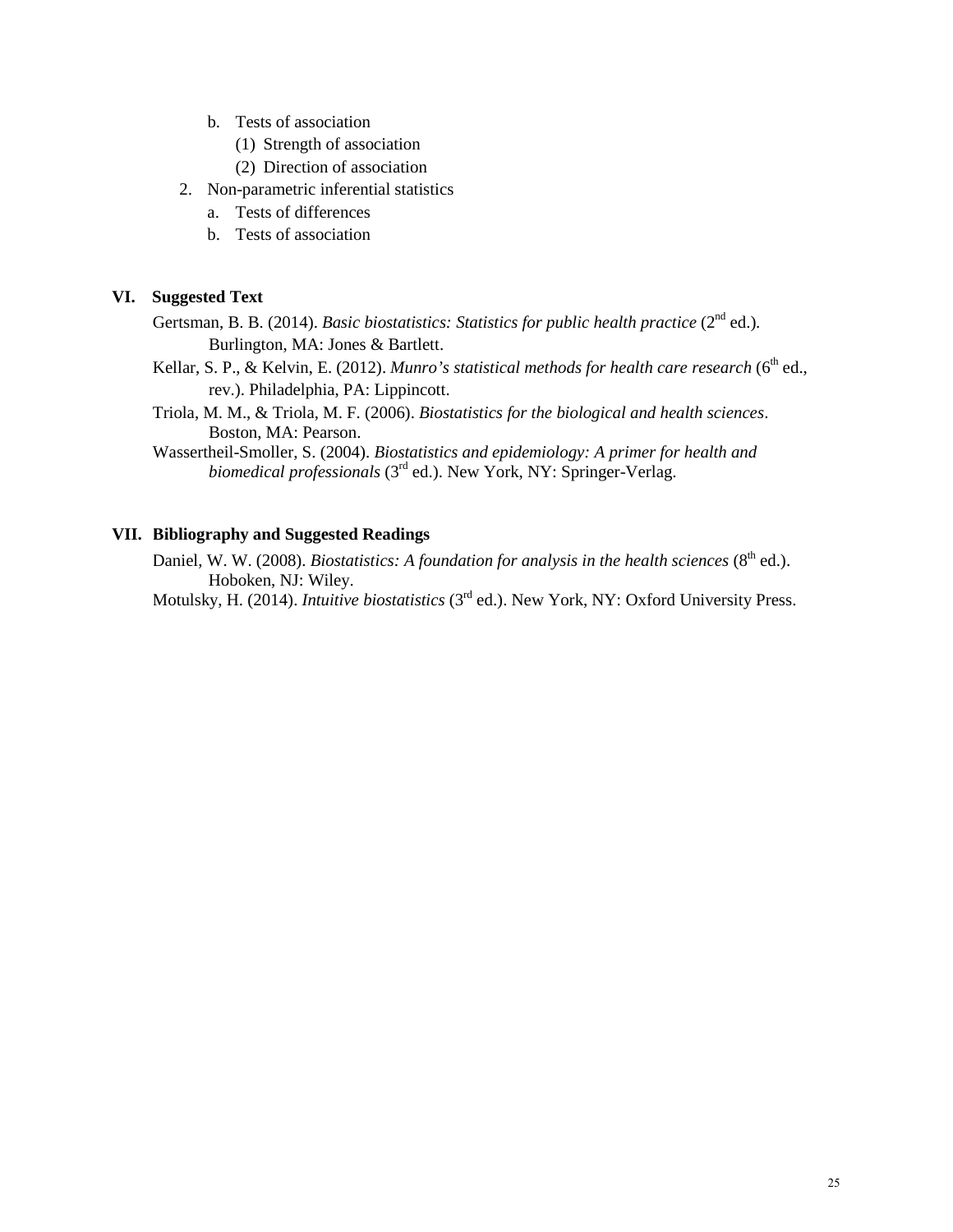b. Tests of association
   (1) Strength of association
   (2) Direction of association

2. Non-parametric inferential statistics
   a. Tests of differences
   b. Tests of association

## VI. Suggested Text

Gertsman, B. B. (2014). *Basic biostatistics: Statistics for public health practice* (2nd ed.). Burlington, MA: Jones & Bartlett.

Kellar, S. P., & Kelvin, E. (2012). *Munro's statistical methods for health care research* (6th ed., rev.). Philadelphia, PA: Lippincott.

Triola, M. M., & Triola, M. F. (2006). *Biostatistics for the biological and health sciences*. Boston, MA: Pearson.

Wassertheil-Smoller, S. (2004). *Biostatistics and epidemiology: A primer for health and biomedical professionals* (3rd ed.). New York, NY: Springer-Verlag.

## VII. Bibliography and Suggested Readings

Daniel, W. W. (2008). *Biostatistics: A foundation for analysis in the health sciences* (8th ed.). Hoboken, NJ: Wiley.

Motulsky, H. (2014). *Intuitive biostatistics* (3rd ed.). New York, NY: Oxford University Press.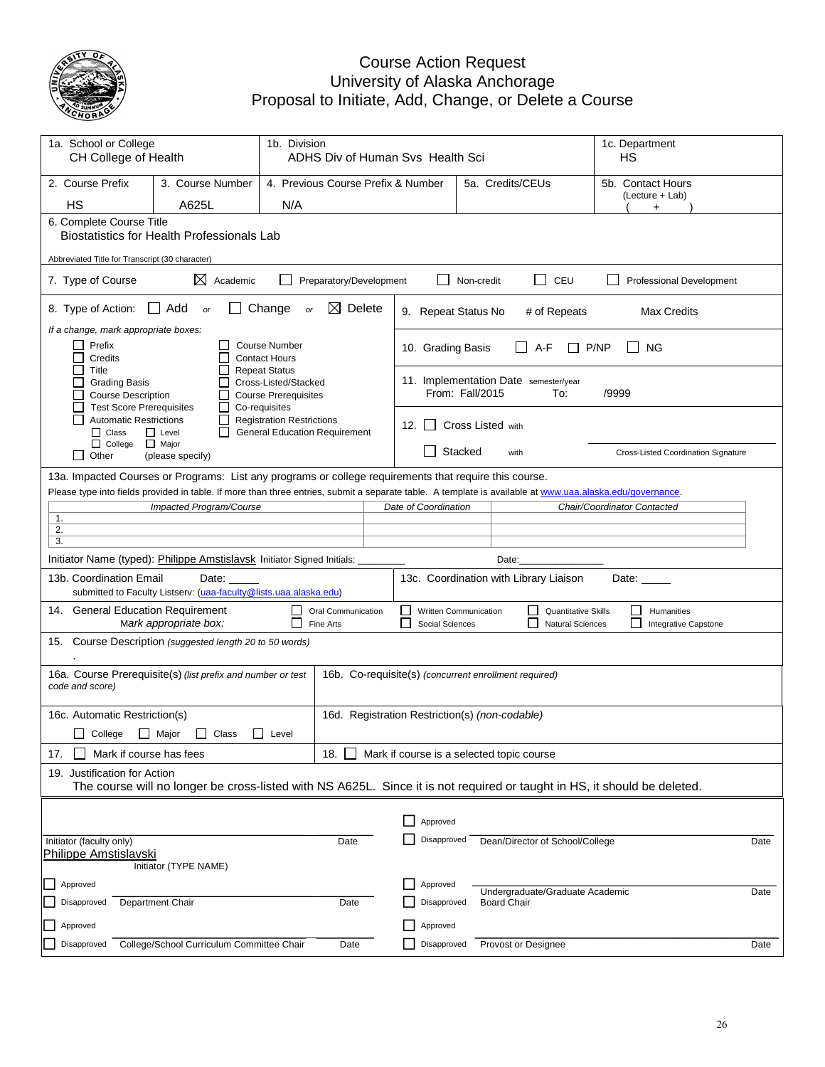# Course Action Request
## University of Alaska Anchorage
## Proposal to Initiate, Add, Change, or Delete a Course

| 1a. School or College | 1b. Division | 1c. Department |
|---|---|---|
| CH College of Health | ADHS Div of Human Svs Health Sci | HS |

| 2. Course Prefix | 3. Course Number | 4. Previous Course Prefix & Number | 5a. Credits/CEUs | 5b. Contact Hours (Lecture + Lab) |
|---|---|---|---|---|
| HS | A625L | N/A | | ( + ) |

6. Complete Course Title
Biostatistics for Health Professionals Lab

Abbreviated Title for Transcript (30 character)

7. Type of Course ☒ Academic ☐ Preparatory/Development ☐ Non-credit ☐ CEU ☐ Professional Development

8. Type of Action: ☐ Add *or* ☐ Change *or* ☒ Delete

*If a change, mark appropriate boxes:*

- ☐ Prefix
- ☐ Credits
- ☐ Title
- ☐ Grading Basis
- ☐ Course Description
- ☐ Test Score Prerequisites
- ☐ Automatic Restrictions
  - ☐ Class ☐ Level
  - ☐ College ☐ Major
- ☐ Other (please specify)
- ☐ Course Number
- ☐ Contact Hours
- ☐ Repeat Status
- ☐ Cross-Listed/Stacked
- ☐ Course Prerequisites
- ☐ Co-requisites
- ☐ Registration Restrictions
- ☐ General Education Requirement

9. Repeat Status No # of Repeats Max Credits

10. Grading Basis ☐ A-F ☐ P/NP ☐ NG

11. Implementation Date semester/year
From: Fall/2015 To: /9999

12. ☐ Cross Listed with
☐ Stacked with
Cross-Listed Coordination Signature

13a. Impacted Courses or Programs: List any programs or college requirements that require this course.
Please type into fields provided in table. If more than three entries, submit a separate table. A template is available at www.uaa.alaska.edu/governance.

| Impacted Program/Course | Date of Coordination | Chair/Coordinator Contacted |
|---|---|---|
| 1. | | |
| 2. | | |
| 3. | | |

Initiator Name (typed): Philippe Amstislavsk Initiator Signed Initials: ________ Date:______________

13b. Coordination Email Date: _____
submitted to Faculty Listserv: (uaa-faculty@lists.uaa.alaska.edu)

13c. Coordination with Library Liaison Date: _____

14. General Education Requirement
*Mark appropriate box:*
☐ Oral Communication ☐ Written Communication ☐ Quantitative Skills ☐ Humanities
☐ Fine Arts ☐ Social Sciences ☐ Natural Sciences ☐ Integrative Capstone

15. Course Description *(suggested length 20 to 50 words)*
.

16a. Course Prerequisite(s) *(list prefix and number or test code and score)*

16b. Co-requisite(s) *(concurrent enrollment required)*

16c. Automatic Restriction(s)
☐ College ☐ Major ☐ Class ☐ Level

16d. Registration Restriction(s) *(non-codable)*

17. ☐ Mark if course has fees

18. ☐ Mark if course is a selected topic course

19. Justification for Action
The course will no longer be cross-listed with NS A625L. Since it is not required or taught in HS, it should be deleted.

Initiator (faculty only) Date
Philippe Amstislavski
Initiator (TYPE NAME)

☐ Approved
☐ Disapproved Dean/Director of School/College Date

☐ Approved
☐ Disapproved Department Chair Date

☐ Approved
☐ Disapproved Undergraduate/Graduate Academic Board Chair Date

☐ Approved
☐ Disapproved College/School Curriculum Committee Chair Date

☐ Approved
☐ Disapproved Provost or Designee Date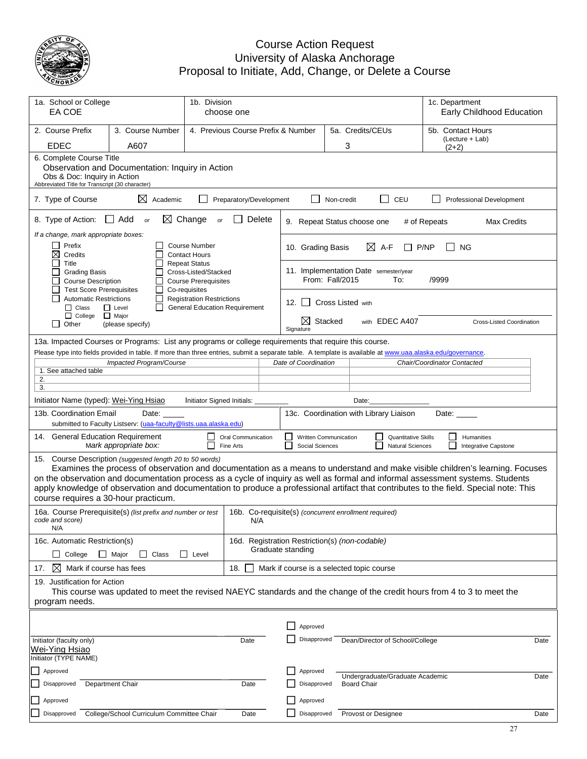# Course Action Request
## University of Alaska Anchorage
## Proposal to Initiate, Add, Change, or Delete a Course

| 1a. School or College | 1b. Division | 1c. Department |
|---|---|---|
| EA COE | choose one | Early Childhood Education |

| 2. Course Prefix | 3. Course Number | 4. Previous Course Prefix & Number | 5a. Credits/CEUs | 5b. Contact Hours (Lecture + Lab) |
|---|---|---|---|---|
| EDEC | A607 | | 3 | (2+2) |

**6. Complete Course Title**
Observation and Documentation: Inquiry in Action
Obs & Doc: Inquiry in Action
Abbreviated Title for Transcript (30 character)

**7. Type of Course** ☒ Academic ☐ Preparatory/Development ☐ Non-credit ☐ CEU ☐ Professional Development

**8. Type of Action:** ☐ Add or ☒ Change or ☐ Delete

If a change, mark appropriate boxes:

- ☐ Prefix
- ☒ Credits
- ☐ Title
- ☐ Grading Basis
- ☐ Course Description
- ☐ Test Score Prerequisites
- ☐ Automatic Restrictions
  - ☐ Class ☐ Level
  - ☐ College ☐ Major
- ☐ Other (please specify)
- ☐ Course Number
- ☐ Contact Hours
- ☐ Repeat Status
- ☐ Cross-Listed/Stacked
- ☐ Course Prerequisites
- ☐ Co-requisites
- ☐ Registration Restrictions
- ☐ General Education Requirement

**9. Repeat Status** choose one # of Repeats Max Credits

**10. Grading Basis** ☒ A-F ☐ P/NP ☐ NG

**11. Implementation Date** semester/year
From: Fall/2015 To: /9999

**12.** ☐ Cross Listed with
☒ Stacked with EDEC A407 Cross-Listed Coordination Signature

**13a. Impacted Courses or Programs:** List any programs or college requirements that require this course.
Please type into fields provided in table. If more than three entries, submit a separate table. A template is available at www.uaa.alaska.edu/governance.

| Impacted Program/Course | Date of Coordination | Chair/Coordinator Contacted |
|---|---|---|
| 1. See attached table | | |
| 2. | | |
| 3. | | |

Initiator Name (typed): Wei-Ying Hsiao Initiator Signed Initials: ________ Date:________________

**13b. Coordination Email** Date: _____
submitted to Faculty Listserv: (uaa-faculty@lists.uaa.alaska.edu)

**13c. Coordination with Library Liaison** Date: _____

**14. General Education Requirement** *Mark appropriate box:*
☐ Oral Communication ☐ Written Communication ☐ Quantitative Skills ☐ Humanities
☐ Fine Arts ☐ Social Sciences ☐ Natural Sciences ☐ Integrative Capstone

**15. Course Description** *(suggested length 20 to 50 words)*
Examines the process of observation and documentation as a means to understand and make visible children's learning. Focuses on the observation and documentation process as a cycle of inquiry as well as formal and informal assessment systems. Students apply knowledge of observation and documentation to produce a professional artifact that contributes to the field. Special note: This course requires a 30-hour practicum.

**16a. Course Prerequisite(s)** *(list prefix and number or test code and score)*
N/A

**16b. Co-requisite(s)** *(concurrent enrollment required)*
N/A

**16c. Automatic Restriction(s)**
☐ College ☐ Major ☐ Class ☐ Level

**16d. Registration Restriction(s)** *(non-codable)*
Graduate standing

**17.** ☒ Mark if course has fees

**18.** ☐ Mark if course is a selected topic course

**19. Justification for Action**
This course was updated to meet the revised NAEYC standards and the change of the credit hours from 4 to 3 to meet the program needs.

| | | | |
|---|---|---|---|
| Initiator (faculty only) — Date | | ☐ Approved ☐ Disapproved | Dean/Director of School/College — Date |
| Wei-Ying Hsiao<br>Initiator (TYPE NAME) | | | |
| ☐ Approved ☐ Disapproved | Department Chair — Date | ☐ Approved ☐ Disapproved | Undergraduate/Graduate Academic Board Chair — Date |
| ☐ Approved ☐ Disapproved | College/School Curriculum Committee Chair — Date | ☐ Approved ☐ Disapproved | Provost or Designee — Date |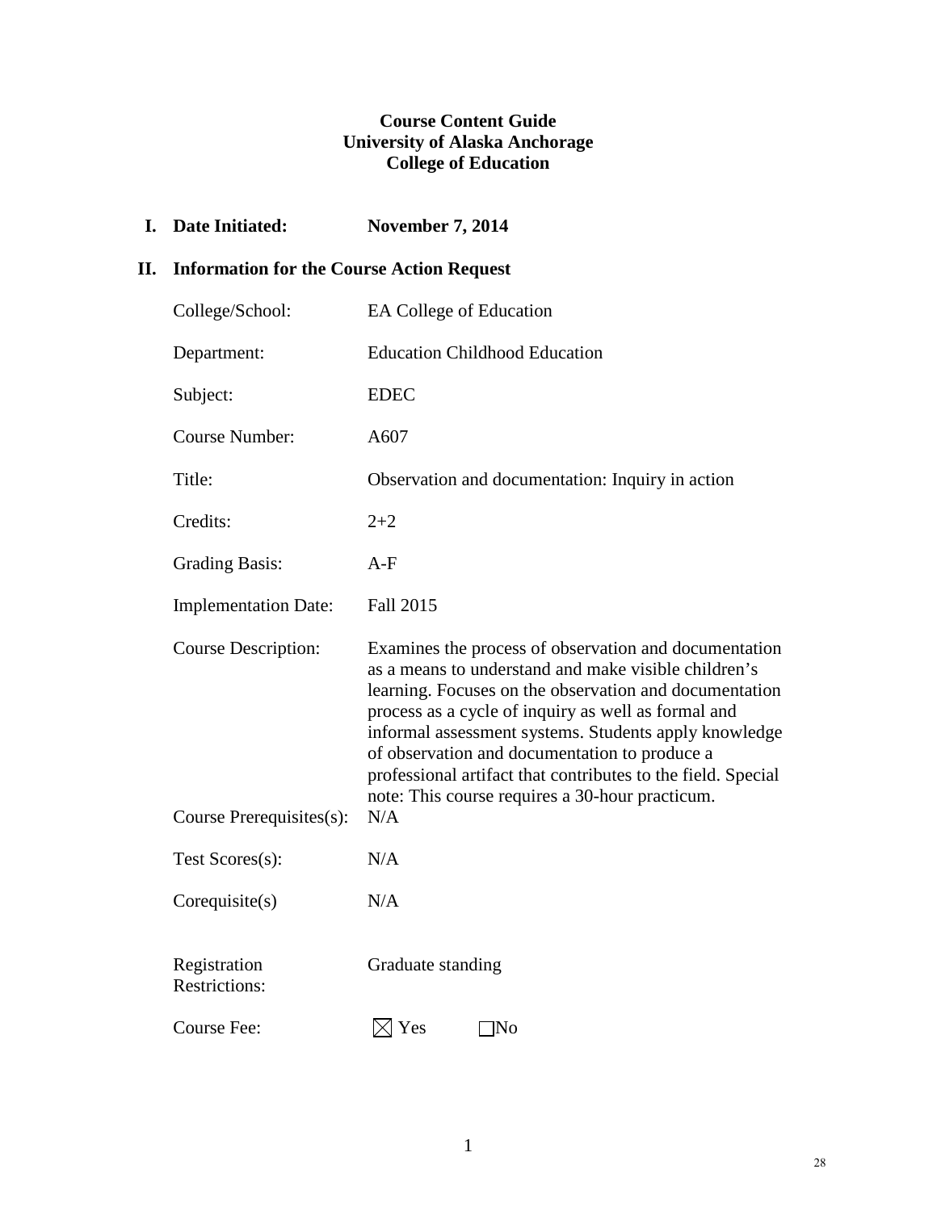**Course Content Guide**
**University of Alaska Anchorage**
**College of Education**

**I. Date Initiated:** **November 7, 2014**

**II. Information for the Course Action Request**

| | |
|---|---|
| College/School: | EA College of Education |
| Department: | Education Childhood Education |
| Subject: | EDEC |
| Course Number: | A607 |
| Title: | Observation and documentation: Inquiry in action |
| Credits: | 2+2 |
| Grading Basis: | A-F |
| Implementation Date: | Fall 2015 |
| Course Description: | Examines the process of observation and documentation as a means to understand and make visible children's learning. Focuses on the observation and documentation process as a cycle of inquiry as well as formal and informal assessment systems. Students apply knowledge of observation and documentation to produce a professional artifact that contributes to the field. Special note: This course requires a 30-hour practicum. |
| Course Prerequisites(s): | N/A |
| Test Scores(s): | N/A |
| Corequisite(s) | N/A |
| Registration Restrictions: | Graduate standing |
| Course Fee: | ☒ Yes ☐ No |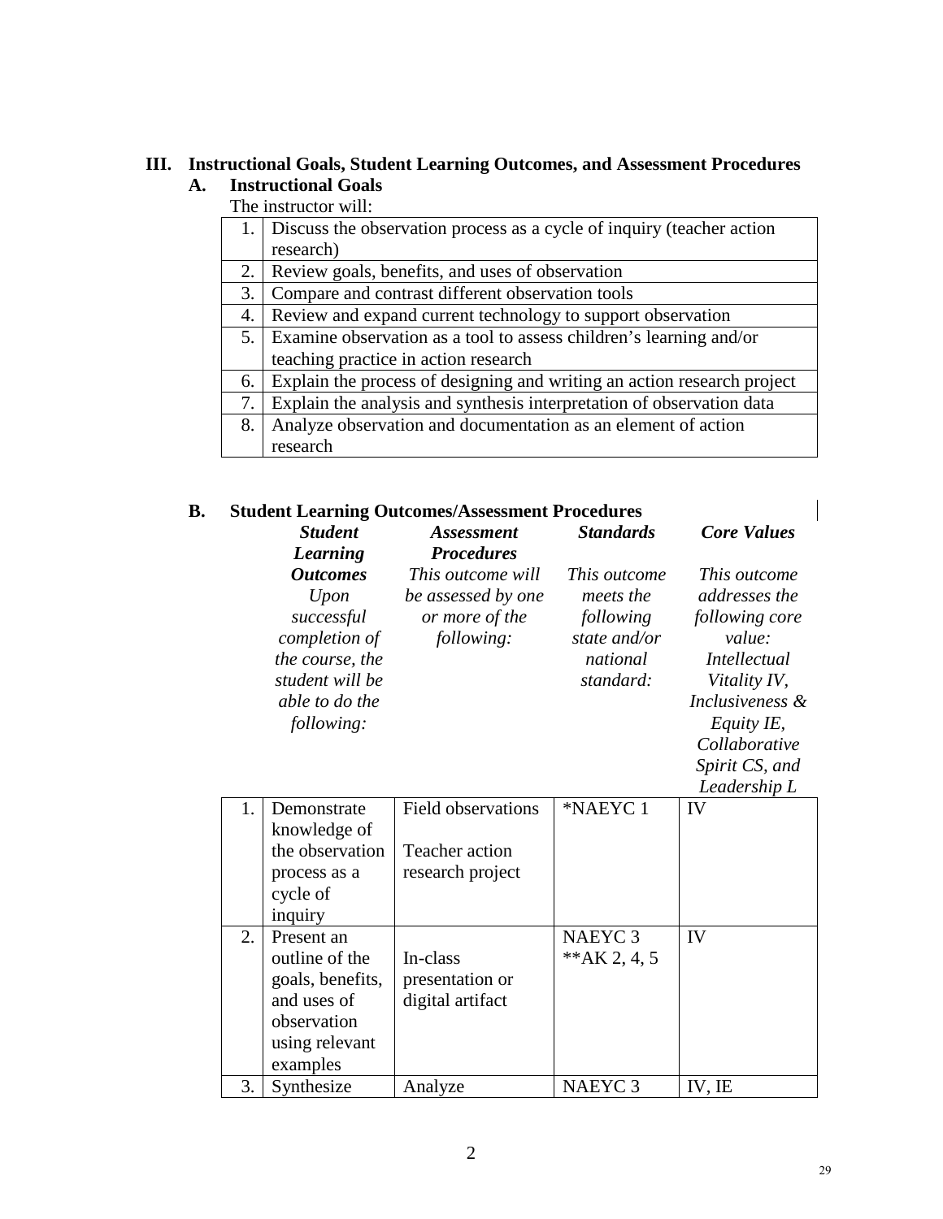## III. Instructional Goals, Student Learning Outcomes, and Assessment Procedures

### A. Instructional Goals

The instructor will:

| | |
|---|---|
| 1. | Discuss the observation process as a cycle of inquiry (teacher action research) |
| 2. | Review goals, benefits, and uses of observation |
| 3. | Compare and contrast different observation tools |
| 4. | Review and expand current technology to support observation |
| 5. | Examine observation as a tool to assess children's learning and/or teaching practice in action research |
| 6. | Explain the process of designing and writing an action research project |
| 7. | Explain the analysis and synthesis interpretation of observation data |
| 8. | Analyze observation and documentation as an element of action research |

### B. Student Learning Outcomes/Assessment Procedures

| | ***Student Learning Outcomes*** *Upon successful completion of the course, the student will be able to do the following:* | ***Assessment Procedures*** *This outcome will be assessed by one or more of the following:* | ***Standards*** *This outcome meets the following state and/or national standard:* | ***Core Values*** *This outcome addresses the following core value: Intellectual Vitality IV, Inclusiveness & Equity IE, Collaborative Spirit CS, and Leadership L* |
|---|---|---|---|---|
| 1. | Demonstrate knowledge of the observation process as a cycle of inquiry | Field observations<br><br>Teacher action research project | *NAEYC 1 | IV |
| 2. | Present an outline of the goals, benefits, and uses of observation using relevant examples | In-class presentation or digital artifact | NAEYC 3<br>**AK 2, 4, 5 | IV |
| 3. | Synthesize | Analyze | NAEYC 3 | IV, IE |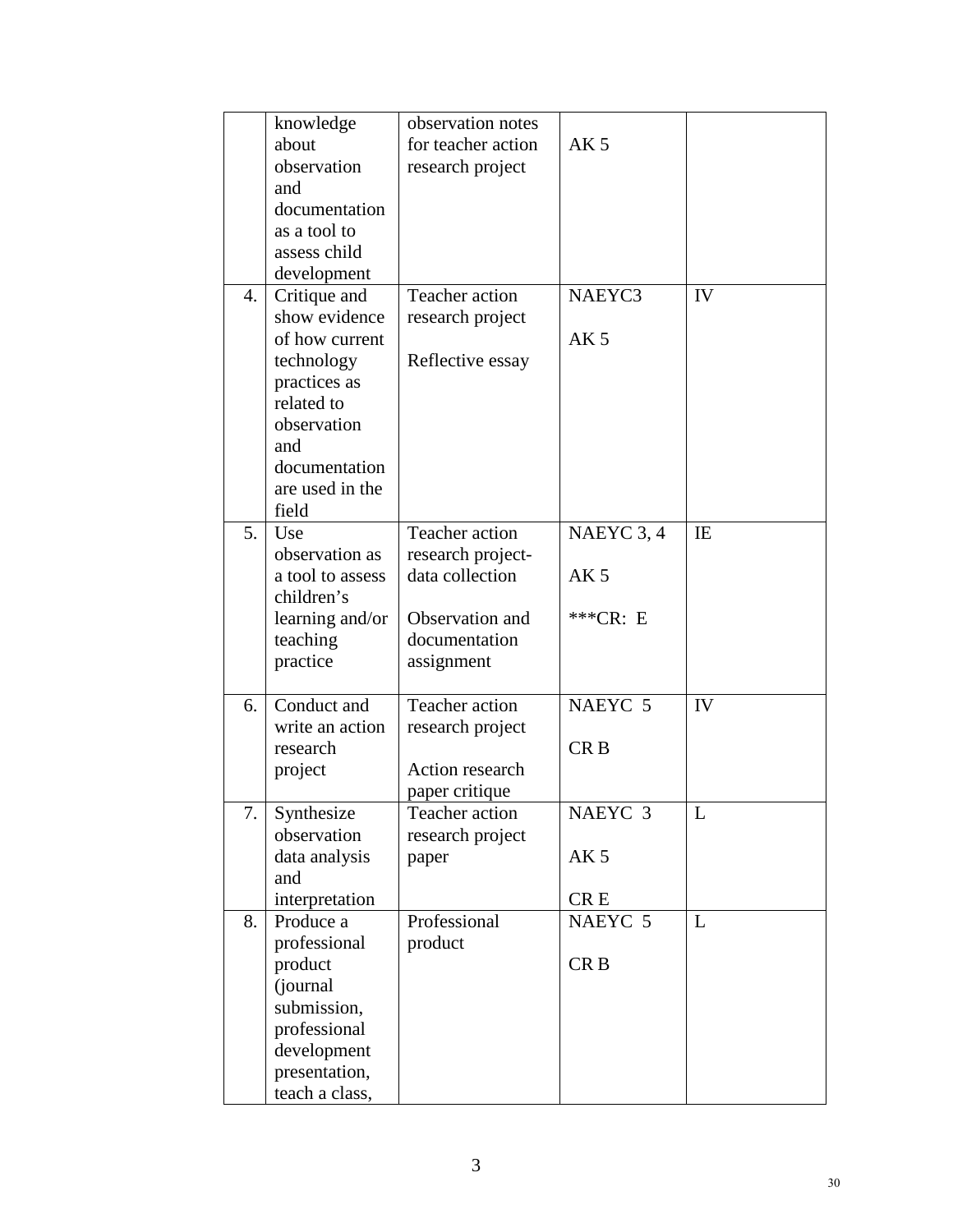|  |  |  |  |  |
|---|---|---|---|---|
|  | knowledge about observation and documentation as a tool to assess child development | observation notes for teacher action research project | AK 5 |  |
| 4. | Critique and show evidence of how current technology practices as related to observation and documentation are used in the field | Teacher action research project<br><br>Reflective essay | NAEYC3<br><br>AK 5 | IV |
| 5. | Use observation as a tool to assess children's learning and/or teaching practice | Teacher action research project- data collection<br><br>Observation and documentation assignment | NAEYC 3, 4<br><br>AK 5<br><br>***CR: E | IE |
| 6. | Conduct and write an action research project | Teacher action research project<br><br>Action research paper critique | NAEYC 5<br><br>CR B | IV |
| 7. | Synthesize observation data analysis and interpretation | Teacher action research project paper | NAEYC 3<br><br>AK 5<br><br>CR E | L |
| 8. | Produce a professional product (journal submission, professional development presentation, teach a class, | Professional product | NAEYC 5<br><br>CR B | L |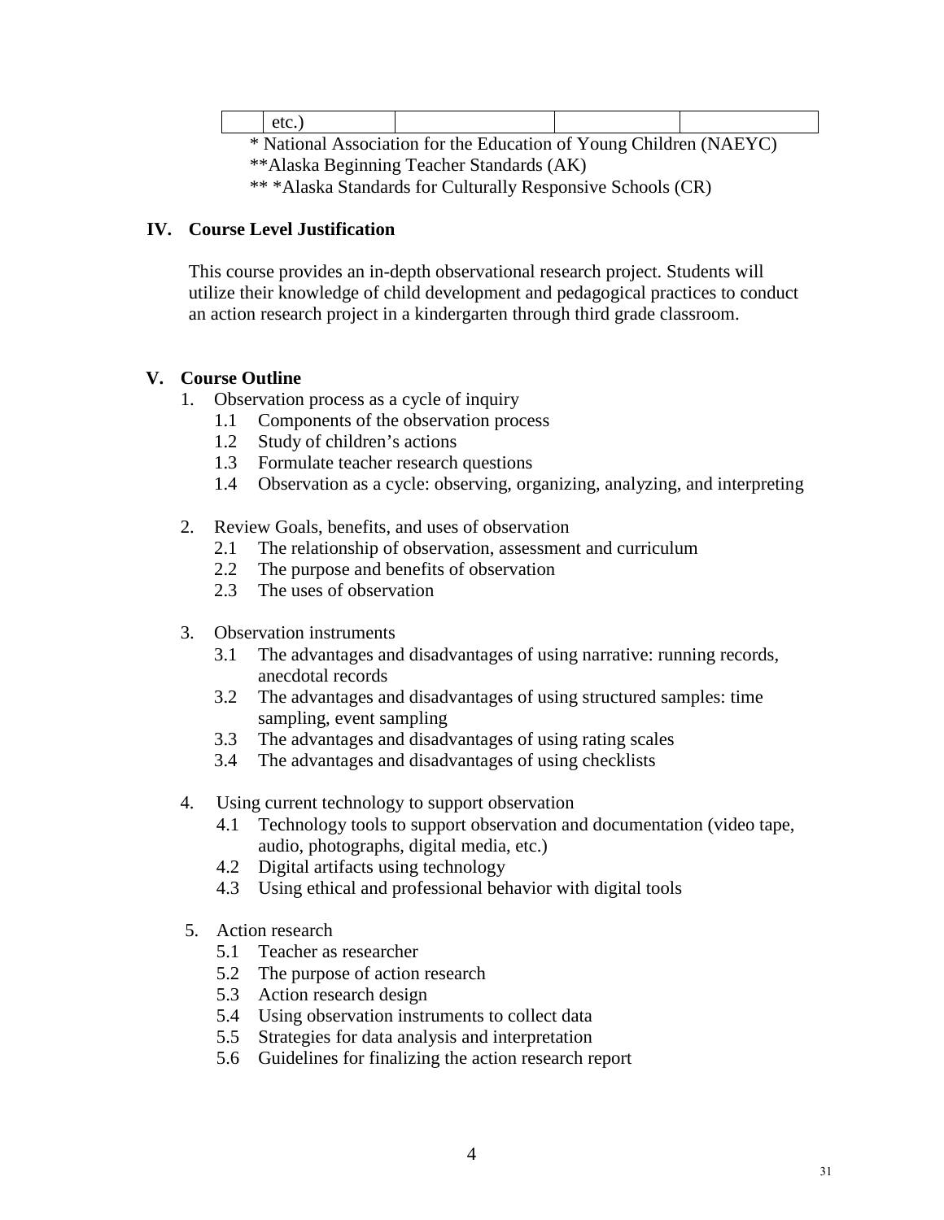| | etc.) | | | |
|---|---|---|---|---|

\* National Association for the Education of Young Children (NAEYC)
\*\*Alaska Beginning Teacher Standards (AK)
\*\* \*Alaska Standards for Culturally Responsive Schools (CR)

## IV. Course Level Justification

This course provides an in-depth observational research project. Students will utilize their knowledge of child development and pedagogical practices to conduct an action research project in a kindergarten through third grade classroom.

## V. Course Outline

1. Observation process as a cycle of inquiry
   - 1.1 Components of the observation process
   - 1.2 Study of children's actions
   - 1.3 Formulate teacher research questions
   - 1.4 Observation as a cycle: observing, organizing, analyzing, and interpreting

2. Review Goals, benefits, and uses of observation
   - 2.1 The relationship of observation, assessment and curriculum
   - 2.2 The purpose and benefits of observation
   - 2.3 The uses of observation

3. Observation instruments
   - 3.1 The advantages and disadvantages of using narrative: running records, anecdotal records
   - 3.2 The advantages and disadvantages of using structured samples: time sampling, event sampling
   - 3.3 The advantages and disadvantages of using rating scales
   - 3.4 The advantages and disadvantages of using checklists

4. Using current technology to support observation
   - 4.1 Technology tools to support observation and documentation (video tape, audio, photographs, digital media, etc.)
   - 4.2 Digital artifacts using technology
   - 4.3 Using ethical and professional behavior with digital tools

5. Action research
   - 5.1 Teacher as researcher
   - 5.2 The purpose of action research
   - 5.3 Action research design
   - 5.4 Using observation instruments to collect data
   - 5.5 Strategies for data analysis and interpretation
   - 5.6 Guidelines for finalizing the action research report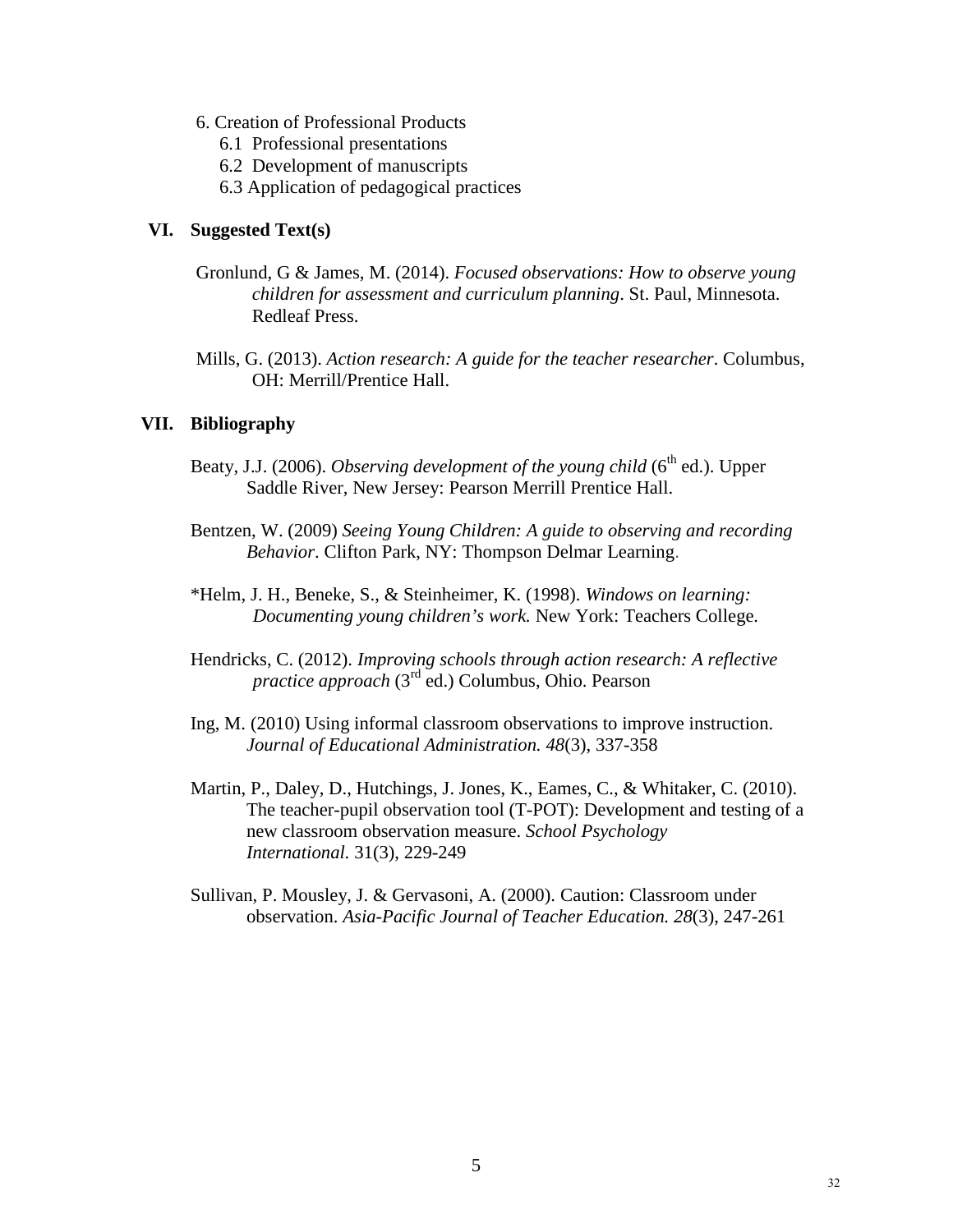6. Creation of Professional Products
   - 6.1 Professional presentations
   - 6.2 Development of manuscripts
   - 6.3 Application of pedagogical practices

## VI. Suggested Text(s)

Gronlund, G & James, M. (2014). *Focused observations: How to observe young children for assessment and curriculum planning*. St. Paul, Minnesota. Redleaf Press.

Mills, G. (2013). *Action research: A guide for the teacher researcher*. Columbus, OH: Merrill/Prentice Hall.

## VII. Bibliography

Beaty, J.J. (2006). *Observing development of the young child* (6th ed.). Upper Saddle River, New Jersey: Pearson Merrill Prentice Hall.

Bentzen, W. (2009) *Seeing Young Children: A guide to observing and recording Behavior*. Clifton Park, NY: Thompson Delmar Learning.

*Helm, J. H., Beneke, S., & Steinheimer, K. (1998). *Windows on learning: Documenting young children's work.* New York: Teachers College.

Hendricks, C. (2012). *Improving schools through action research: A reflective practice approach* (3rd ed.) Columbus, Ohio. Pearson

Ing, M. (2010) Using informal classroom observations to improve instruction. *Journal of Educational Administration. 48*(3), 337-358

Martin, P., Daley, D., Hutchings, J. Jones, K., Eames, C., & Whitaker, C. (2010). The teacher-pupil observation tool (T-POT): Development and testing of a new classroom observation measure. *School Psychology International.* 31(3), 229-249

Sullivan, P. Mousley, J. & Gervasoni, A. (2000). Caution: Classroom under observation. *Asia-Pacific Journal of Teacher Education. 28*(3), 247-261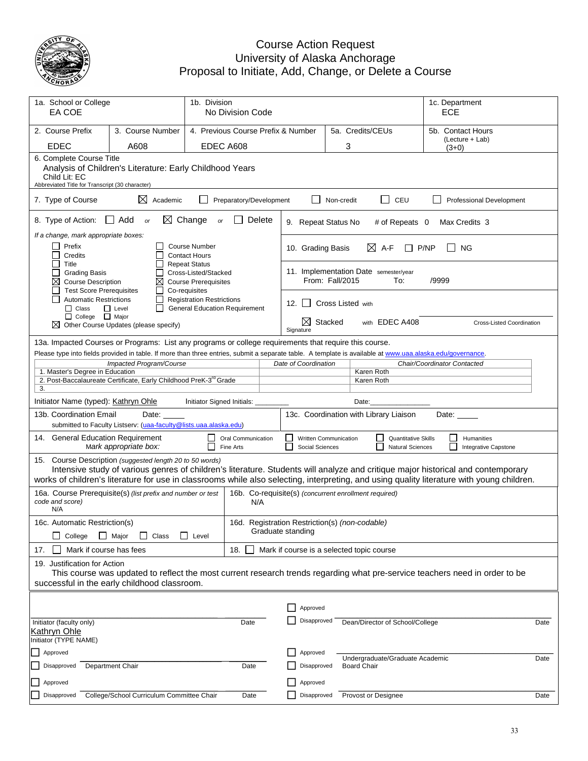# Course Action Request
## University of Alaska Anchorage
## Proposal to Initiate, Add, Change, or Delete a Course

| 1a. School or College | 1b. Division | 1c. Department |
|---|---|---|
| EA COE | No Division Code | ECE |

| 2. Course Prefix | 3. Course Number | 4. Previous Course Prefix & Number | 5a. Credits/CEUs | 5b. Contact Hours (Lecture + Lab) |
|---|---|---|---|---|
| EDEC | A608 | EDEC A608 | 3 | (3+0) |

6. Complete Course Title
Analysis of Children's Literature: Early Childhood Years
Child Lit: EC
Abbreviated Title for Transcript (30 character)

7. Type of Course ☒ Academic ☐ Preparatory/Development ☐ Non-credit ☐ CEU ☐ Professional Development

8. Type of Action: ☐ Add *or* ☒ Change *or* ☐ Delete

*If a change, mark appropriate boxes:*

- ☐ Prefix
- ☐ Credits
- ☐ Title
- ☐ Grading Basis
- ☒ Course Description
- ☐ Test Score Prerequisites
- ☐ Automatic Restrictions
  - ☐ Class ☐ Level
  - ☐ College ☐ Major
- ☒ Other Course Updates (please specify)
- ☐ Course Number
- ☐ Contact Hours
- ☐ Repeat Status
- ☐ Cross-Listed/Stacked
- ☒ Course Prerequisites
- ☐ Co-requisites
- ☐ Registration Restrictions
- ☐ General Education Requirement

9. Repeat Status No # of Repeats 0 Max Credits 3

10. Grading Basis ☒ A-F ☐ P/NP ☐ NG

11. Implementation Date semester/year
From: Fall/2015 To: /9999

12. ☐ Cross Listed with

☒ Stacked with EDEC A408 Cross-Listed Coordination
Signature

13a. Impacted Courses or Programs: List any programs or college requirements that require this course.
Please type into fields provided in table. If more than three entries, submit a separate table. A template is available at www.uaa.alaska.edu/governance.

| *Impacted Program/Course* | *Date of Coordination* | *Chair/Coordinator Contacted* |
|---|---|---|
| 1. Master's Degree in Education | | Karen Roth |
| 2. Post-Baccalaureate Certificate, Early Childhood PreK-3rd Grade | | Karen Roth |
| 3. | | |

Initiator Name (typed): Kathryn Ohle Initiator Signed Initials: _________ Date:_______________

13b. Coordination Email Date: _____
submitted to Faculty Listserv: (uaa-faculty@lists.uaa.alaska.edu)

13c. Coordination with Library Liaison Date: _____

14. General Education Requirement
*Mark appropriate box:*
☐ Oral Communication ☐ Written Communication ☐ Quantitative Skills ☐ Humanities
☐ Fine Arts ☐ Social Sciences ☐ Natural Sciences ☐ Integrative Capstone

15. Course Description *(suggested length 20 to 50 words)*
Intensive study of various genres of children's literature. Students will analyze and critique major historical and contemporary works of children's literature for use in classrooms while also selecting, interpreting, and using quality literature with young children.

16a. Course Prerequisite(s) *(list prefix and number or test code and score)*
N/A

16b. Co-requisite(s) *(concurrent enrollment required)*
N/A

16c. Automatic Restriction(s)
☐ College ☐ Major ☐ Class ☐ Level

16d. Registration Restriction(s) *(non-codable)*
Graduate standing

17. ☐ Mark if course has fees

18. ☐ Mark if course is a selected topic course

19. Justification for Action
This course was updated to reflect the most current research trends regarding what pre-service teachers need in order to be successful in the early childhood classroom.

| | | | |
|---|---|---|---|
| Initiator (faculty only) | Date | ☐ Approved ☐ Disapproved Dean/Director of School/College | Date |
| Kathryn Ohle<br>Initiator (TYPE NAME) | | | |
| ☐ Approved ☐ Disapproved Department Chair | Date | ☐ Approved ☐ Disapproved Undergraduate/Graduate Academic Board Chair | Date |
| ☐ Approved ☐ Disapproved College/School Curriculum Committee Chair | Date | ☐ Approved ☐ Disapproved Provost or Designee | Date |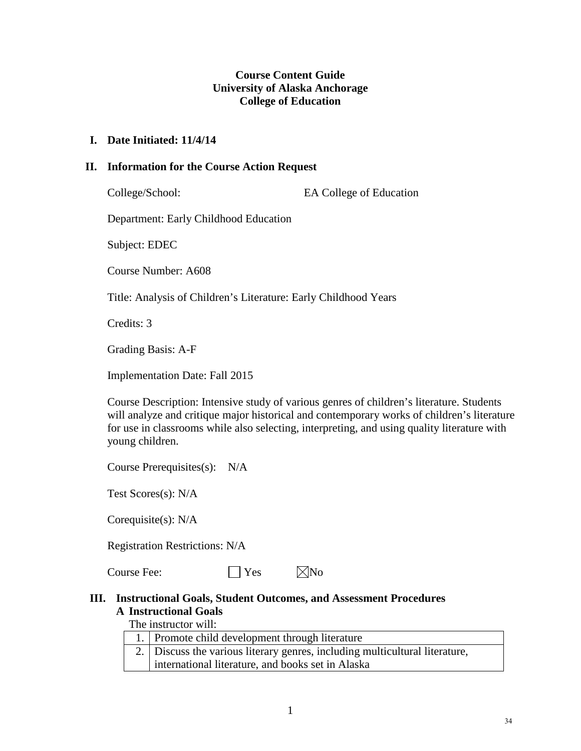**Course Content Guide**
**University of Alaska Anchorage**
**College of Education**

## I. Date Initiated: 11/4/14

## II. Information for the Course Action Request

College/School: EA College of Education

Department: Early Childhood Education

Subject: EDEC

Course Number: A608

Title: Analysis of Children's Literature: Early Childhood Years

Credits: 3

Grading Basis: A-F

Implementation Date: Fall 2015

Course Description: Intensive study of various genres of children's literature. Students will analyze and critique major historical and contemporary works of children's literature for use in classrooms while also selecting, interpreting, and using quality literature with young children.

Course Prerequisites(s): N/A

Test Scores(s): N/A

Corequisite(s): N/A

Registration Restrictions: N/A

Course Fee: ☐ Yes ☒ No

## III. Instructional Goals, Student Outcomes, and Assessment Procedures

### A Instructional Goals

The instructor will:

| | |
|---|---|
| 1. | Promote child development through literature |
| 2. | Discuss the various literary genres, including multicultural literature, international literature, and books set in Alaska |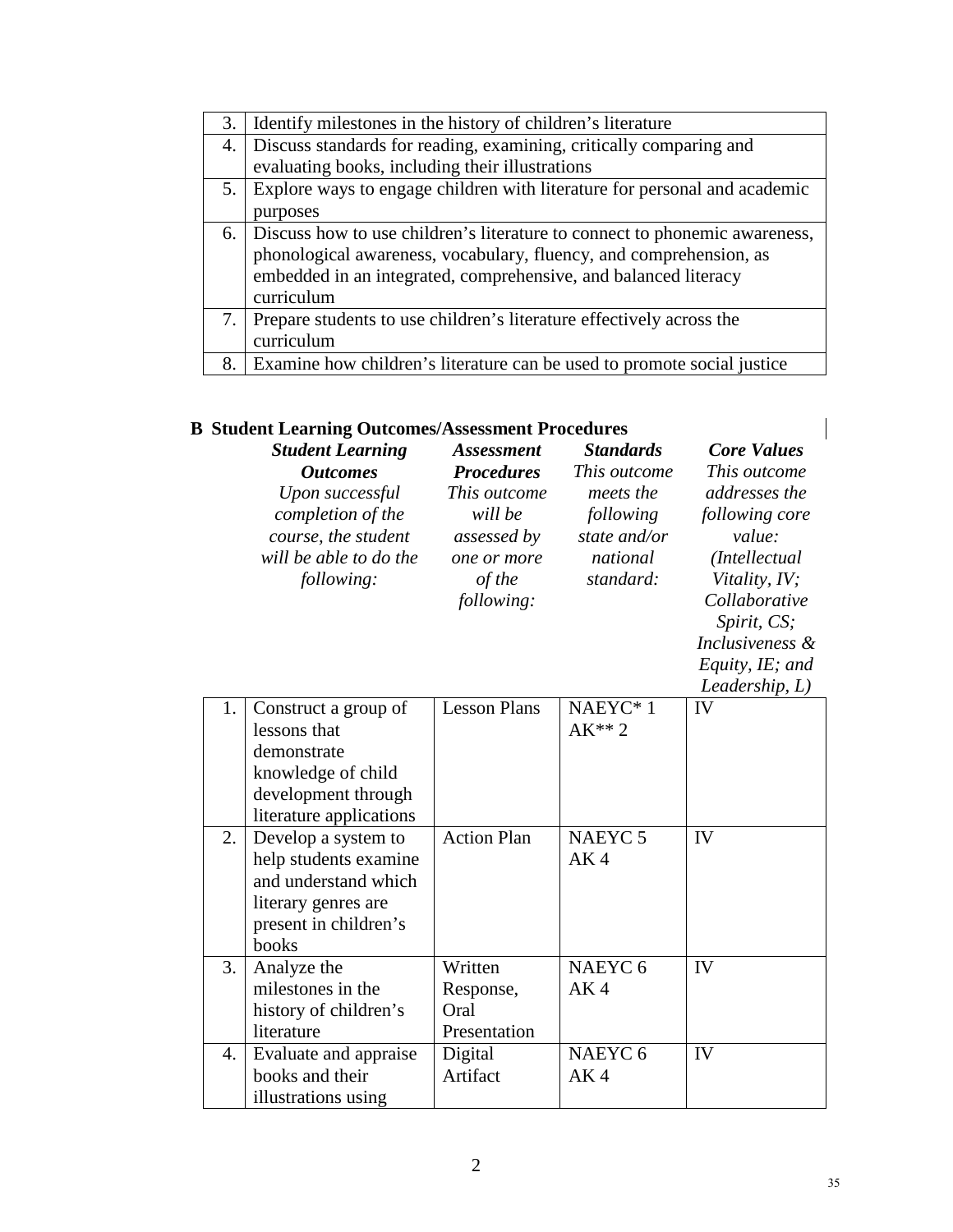| | |
|---|---|
| 3. | Identify milestones in the history of children's literature |
| 4. | Discuss standards for reading, examining, critically comparing and evaluating books, including their illustrations |
| 5. | Explore ways to engage children with literature for personal and academic purposes |
| 6. | Discuss how to use children's literature to connect to phonemic awareness, phonological awareness, vocabulary, fluency, and comprehension, as embedded in an integrated, comprehensive, and balanced literacy curriculum |
| 7. | Prepare students to use children's literature effectively across the curriculum |
| 8. | Examine how children's literature can be used to promote social justice |

## B Student Learning Outcomes/Assessment Procedures

| | ***Student Learning Outcomes*** *Upon successful completion of the course, the student will be able to do the following:* | ***Assessment Procedures*** *This outcome will be assessed by one or more of the following:* | ***Standards*** *This outcome meets the following state and/or national standard:* | ***Core Values*** *This outcome addresses the following core value: (Intellectual Vitality, IV; Collaborative Spirit, CS; Inclusiveness & Equity, IE; and Leadership, L)* |
|---|---|---|---|---|
| 1. | Construct a group of lessons that demonstrate knowledge of child development through literature applications | Lesson Plans | NAEYC* 1 AK** 2 | IV |
| 2. | Develop a system to help students examine and understand which literary genres are present in children's books | Action Plan | NAEYC 5 AK 4 | IV |
| 3. | Analyze the milestones in the history of children's literature | Written Response, Oral Presentation | NAEYC 6 AK 4 | IV |
| 4. | Evaluate and appraise books and their illustrations using | Digital Artifact | NAEYC 6 AK 4 | IV |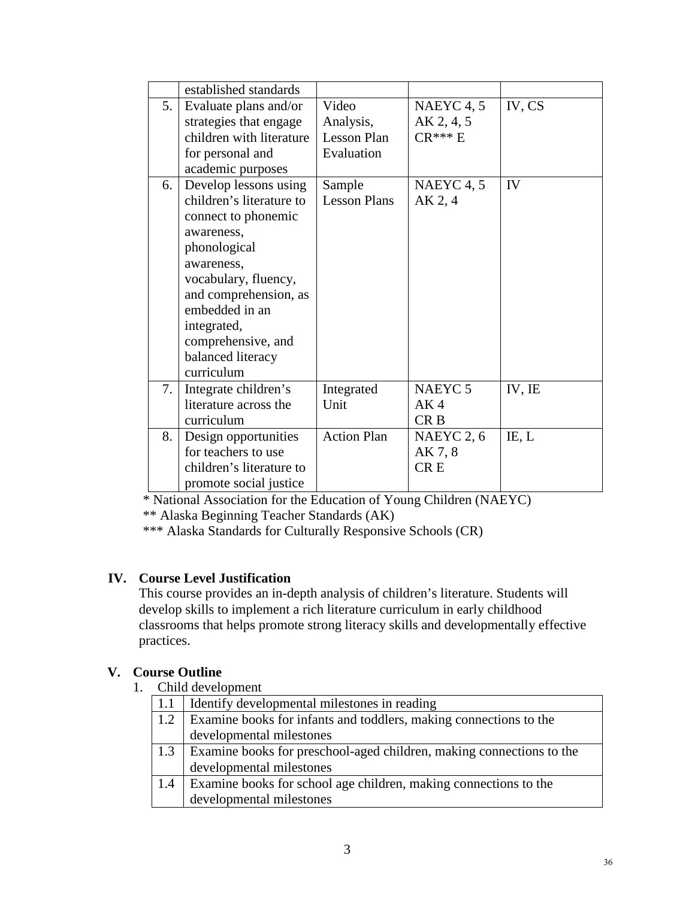| | | | | |
|---|---|---|---|---|
| | established standards | | | |
| 5. | Evaluate plans and/or strategies that engage children with literature for personal and academic purposes | Video Analysis, Lesson Plan Evaluation | NAEYC 4, 5<br>AK 2, 4, 5<br>CR*** E | IV, CS |
| 6. | Develop lessons using children's literature to connect to phonemic awareness, phonological awareness, vocabulary, fluency, and comprehension, as embedded in an integrated, comprehensive, and balanced literacy curriculum | Sample Lesson Plans | NAEYC 4, 5<br>AK 2, 4 | IV |
| 7. | Integrate children's literature across the curriculum | Integrated Unit | NAEYC 5<br>AK 4<br>CR B | IV, IE |
| 8. | Design opportunities for teachers to use children's literature to promote social justice | Action Plan | NAEYC 2, 6<br>AK 7, 8<br>CR E | IE, L |

\* National Association for the Education of Young Children (NAEYC)
\*\* Alaska Beginning Teacher Standards (AK)
\*\*\* Alaska Standards for Culturally Responsive Schools (CR)

## IV. Course Level Justification

This course provides an in-depth analysis of children's literature. Students will develop skills to implement a rich literature curriculum in early childhood classrooms that helps promote strong literacy skills and developmentally effective practices.

## V. Course Outline

1. Child development

| | |
|---|---|
| 1.1 | Identify developmental milestones in reading |
| 1.2 | Examine books for infants and toddlers, making connections to the developmental milestones |
| 1.3 | Examine books for preschool-aged children, making connections to the developmental milestones |
| 1.4 | Examine books for school age children, making connections to the developmental milestones |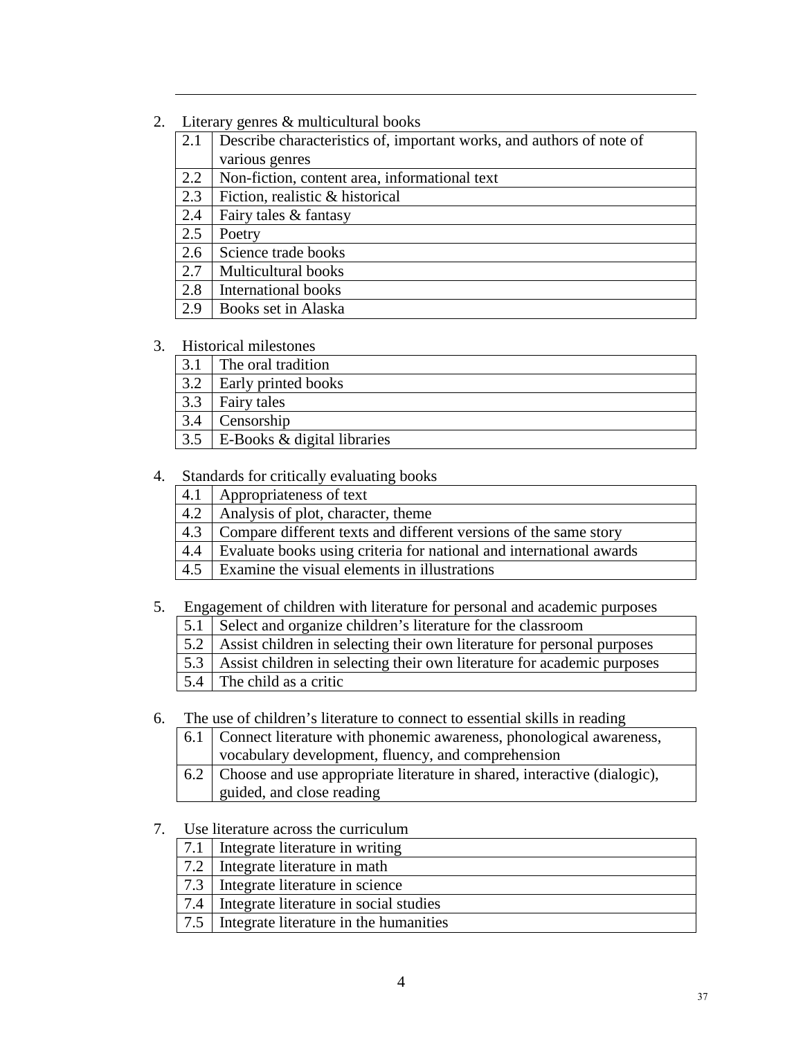2. Literary genres & multicultural books

| | |
|---|---|
| 2.1 | Describe characteristics of, important works, and authors of note of various genres |
| 2.2 | Non-fiction, content area, informational text |
| 2.3 | Fiction, realistic & historical |
| 2.4 | Fairy tales & fantasy |
| 2.5 | Poetry |
| 2.6 | Science trade books |
| 2.7 | Multicultural books |
| 2.8 | International books |
| 2.9 | Books set in Alaska |

3. Historical milestones

| | |
|---|---|
| 3.1 | The oral tradition |
| 3.2 | Early printed books |
| 3.3 | Fairy tales |
| 3.4 | Censorship |
| 3.5 | E-Books & digital libraries |

4. Standards for critically evaluating books

| | |
|---|---|
| 4.1 | Appropriateness of text |
| 4.2 | Analysis of plot, character, theme |
| 4.3 | Compare different texts and different versions of the same story |
| 4.4 | Evaluate books using criteria for national and international awards |
| 4.5 | Examine the visual elements in illustrations |

5. Engagement of children with literature for personal and academic purposes

| | |
|---|---|
| 5.1 | Select and organize children's literature for the classroom |
| 5.2 | Assist children in selecting their own literature for personal purposes |
| 5.3 | Assist children in selecting their own literature for academic purposes |
| 5.4 | The child as a critic |

6. The use of children's literature to connect to essential skills in reading

| | |
|---|---|
| 6.1 | Connect literature with phonemic awareness, phonological awareness, vocabulary development, fluency, and comprehension |
| 6.2 | Choose and use appropriate literature in shared, interactive (dialogic), guided, and close reading |

7. Use literature across the curriculum

| | |
|---|---|
| 7.1 | Integrate literature in writing |
| 7.2 | Integrate literature in math |
| 7.3 | Integrate literature in science |
| 7.4 | Integrate literature in social studies |
| 7.5 | Integrate literature in the humanities |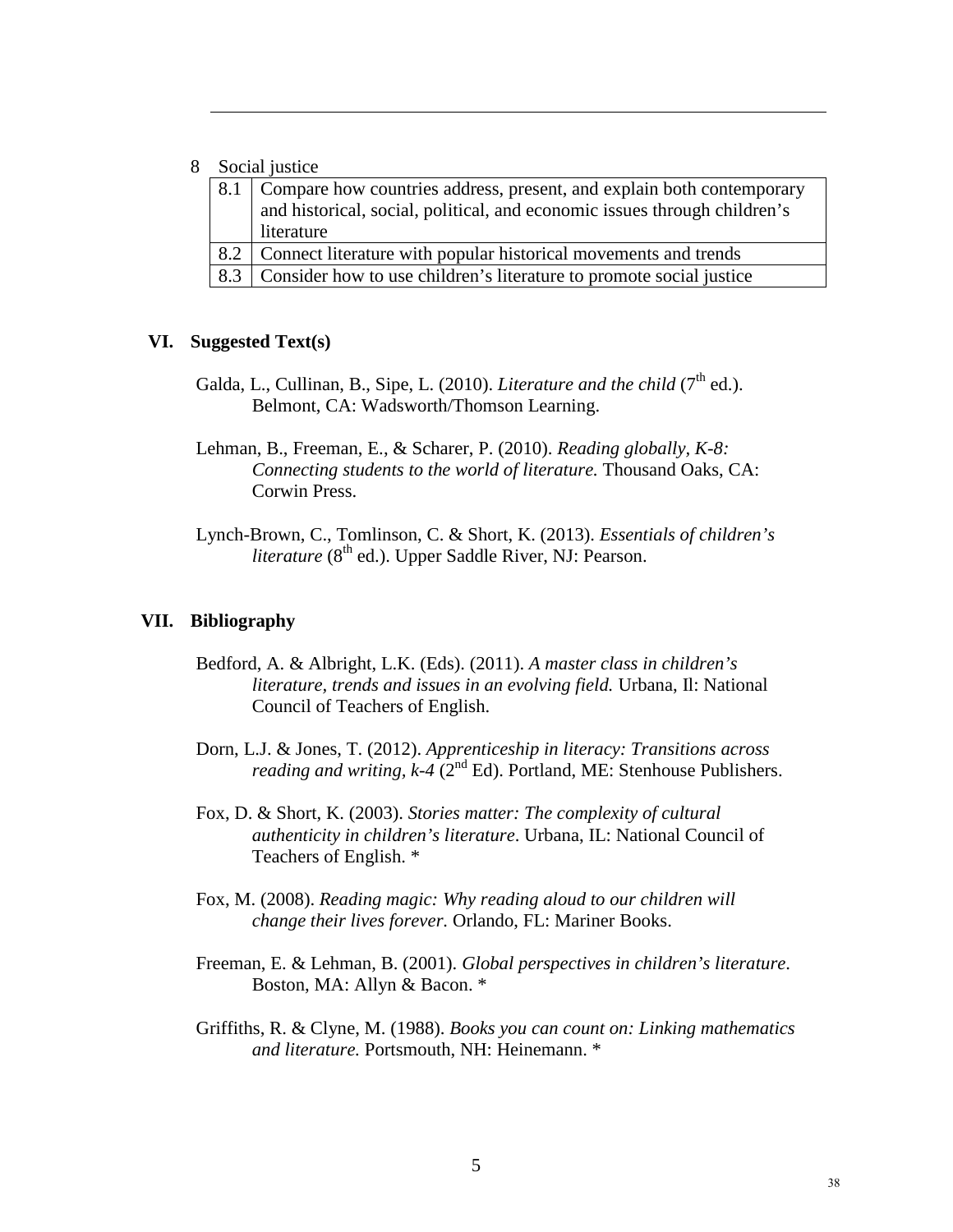8 Social justice

| | |
|---|---|
| 8.1 | Compare how countries address, present, and explain both contemporary and historical, social, political, and economic issues through children's literature |
| 8.2 | Connect literature with popular historical movements and trends |
| 8.3 | Consider how to use children's literature to promote social justice |

## VI. Suggested Text(s)

Galda, L., Cullinan, B., Sipe, L. (2010). *Literature and the child* (7th ed.). Belmont, CA: Wadsworth/Thomson Learning.

Lehman, B., Freeman, E., & Scharer, P. (2010). *Reading globally, K-8: Connecting students to the world of literature.* Thousand Oaks, CA: Corwin Press.

Lynch-Brown, C., Tomlinson, C. & Short, K. (2013). *Essentials of children's literature* (8th ed.). Upper Saddle River, NJ: Pearson.

## VII. Bibliography

Bedford, A. & Albright, L.K. (Eds). (2011). *A master class in children's literature, trends and issues in an evolving field.* Urbana, Il: National Council of Teachers of English.

Dorn, L.J. & Jones, T. (2012). *Apprenticeship in literacy: Transitions across reading and writing, k-4* (2nd Ed). Portland, ME: Stenhouse Publishers.

Fox, D. & Short, K. (2003). *Stories matter: The complexity of cultural authenticity in children's literature*. Urbana, IL: National Council of Teachers of English. *

Fox, M. (2008). *Reading magic: Why reading aloud to our children will change their lives forever.* Orlando, FL: Mariner Books.

Freeman, E. & Lehman, B. (2001). *Global perspectives in children's literature*. Boston, MA: Allyn & Bacon. *

Griffiths, R. & Clyne, M. (1988). *Books you can count on: Linking mathematics and literature.* Portsmouth, NH: Heinemann. *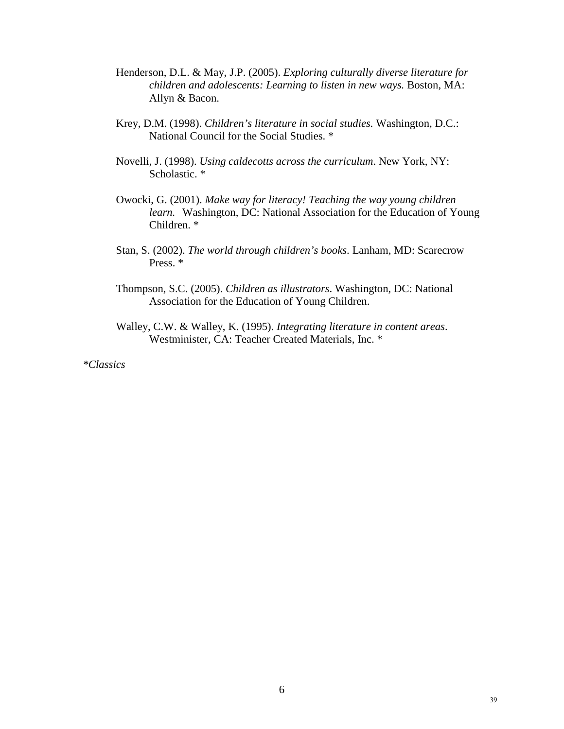Henderson, D.L. & May, J.P. (2005). *Exploring culturally diverse literature for children and adolescents: Learning to listen in new ways.* Boston, MA: Allyn & Bacon.

Krey, D.M. (1998). *Children's literature in social studies.* Washington, D.C.: National Council for the Social Studies. *

Novelli, J. (1998). *Using caldecotts across the curriculum*. New York, NY: Scholastic. *

Owocki, G. (2001). *Make way for literacy! Teaching the way young children learn.* Washington, DC: National Association for the Education of Young Children. *

Stan, S. (2002). *The world through children's books*. Lanham, MD: Scarecrow Press. *

Thompson, S.C. (2005). *Children as illustrators*. Washington, DC: National Association for the Education of Young Children.

Walley, C.W. & Walley, K. (1995). *Integrating literature in content areas*. Westminister, CA: Teacher Created Materials, Inc. *

**Classics*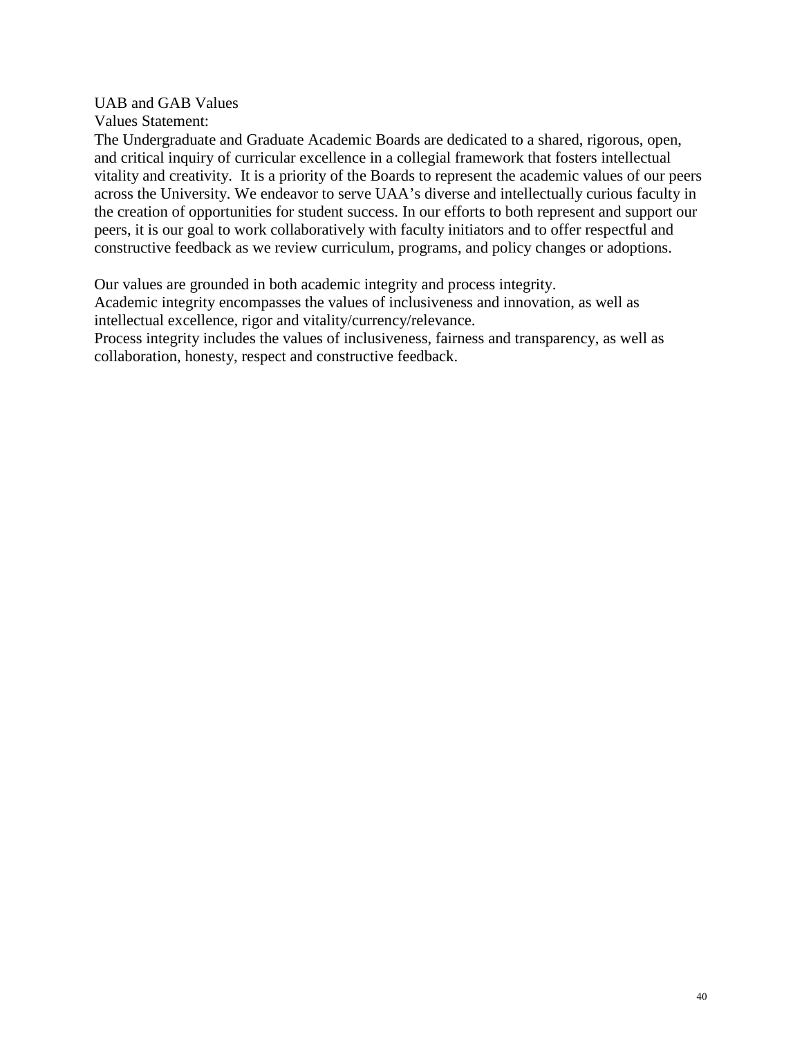UAB and GAB Values

Values Statement:

The Undergraduate and Graduate Academic Boards are dedicated to a shared, rigorous, open, and critical inquiry of curricular excellence in a collegial framework that fosters intellectual vitality and creativity. It is a priority of the Boards to represent the academic values of our peers across the University. We endeavor to serve UAA's diverse and intellectually curious faculty in the creation of opportunities for student success. In our efforts to both represent and support our peers, it is our goal to work collaboratively with faculty initiators and to offer respectful and constructive feedback as we review curriculum, programs, and policy changes or adoptions.

Our values are grounded in both academic integrity and process integrity.

Academic integrity encompasses the values of inclusiveness and innovation, as well as intellectual excellence, rigor and vitality/currency/relevance.

Process integrity includes the values of inclusiveness, fairness and transparency, as well as collaboration, honesty, respect and constructive feedback.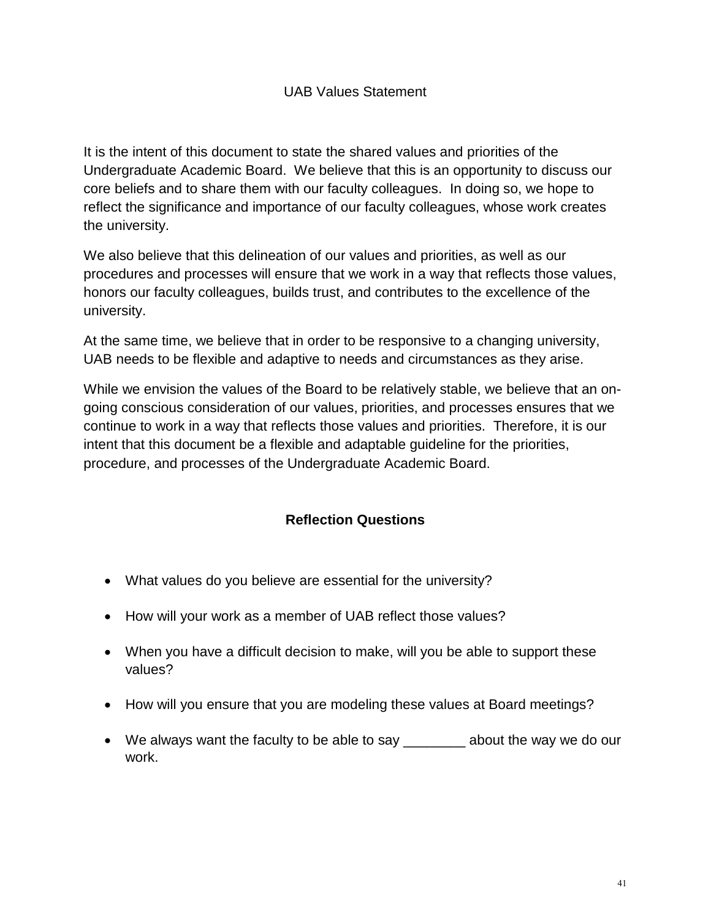# UAB Values Statement

It is the intent of this document to state the shared values and priorities of the Undergraduate Academic Board. We believe that this is an opportunity to discuss our core beliefs and to share them with our faculty colleagues. In doing so, we hope to reflect the significance and importance of our faculty colleagues, whose work creates the university.

We also believe that this delineation of our values and priorities, as well as our procedures and processes will ensure that we work in a way that reflects those values, honors our faculty colleagues, builds trust, and contributes to the excellence of the university.

At the same time, we believe that in order to be responsive to a changing university, UAB needs to be flexible and adaptive to needs and circumstances as they arise.

While we envision the values of the Board to be relatively stable, we believe that an on-going conscious consideration of our values, priorities, and processes ensures that we continue to work in a way that reflects those values and priorities. Therefore, it is our intent that this document be a flexible and adaptable guideline for the priorities, procedure, and processes of the Undergraduate Academic Board.

## Reflection Questions

- What values do you believe are essential for the university?
- How will your work as a member of UAB reflect those values?
- When you have a difficult decision to make, will you be able to support these values?
- How will you ensure that you are modeling these values at Board meetings?
- We always want the faculty to be able to say ________ about the way we do our work.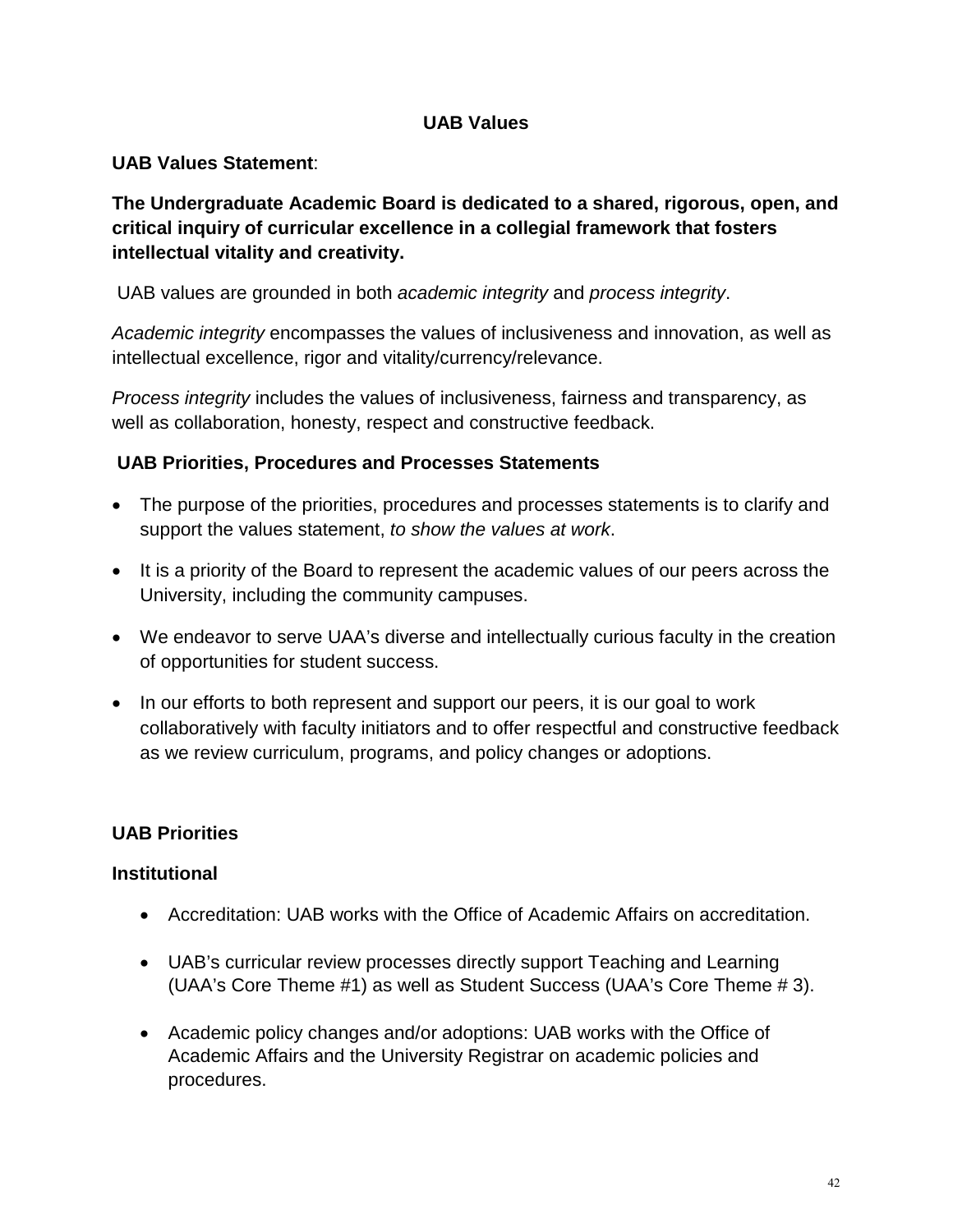## UAB Values

**UAB Values Statement**:

**The Undergraduate Academic Board is dedicated to a shared, rigorous, open, and critical inquiry of curricular excellence in a collegial framework that fosters intellectual vitality and creativity.**

UAB values are grounded in both *academic integrity* and *process integrity*.

*Academic integrity* encompasses the values of inclusiveness and innovation, as well as intellectual excellence, rigor and vitality/currency/relevance.

*Process integrity* includes the values of inclusiveness, fairness and transparency, as well as collaboration, honesty, respect and constructive feedback.

### UAB Priorities, Procedures and Processes Statements

- The purpose of the priorities, procedures and processes statements is to clarify and support the values statement, *to show the values at work*.
- It is a priority of the Board to represent the academic values of our peers across the University, including the community campuses.
- We endeavor to serve UAA's diverse and intellectually curious faculty in the creation of opportunities for student success.
- In our efforts to both represent and support our peers, it is our goal to work collaboratively with faculty initiators and to offer respectful and constructive feedback as we review curriculum, programs, and policy changes or adoptions.

### UAB Priorities

#### Institutional

- Accreditation: UAB works with the Office of Academic Affairs on accreditation.
- UAB's curricular review processes directly support Teaching and Learning (UAA's Core Theme #1) as well as Student Success (UAA's Core Theme # 3).
- Academic policy changes and/or adoptions: UAB works with the Office of Academic Affairs and the University Registrar on academic policies and procedures.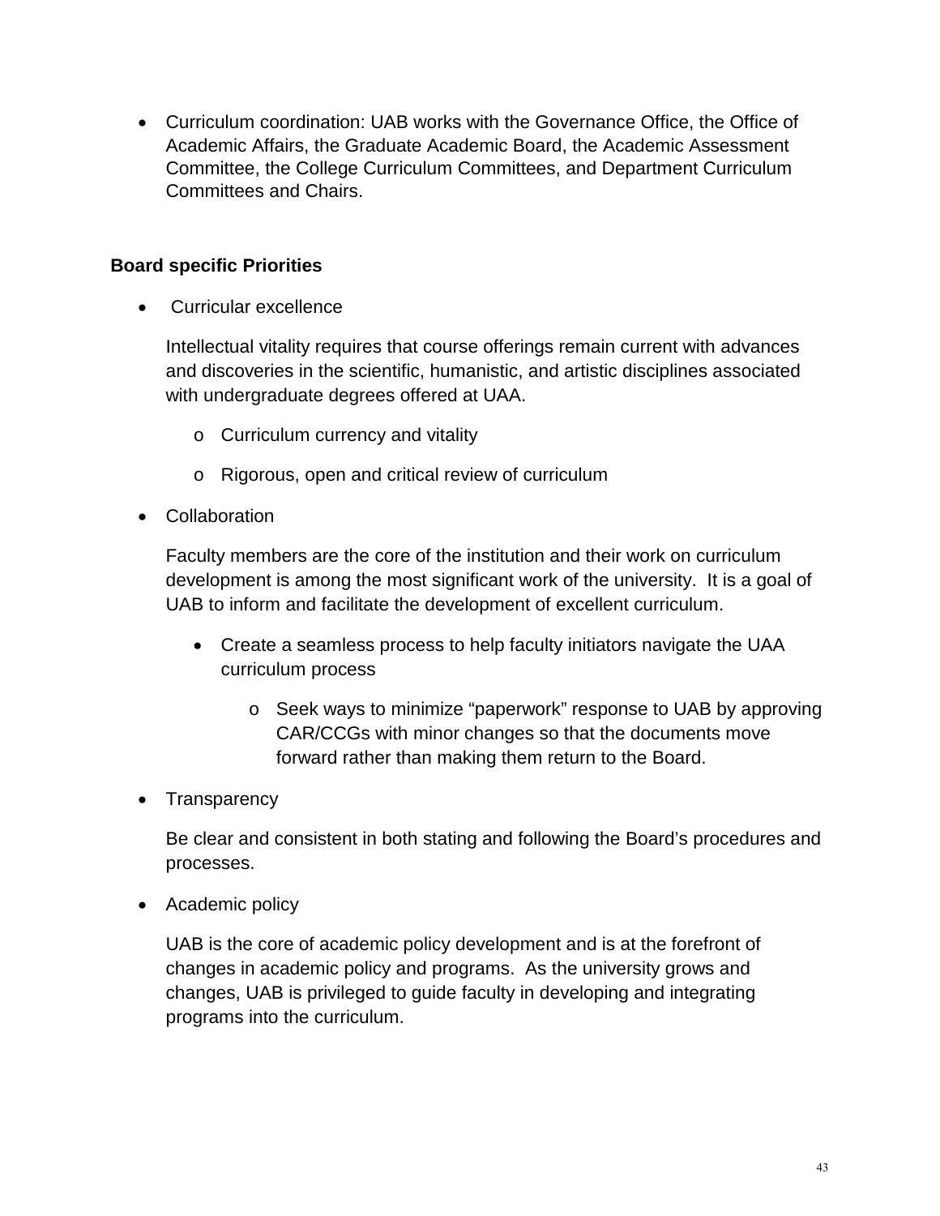- Curriculum coordination: UAB works with the Governance Office, the Office of Academic Affairs, the Graduate Academic Board, the Academic Assessment Committee, the College Curriculum Committees, and Department Curriculum Committees and Chairs.

**Board specific Priorities**

- Curricular excellence

  Intellectual vitality requires that course offerings remain current with advances and discoveries in the scientific, humanistic, and artistic disciplines associated with undergraduate degrees offered at UAA.

  - Curriculum currency and vitality
  - Rigorous, open and critical review of curriculum

- Collaboration

  Faculty members are the core of the institution and their work on curriculum development is among the most significant work of the university. It is a goal of UAB to inform and facilitate the development of excellent curriculum.

  - Create a seamless process to help faculty initiators navigate the UAA curriculum process
    - Seek ways to minimize "paperwork" response to UAB by approving CAR/CCGs with minor changes so that the documents move forward rather than making them return to the Board.

- Transparency

  Be clear and consistent in both stating and following the Board's procedures and processes.

- Academic policy

  UAB is the core of academic policy development and is at the forefront of changes in academic policy and programs. As the university grows and changes, UAB is privileged to guide faculty in developing and integrating programs into the curriculum.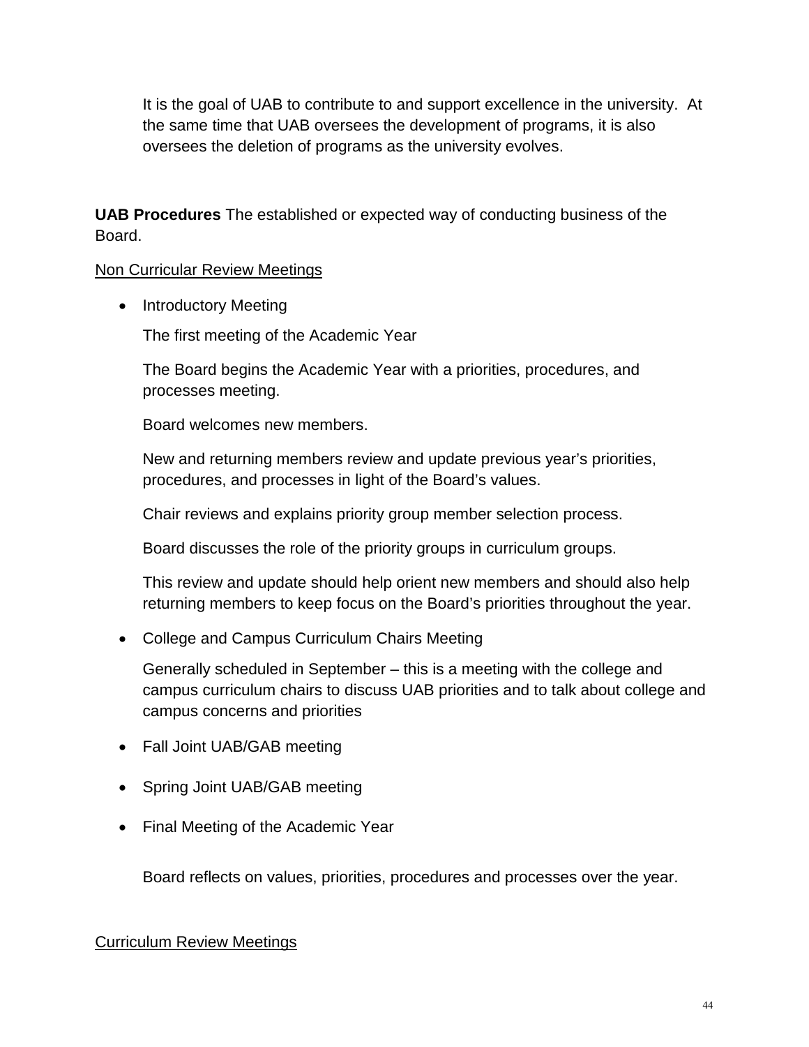It is the goal of UAB to contribute to and support excellence in the university. At the same time that UAB oversees the development of programs, it is also oversees the deletion of programs as the university evolves.

**UAB Procedures** The established or expected way of conducting business of the Board.

<u>Non Curricular Review Meetings</u>

- Introductory Meeting

  The first meeting of the Academic Year

  The Board begins the Academic Year with a priorities, procedures, and processes meeting.

  Board welcomes new members.

  New and returning members review and update previous year's priorities, procedures, and processes in light of the Board's values.

  Chair reviews and explains priority group member selection process.

  Board discusses the role of the priority groups in curriculum groups.

  This review and update should help orient new members and should also help returning members to keep focus on the Board's priorities throughout the year.

- College and Campus Curriculum Chairs Meeting

  Generally scheduled in September – this is a meeting with the college and campus curriculum chairs to discuss UAB priorities and to talk about college and campus concerns and priorities

- Fall Joint UAB/GAB meeting

- Spring Joint UAB/GAB meeting

- Final Meeting of the Academic Year

  Board reflects on values, priorities, procedures and processes over the year.

<u>Curriculum Review Meetings</u>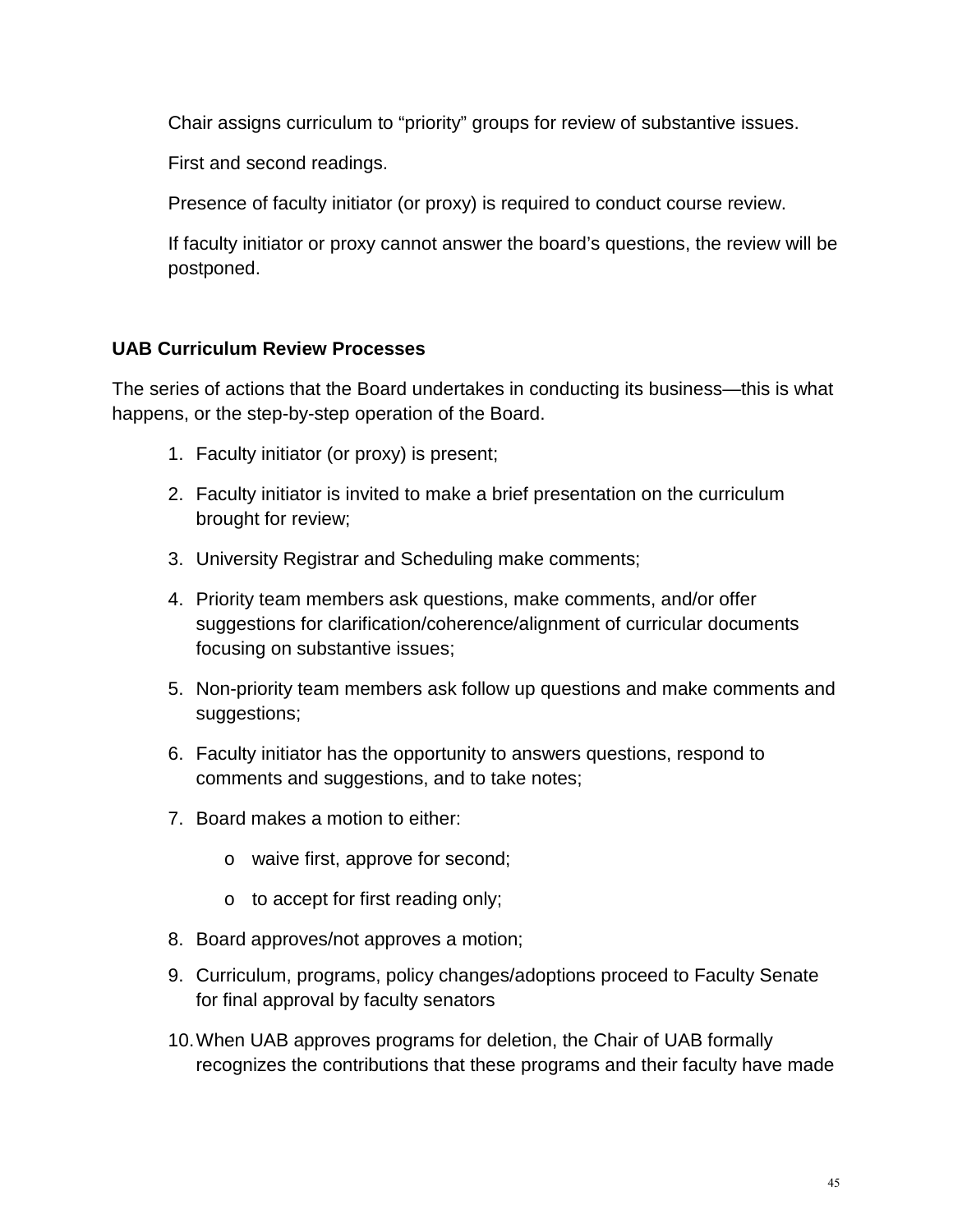Chair assigns curriculum to “priority” groups for review of substantive issues.

First and second readings.

Presence of faculty initiator (or proxy) is required to conduct course review.

If faculty initiator or proxy cannot answer the board’s questions, the review will be postponed.

**UAB Curriculum Review Processes**

The series of actions that the Board undertakes in conducting its business—this is what happens, or the step-by-step operation of the Board.

1. Faculty initiator (or proxy) is present;
2. Faculty initiator is invited to make a brief presentation on the curriculum brought for review;
3. University Registrar and Scheduling make comments;
4. Priority team members ask questions, make comments, and/or offer suggestions for clarification/coherence/alignment of curricular documents focusing on substantive issues;
5. Non-priority team members ask follow up questions and make comments and suggestions;
6. Faculty initiator has the opportunity to answers questions, respond to comments and suggestions, and to take notes;
7. Board makes a motion to either:
    - waive first, approve for second;
    - to accept for first reading only;
8. Board approves/not approves a motion;
9. Curriculum, programs, policy changes/adoptions proceed to Faculty Senate for final approval by faculty senators
10. When UAB approves programs for deletion, the Chair of UAB formally recognizes the contributions that these programs and their faculty have made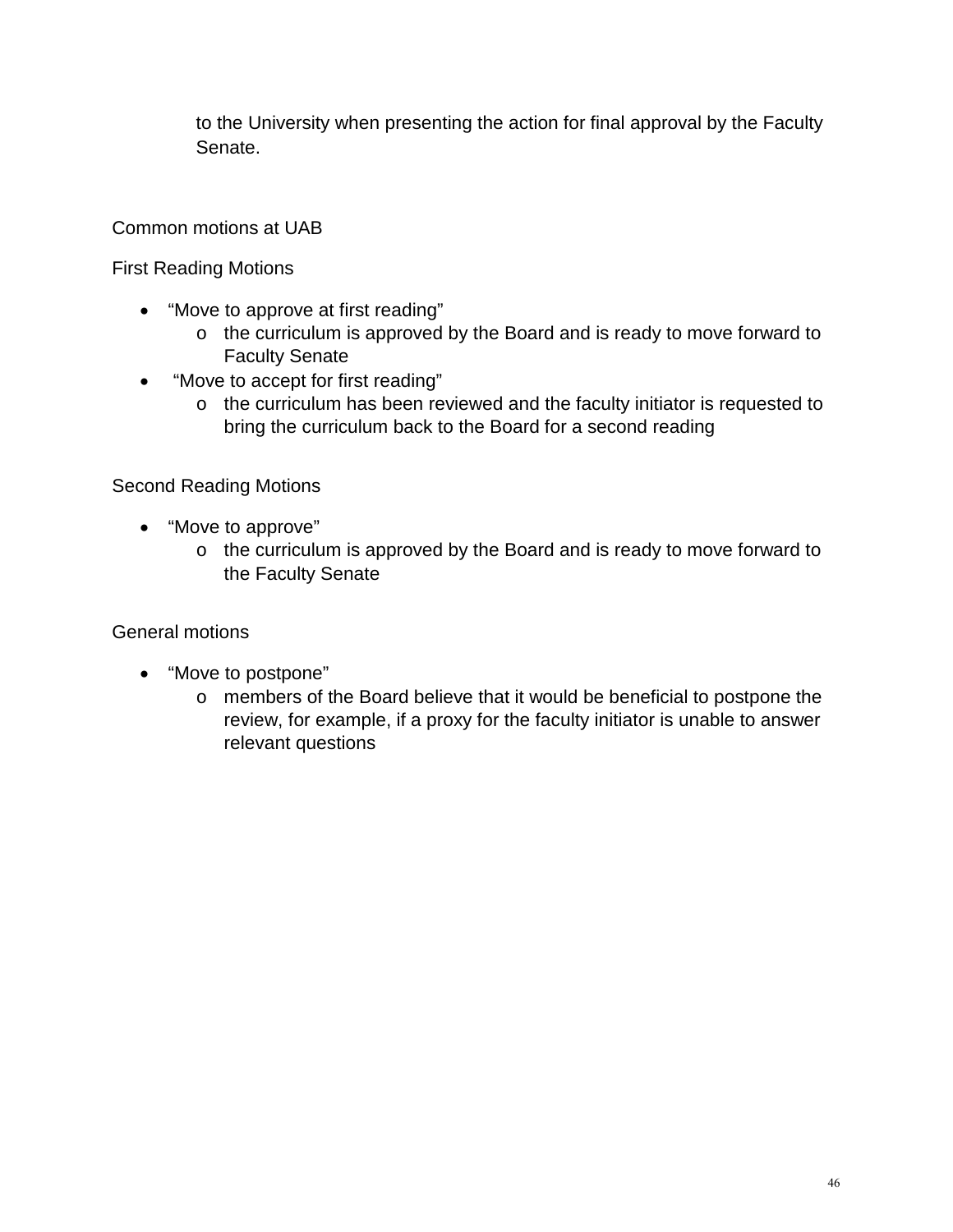to the University when presenting the action for final approval by the Faculty Senate.

Common motions at UAB

First Reading Motions

- "Move to approve at first reading"
  - the curriculum is approved by the Board and is ready to move forward to Faculty Senate
- "Move to accept for first reading"
  - the curriculum has been reviewed and the faculty initiator is requested to bring the curriculum back to the Board for a second reading

Second Reading Motions

- "Move to approve"
  - the curriculum is approved by the Board and is ready to move forward to the Faculty Senate

General motions

- "Move to postpone"
  - members of the Board believe that it would be beneficial to postpone the review, for example, if a proxy for the faculty initiator is unable to answer relevant questions